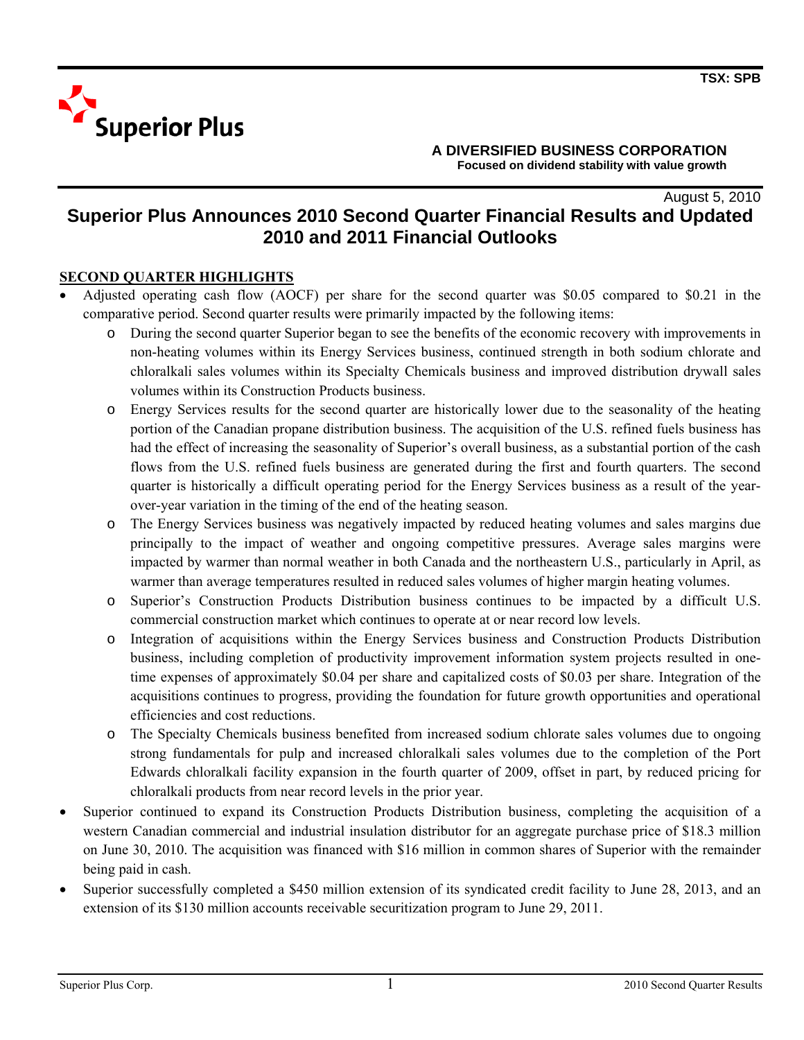TSX: SPB

**Superior Plus**

**A DIVERSIFIED BUSINESS CORPORATION**
**Focused on dividend stability with value growth**

August 5, 2010

# Superior Plus Announces 2010 Second Quarter Financial Results and Updated 2010 and 2011 Financial Outlooks

## SECOND QUARTER HIGHLIGHTS

- Adjusted operating cash flow (AOCF) per share for the second quarter was $0.05 compared to $0.21 in the comparative period. Second quarter results were primarily impacted by the following items:
  - During the second quarter Superior began to see the benefits of the economic recovery with improvements in non-heating volumes within its Energy Services business, continued strength in both sodium chlorate and chloralkali sales volumes within its Specialty Chemicals business and improved distribution drywall sales volumes within its Construction Products business.
  - Energy Services results for the second quarter are historically lower due to the seasonality of the heating portion of the Canadian propane distribution business. The acquisition of the U.S. refined fuels business has had the effect of increasing the seasonality of Superior's overall business, as a substantial portion of the cash flows from the U.S. refined fuels business are generated during the first and fourth quarters. The second quarter is historically a difficult operating period for the Energy Services business as a result of the year-over-year variation in the timing of the end of the heating season.
  - The Energy Services business was negatively impacted by reduced heating volumes and sales margins due principally to the impact of weather and ongoing competitive pressures. Average sales margins were impacted by warmer than normal weather in both Canada and the northeastern U.S., particularly in April, as warmer than average temperatures resulted in reduced sales volumes of higher margin heating volumes.
  - Superior's Construction Products Distribution business continues to be impacted by a difficult U.S. commercial construction market which continues to operate at or near record low levels.
  - Integration of acquisitions within the Energy Services business and Construction Products Distribution business, including completion of productivity improvement information system projects resulted in one-time expenses of approximately $0.04 per share and capitalized costs of $0.03 per share. Integration of the acquisitions continues to progress, providing the foundation for future growth opportunities and operational efficiencies and cost reductions.
  - The Specialty Chemicals business benefited from increased sodium chlorate sales volumes due to ongoing strong fundamentals for pulp and increased chloralkali sales volumes due to the completion of the Port Edwards chloralkali facility expansion in the fourth quarter of 2009, offset in part, by reduced pricing for chloralkali products from near record levels in the prior year.
- Superior continued to expand its Construction Products Distribution business, completing the acquisition of a western Canadian commercial and industrial insulation distributor for an aggregate purchase price of $18.3 million on June 30, 2010. The acquisition was financed with $16 million in common shares of Superior with the remainder being paid in cash.
- Superior successfully completed a $450 million extension of its syndicated credit facility to June 28, 2013, and an extension of its $130 million accounts receivable securitization program to June 29, 2011.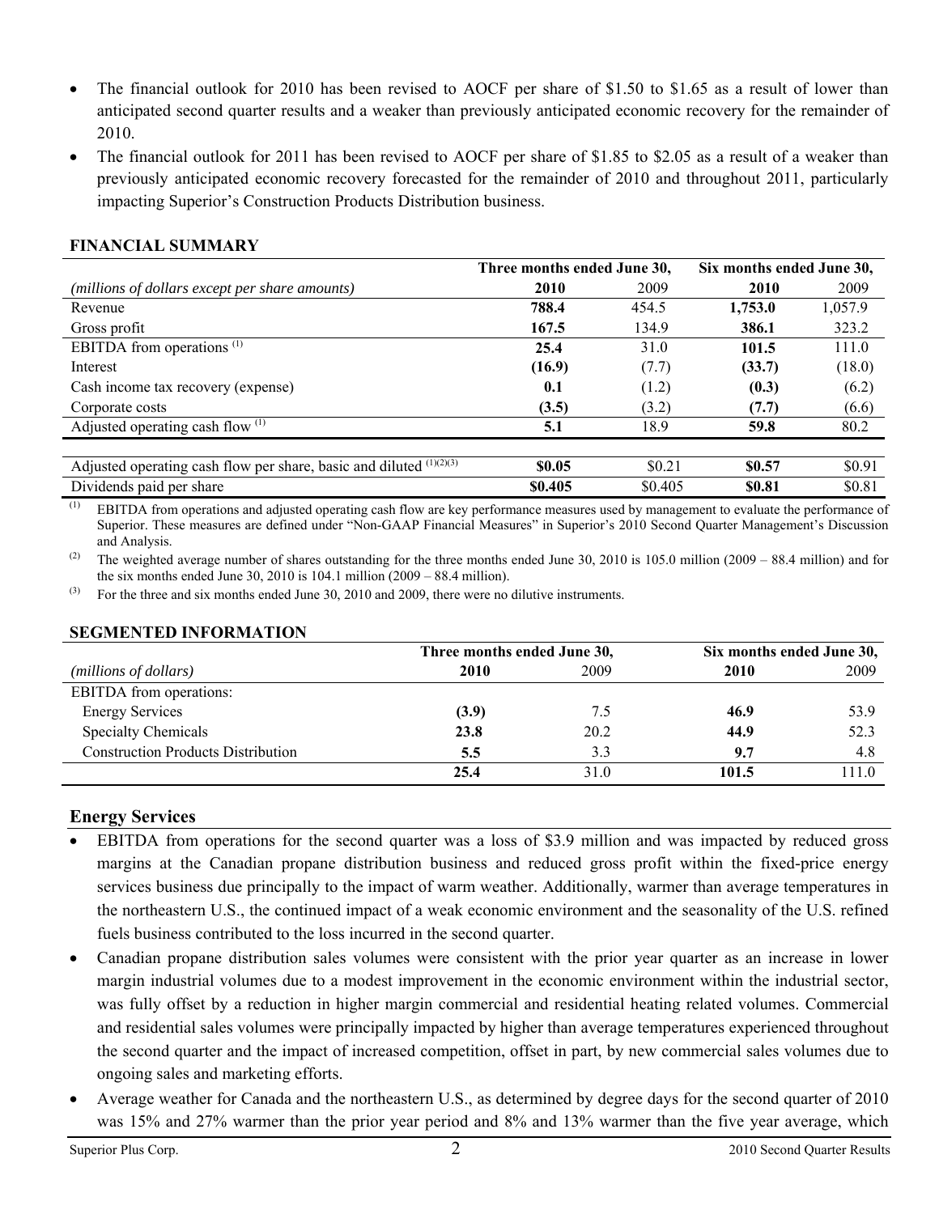- The financial outlook for 2010 has been revised to AOCF per share of $1.50 to $1.65 as a result of lower than anticipated second quarter results and a weaker than previously anticipated economic recovery for the remainder of 2010.
- The financial outlook for 2011 has been revised to AOCF per share of $1.85 to $2.05 as a result of a weaker than previously anticipated economic recovery forecasted for the remainder of 2010 and throughout 2011, particularly impacting Superior's Construction Products Distribution business.

## FINANCIAL SUMMARY

| | Three months ended June 30, | | Six months ended June 30, | |
|---|---|---|---|---|
| *(millions of dollars except per share amounts)* | **2010** | 2009 | **2010** | 2009 |
| Revenue | **788.4** | 454.5 | **1,753.0** | 1,057.9 |
| Gross profit | **167.5** | 134.9 | **386.1** | 323.2 |
| EBITDA from operations [(1)] | **25.4** | 31.0 | **101.5** | 111.0 |
| Interest | **(16.9)** | (7.7) | **(33.7)** | (18.0) |
| Cash income tax recovery (expense) | **0.1** | (1.2) | **(0.3)** | (6.2) |
| Corporate costs | **(3.5)** | (3.2) | **(7.7)** | (6.6) |
| Adjusted operating cash flow [(1)] | **5.1** | 18.9 | **59.8** | 80.2 |
| | | | | |
| Adjusted operating cash flow per share, basic and diluted [(1)(2)(3)] | **$0.05** | $0.21 | **$0.57** | $0.91 |
| Dividends paid per share | **$0.405** | $0.405 | **$0.81** | $0.81 |

(1) EBITDA from operations and adjusted operating cash flow are key performance measures used by management to evaluate the performance of Superior. These measures are defined under "Non-GAAP Financial Measures" in Superior's 2010 Second Quarter Management's Discussion and Analysis.

(2) The weighted average number of shares outstanding for the three months ended June 30, 2010 is 105.0 million (2009 – 88.4 million) and for the six months ended June 30, 2010 is 104.1 million (2009 – 88.4 million).

(3) For the three and six months ended June 30, 2010 and 2009, there were no dilutive instruments.

## SEGMENTED INFORMATION

| | Three months ended June 30, | | Six months ended June 30, | |
|---|---|---|---|---|
| *(millions of dollars)* | **2010** | 2009 | **2010** | 2009 |
| EBITDA from operations: | | | | |
| Energy Services | **(3.9)** | 7.5 | **46.9** | 53.9 |
| Specialty Chemicals | **23.8** | 20.2 | **44.9** | 52.3 |
| Construction Products Distribution | **5.5** | 3.3 | **9.7** | 4.8 |
| | **25.4** | 31.0 | **101.5** | 111.0 |

## Energy Services

- EBITDA from operations for the second quarter was a loss of $3.9 million and was impacted by reduced gross margins at the Canadian propane distribution business and reduced gross profit within the fixed-price energy services business due principally to the impact of warm weather. Additionally, warmer than average temperatures in the northeastern U.S., the continued impact of a weak economic environment and the seasonality of the U.S. refined fuels business contributed to the loss incurred in the second quarter.
- Canadian propane distribution sales volumes were consistent with the prior year quarter as an increase in lower margin industrial volumes due to a modest improvement in the economic environment within the industrial sector, was fully offset by a reduction in higher margin commercial and residential heating related volumes. Commercial and residential sales volumes were principally impacted by higher than average temperatures experienced throughout the second quarter and the impact of increased competition, offset in part, by new commercial sales volumes due to ongoing sales and marketing efforts.
- Average weather for Canada and the northeastern U.S., as determined by degree days for the second quarter of 2010 was 15% and 27% warmer than the prior year period and 8% and 13% warmer than the five year average, which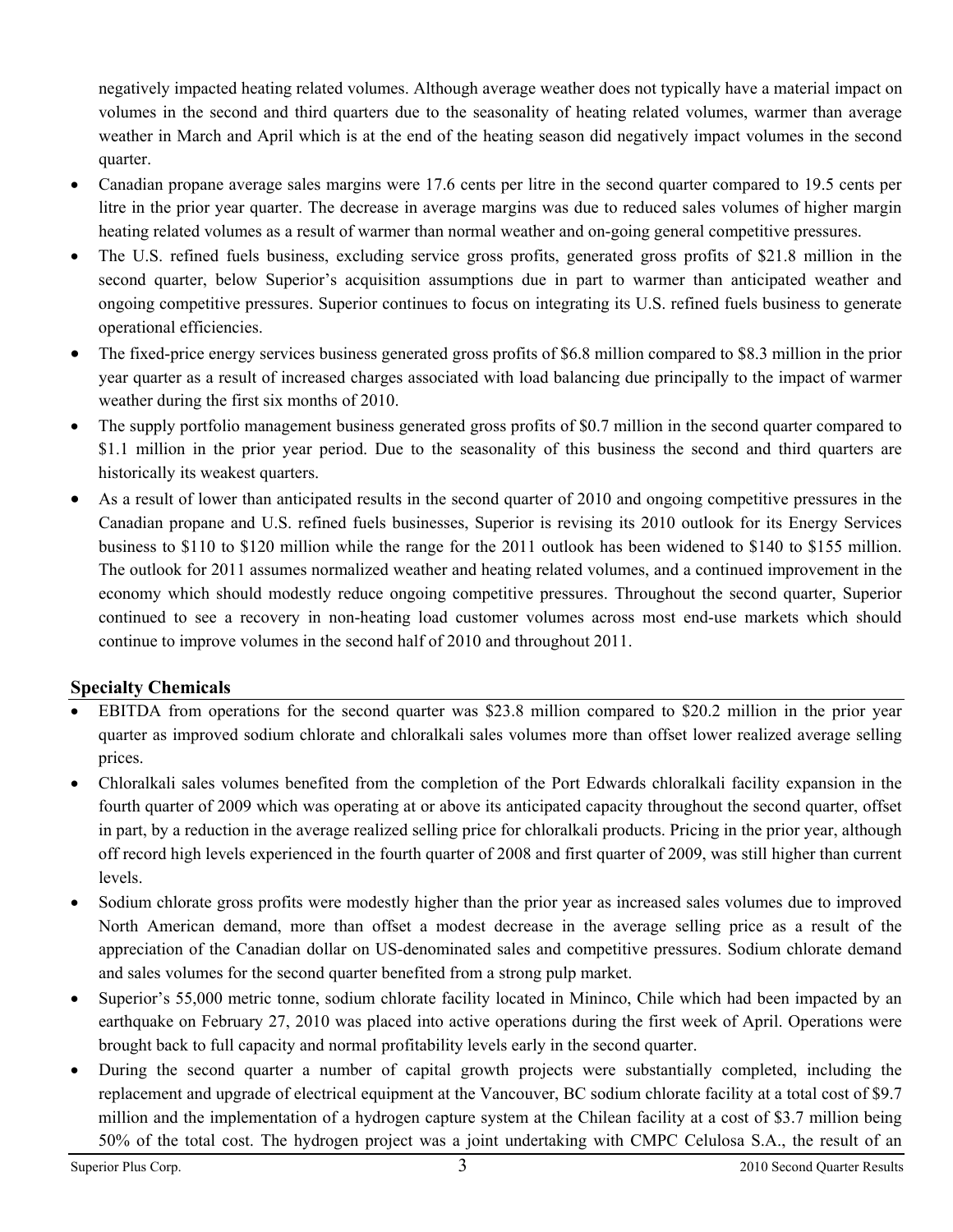negatively impacted heating related volumes. Although average weather does not typically have a material impact on volumes in the second and third quarters due to the seasonality of heating related volumes, warmer than average weather in March and April which is at the end of the heating season did negatively impact volumes in the second quarter.

- Canadian propane average sales margins were 17.6 cents per litre in the second quarter compared to 19.5 cents per litre in the prior year quarter. The decrease in average margins was due to reduced sales volumes of higher margin heating related volumes as a result of warmer than normal weather and on-going general competitive pressures.
- The U.S. refined fuels business, excluding service gross profits, generated gross profits of $21.8 million in the second quarter, below Superior's acquisition assumptions due in part to warmer than anticipated weather and ongoing competitive pressures. Superior continues to focus on integrating its U.S. refined fuels business to generate operational efficiencies.
- The fixed-price energy services business generated gross profits of $6.8 million compared to $8.3 million in the prior year quarter as a result of increased charges associated with load balancing due principally to the impact of warmer weather during the first six months of 2010.
- The supply portfolio management business generated gross profits of $0.7 million in the second quarter compared to $1.1 million in the prior year period. Due to the seasonality of this business the second and third quarters are historically its weakest quarters.
- As a result of lower than anticipated results in the second quarter of 2010 and ongoing competitive pressures in the Canadian propane and U.S. refined fuels businesses, Superior is revising its 2010 outlook for its Energy Services business to $110 to $120 million while the range for the 2011 outlook has been widened to $140 to $155 million. The outlook for 2011 assumes normalized weather and heating related volumes, and a continued improvement in the economy which should modestly reduce ongoing competitive pressures. Throughout the second quarter, Superior continued to see a recovery in non-heating load customer volumes across most end-use markets which should continue to improve volumes in the second half of 2010 and throughout 2011.

## Specialty Chemicals

- EBITDA from operations for the second quarter was $23.8 million compared to $20.2 million in the prior year quarter as improved sodium chlorate and chloralkali sales volumes more than offset lower realized average selling prices.
- Chloralkali sales volumes benefited from the completion of the Port Edwards chloralkali facility expansion in the fourth quarter of 2009 which was operating at or above its anticipated capacity throughout the second quarter, offset in part, by a reduction in the average realized selling price for chloralkali products. Pricing in the prior year, although off record high levels experienced in the fourth quarter of 2008 and first quarter of 2009, was still higher than current levels.
- Sodium chlorate gross profits were modestly higher than the prior year as increased sales volumes due to improved North American demand, more than offset a modest decrease in the average selling price as a result of the appreciation of the Canadian dollar on US-denominated sales and competitive pressures. Sodium chlorate demand and sales volumes for the second quarter benefited from a strong pulp market.
- Superior's 55,000 metric tonne, sodium chlorate facility located in Mininco, Chile which had been impacted by an earthquake on February 27, 2010 was placed into active operations during the first week of April. Operations were brought back to full capacity and normal profitability levels early in the second quarter.
- During the second quarter a number of capital growth projects were substantially completed, including the replacement and upgrade of electrical equipment at the Vancouver, BC sodium chlorate facility at a total cost of $9.7 million and the implementation of a hydrogen capture system at the Chilean facility at a cost of $3.7 million being 50% of the total cost. The hydrogen project was a joint undertaking with CMPC Celulosa S.A., the result of an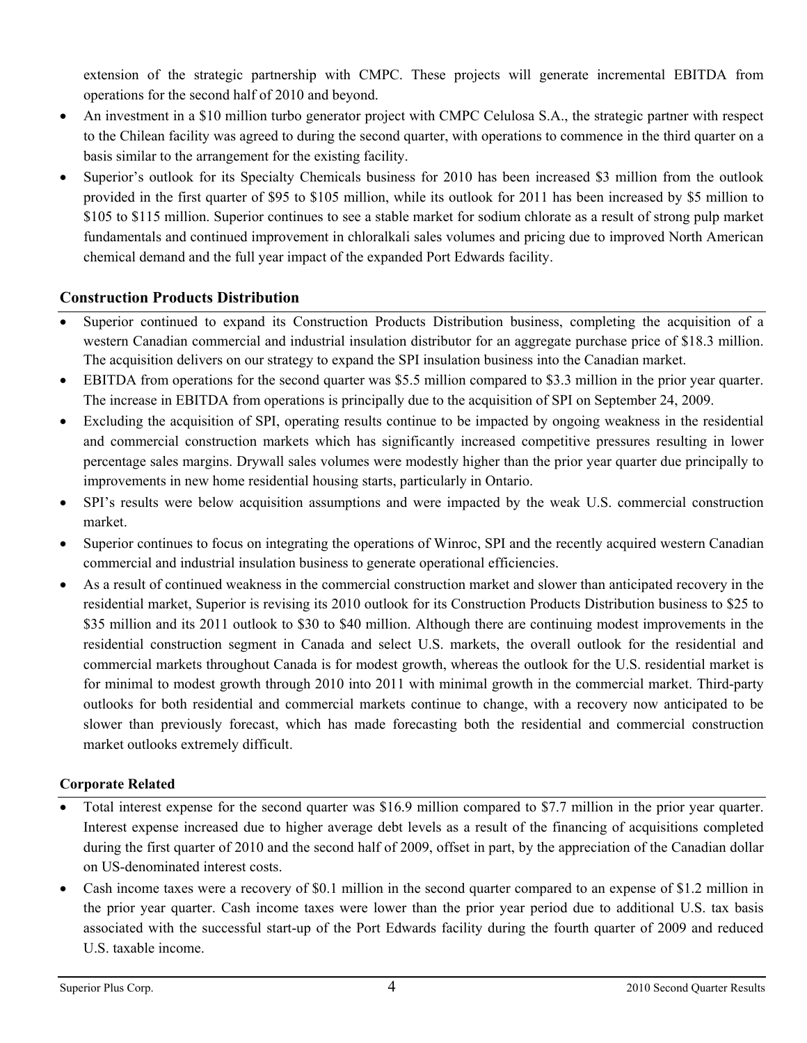extension of the strategic partnership with CMPC. These projects will generate incremental EBITDA from operations for the second half of 2010 and beyond.

- An investment in a $10 million turbo generator project with CMPC Celulosa S.A., the strategic partner with respect to the Chilean facility was agreed to during the second quarter, with operations to commence in the third quarter on a basis similar to the arrangement for the existing facility.
- Superior's outlook for its Specialty Chemicals business for 2010 has been increased $3 million from the outlook provided in the first quarter of $95 to $105 million, while its outlook for 2011 has been increased by $5 million to $105 to $115 million. Superior continues to see a stable market for sodium chlorate as a result of strong pulp market fundamentals and continued improvement in chloralkali sales volumes and pricing due to improved North American chemical demand and the full year impact of the expanded Port Edwards facility.

## Construction Products Distribution

- Superior continued to expand its Construction Products Distribution business, completing the acquisition of a western Canadian commercial and industrial insulation distributor for an aggregate purchase price of $18.3 million. The acquisition delivers on our strategy to expand the SPI insulation business into the Canadian market.
- EBITDA from operations for the second quarter was $5.5 million compared to $3.3 million in the prior year quarter. The increase in EBITDA from operations is principally due to the acquisition of SPI on September 24, 2009.
- Excluding the acquisition of SPI, operating results continue to be impacted by ongoing weakness in the residential and commercial construction markets which has significantly increased competitive pressures resulting in lower percentage sales margins. Drywall sales volumes were modestly higher than the prior year quarter due principally to improvements in new home residential housing starts, particularly in Ontario.
- SPI's results were below acquisition assumptions and were impacted by the weak U.S. commercial construction market.
- Superior continues to focus on integrating the operations of Winroc, SPI and the recently acquired western Canadian commercial and industrial insulation business to generate operational efficiencies.
- As a result of continued weakness in the commercial construction market and slower than anticipated recovery in the residential market, Superior is revising its 2010 outlook for its Construction Products Distribution business to $25 to $35 million and its 2011 outlook to $30 to $40 million. Although there are continuing modest improvements in the residential construction segment in Canada and select U.S. markets, the overall outlook for the residential and commercial markets throughout Canada is for modest growth, whereas the outlook for the U.S. residential market is for minimal to modest growth through 2010 into 2011 with minimal growth in the commercial market. Third-party outlooks for both residential and commercial markets continue to change, with a recovery now anticipated to be slower than previously forecast, which has made forecasting both the residential and commercial construction market outlooks extremely difficult.

## Corporate Related

- Total interest expense for the second quarter was $16.9 million compared to $7.7 million in the prior year quarter. Interest expense increased due to higher average debt levels as a result of the financing of acquisitions completed during the first quarter of 2010 and the second half of 2009, offset in part, by the appreciation of the Canadian dollar on US-denominated interest costs.
- Cash income taxes were a recovery of $0.1 million in the second quarter compared to an expense of $1.2 million in the prior year quarter. Cash income taxes were lower than the prior year period due to additional U.S. tax basis associated with the successful start-up of the Port Edwards facility during the fourth quarter of 2009 and reduced U.S. taxable income.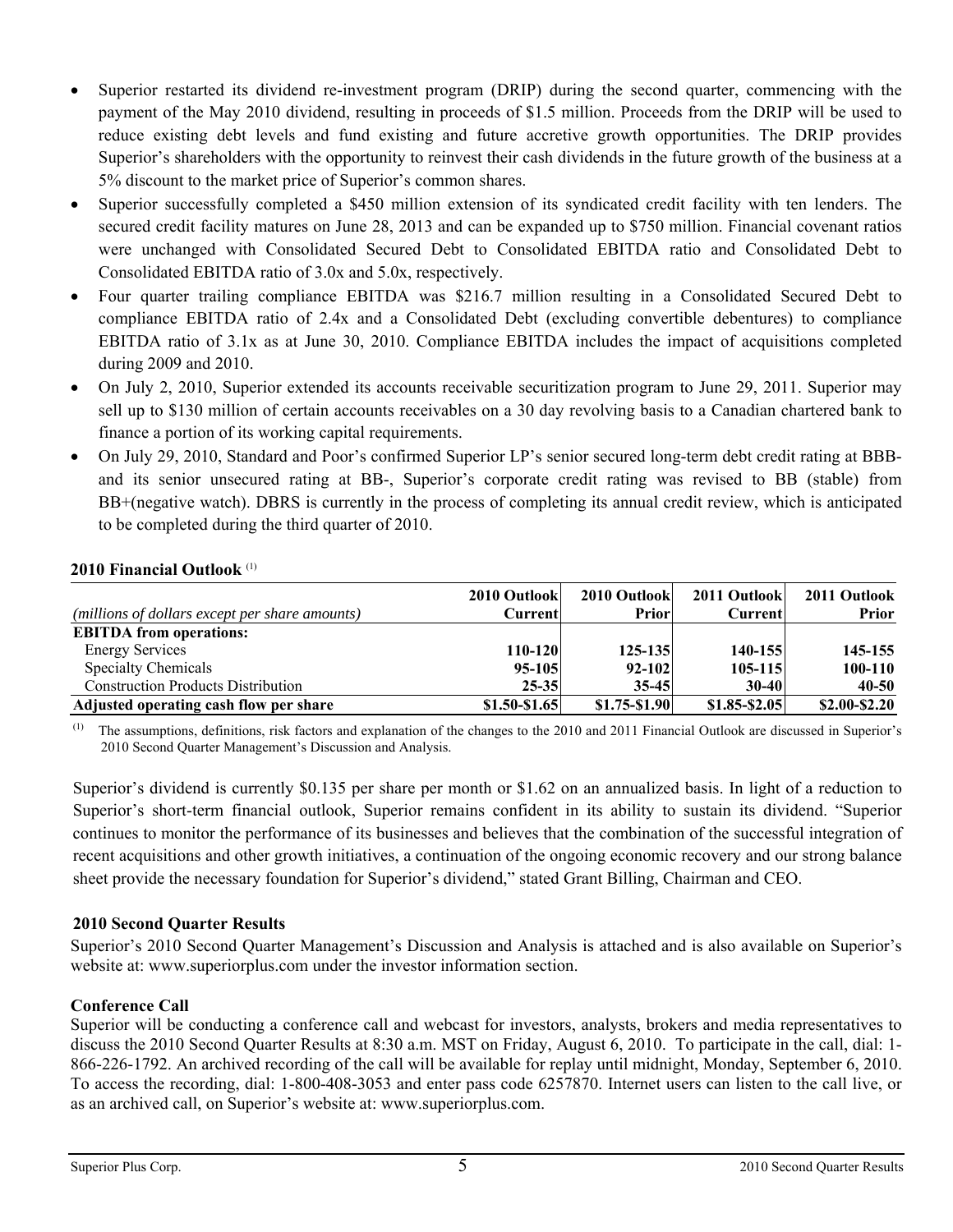- Superior restarted its dividend re-investment program (DRIP) during the second quarter, commencing with the payment of the May 2010 dividend, resulting in proceeds of $1.5 million. Proceeds from the DRIP will be used to reduce existing debt levels and fund existing and future accretive growth opportunities. The DRIP provides Superior's shareholders with the opportunity to reinvest their cash dividends in the future growth of the business at a 5% discount to the market price of Superior's common shares.
- Superior successfully completed a $450 million extension of its syndicated credit facility with ten lenders. The secured credit facility matures on June 28, 2013 and can be expanded up to $750 million. Financial covenant ratios were unchanged with Consolidated Secured Debt to Consolidated EBITDA ratio and Consolidated Debt to Consolidated EBITDA ratio of 3.0x and 5.0x, respectively.
- Four quarter trailing compliance EBITDA was $216.7 million resulting in a Consolidated Secured Debt to compliance EBITDA ratio of 2.4x and a Consolidated Debt (excluding convertible debentures) to compliance EBITDA ratio of 3.1x as at June 30, 2010. Compliance EBITDA includes the impact of acquisitions completed during 2009 and 2010.
- On July 2, 2010, Superior extended its accounts receivable securitization program to June 29, 2011. Superior may sell up to $130 million of certain accounts receivables on a 30 day revolving basis to a Canadian chartered bank to finance a portion of its working capital requirements.
- On July 29, 2010, Standard and Poor's confirmed Superior LP's senior secured long-term debt credit rating at BBB- and its senior unsecured rating at BB-, Superior's corporate credit rating was revised to BB (stable) from BB+(negative watch). DBRS is currently in the process of completing its annual credit review, which is anticipated to be completed during the third quarter of 2010.

### 2010 Financial Outlook [(1)]

| *(millions of dollars except per share amounts)* | 2010 Outlook Current | 2010 Outlook Prior | 2011 Outlook Current | 2011 Outlook Prior |
|---|---|---|---|---|
| **EBITDA from operations:** | | | | |
| Energy Services | **110-120** | **125-135** | **140-155** | **145-155** |
| Specialty Chemicals | **95-105** | **92-102** | **105-115** | **100-110** |
| Construction Products Distribution | **25-35** | **35-45** | **30-40** | **40-50** |
| **Adjusted operating cash flow per share** | **$1.50-$1.65** | **$1.75-$1.90** | **$1.85-$2.05** | **$2.00-$2.20** |

(1) The assumptions, definitions, risk factors and explanation of the changes to the 2010 and 2011 Financial Outlook are discussed in Superior's 2010 Second Quarter Management's Discussion and Analysis.

Superior's dividend is currently $0.135 per share per month or $1.62 on an annualized basis. In light of a reduction to Superior's short-term financial outlook, Superior remains confident in its ability to sustain its dividend. "Superior continues to monitor the performance of its businesses and believes that the combination of the successful integration of recent acquisitions and other growth initiatives, a continuation of the ongoing economic recovery and our strong balance sheet provide the necessary foundation for Superior's dividend," stated Grant Billing, Chairman and CEO.

### 2010 Second Quarter Results

Superior's 2010 Second Quarter Management's Discussion and Analysis is attached and is also available on Superior's website at: www.superiorplus.com under the investor information section.

### Conference Call

Superior will be conducting a conference call and webcast for investors, analysts, brokers and media representatives to discuss the 2010 Second Quarter Results at 8:30 a.m. MST on Friday, August 6, 2010. To participate in the call, dial: 1-866-226-1792. An archived recording of the call will be available for replay until midnight, Monday, September 6, 2010. To access the recording, dial: 1-800-408-3053 and enter pass code 6257870. Internet users can listen to the call live, or as an archived call, on Superior's website at: www.superiorplus.com.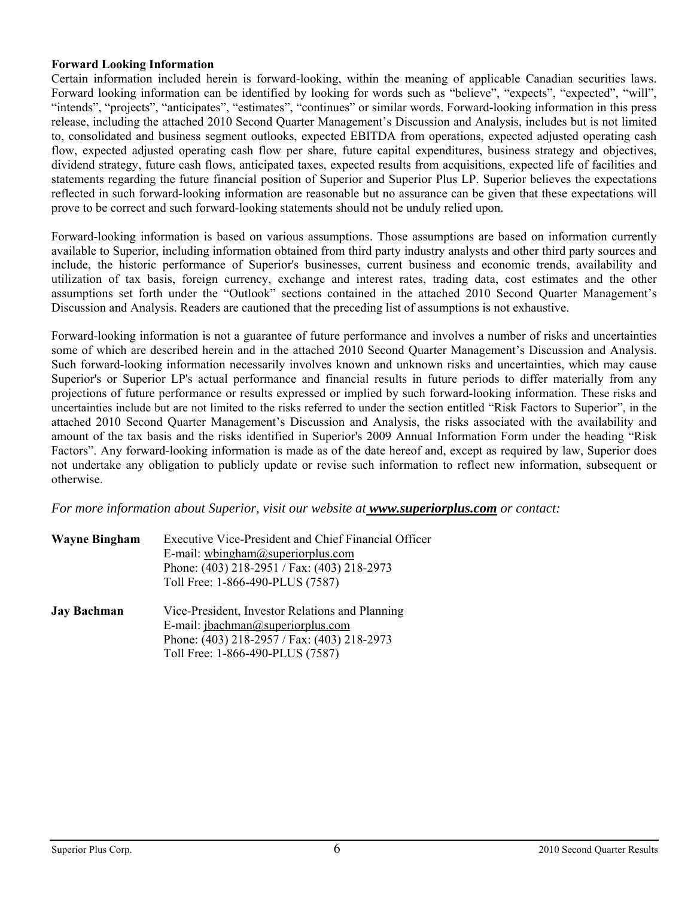**Forward Looking Information**

Certain information included herein is forward-looking, within the meaning of applicable Canadian securities laws. Forward looking information can be identified by looking for words such as "believe", "expects", "expected", "will", "intends", "projects", "anticipates", "estimates", "continues" or similar words. Forward-looking information in this press release, including the attached 2010 Second Quarter Management's Discussion and Analysis, includes but is not limited to, consolidated and business segment outlooks, expected EBITDA from operations, expected adjusted operating cash flow, expected adjusted operating cash flow per share, future capital expenditures, business strategy and objectives, dividend strategy, future cash flows, anticipated taxes, expected results from acquisitions, expected life of facilities and statements regarding the future financial position of Superior and Superior Plus LP. Superior believes the expectations reflected in such forward-looking information are reasonable but no assurance can be given that these expectations will prove to be correct and such forward-looking statements should not be unduly relied upon.

Forward-looking information is based on various assumptions. Those assumptions are based on information currently available to Superior, including information obtained from third party industry analysts and other third party sources and include, the historic performance of Superior's businesses, current business and economic trends, availability and utilization of tax basis, foreign currency, exchange and interest rates, trading data, cost estimates and the other assumptions set forth under the "Outlook" sections contained in the attached 2010 Second Quarter Management's Discussion and Analysis. Readers are cautioned that the preceding list of assumptions is not exhaustive.

Forward-looking information is not a guarantee of future performance and involves a number of risks and uncertainties some of which are described herein and in the attached 2010 Second Quarter Management's Discussion and Analysis. Such forward-looking information necessarily involves known and unknown risks and uncertainties, which may cause Superior's or Superior LP's actual performance and financial results in future periods to differ materially from any projections of future performance or results expressed or implied by such forward-looking information. These risks and uncertainties include but are not limited to the risks referred to under the section entitled "Risk Factors to Superior", in the attached 2010 Second Quarter Management's Discussion and Analysis, the risks associated with the availability and amount of the tax basis and the risks identified in Superior's 2009 Annual Information Form under the heading "Risk Factors". Any forward-looking information is made as of the date hereof and, except as required by law, Superior does not undertake any obligation to publicly update or revise such information to reflect new information, subsequent or otherwise.

*For more information about Superior, visit our website at* ***www.superiorplus.com*** *or contact:*

**Wayne Bingham** Executive Vice-President and Chief Financial Officer
E-mail: wbingham@superiorplus.com
Phone: (403) 218-2951 / Fax: (403) 218-2973
Toll Free: 1-866-490-PLUS (7587)

**Jay Bachman** Vice-President, Investor Relations and Planning
E-mail: jbachman@superiorplus.com
Phone: (403) 218-2957 / Fax: (403) 218-2973
Toll Free: 1-866-490-PLUS (7587)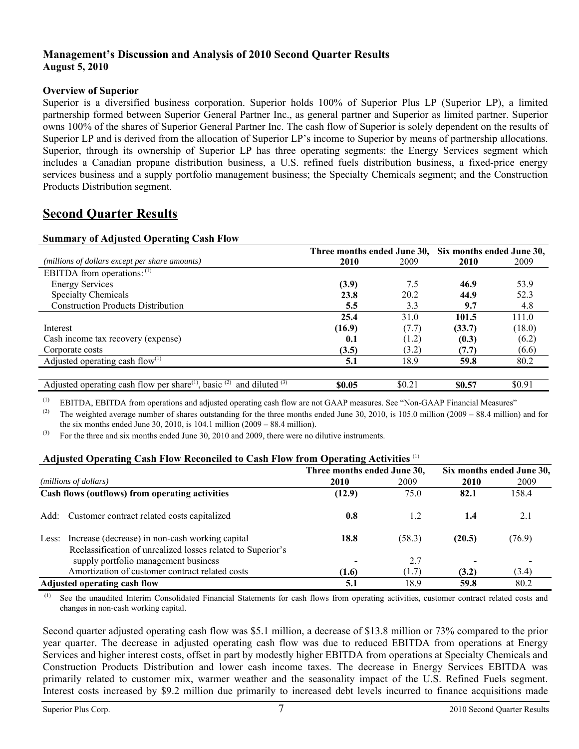**Management's Discussion and Analysis of 2010 Second Quarter Results**
**August 5, 2010**

**Overview of Superior**

Superior is a diversified business corporation. Superior holds 100% of Superior Plus LP (Superior LP), a limited partnership formed between Superior General Partner Inc., as general partner and Superior as limited partner. Superior owns 100% of the shares of Superior General Partner Inc. The cash flow of Superior is solely dependent on the results of Superior LP and is derived from the allocation of Superior LP's income to Superior by means of partnership allocations. Superior, through its ownership of Superior LP has three operating segments: the Energy Services segment which includes a Canadian propane distribution business, a U.S. refined fuels distribution business, a fixed-price energy services business and a supply portfolio management business; the Specialty Chemicals segment; and the Construction Products Distribution segment.

## Second Quarter Results

**Summary of Adjusted Operating Cash Flow**

| | Three months ended June 30, | | Six months ended June 30, | |
|---|---|---|---|---|
| *(millions of dollars except per share amounts)* | **2010** | 2009 | **2010** | 2009 |
| EBITDA from operations: [1] | | | | |
| Energy Services | **(3.9)** | 7.5 | **46.9** | 53.9 |
| Specialty Chemicals | **23.8** | 20.2 | **44.9** | 52.3 |
| Construction Products Distribution | **5.5** | 3.3 | **9.7** | 4.8 |
| | **25.4** | 31.0 | **101.5** | 111.0 |
| Interest | **(16.9)** | (7.7) | **(33.7)** | (18.0) |
| Cash income tax recovery (expense) | **0.1** | (1.2) | **(0.3)** | (6.2) |
| Corporate costs | **(3.5)** | (3.2) | **(7.7)** | (6.6) |
| Adjusted operating cash flow[1] | **5.1** | 18.9 | **59.8** | 80.2 |
| Adjusted operating cash flow per share[1], basic [2] and diluted [3] | **$0.05** | $0.21 | **$0.57** | $0.91 |

[1] EBITDA, EBITDA from operations and adjusted operating cash flow are not GAAP measures. See "Non-GAAP Financial Measures"

[2] The weighted average number of shares outstanding for the three months ended June 30, 2010, is 105.0 million (2009 – 88.4 million) and for the six months ended June 30, 2010, is 104.1 million (2009 – 88.4 million).

[3] For the three and six months ended June 30, 2010 and 2009, there were no dilutive instruments.

**Adjusted Operating Cash Flow Reconciled to Cash Flow from Operating Activities** [1]

| | Three months ended June 30, | | Six months ended June 30, | |
|---|---|---|---|---|
| *(millions of dollars)* | **2010** | 2009 | **2010** | 2009 |
| **Cash flows (outflows) from operating activities** | **(12.9)** | 75.0 | **82.1** | 158.4 |
| Add: Customer contract related costs capitalized | **0.8** | 1.2 | **1.4** | 2.1 |
| Less: Increase (decrease) in non-cash working capital | **18.8** | (58.3) | **(20.5)** | (76.9) |
| Reclassification of unrealized losses related to Superior's supply portfolio management business | **-** | 2.7 | **-** | **-** |
| Amortization of customer contract related costs | **(1.6)** | (1.7) | **(3.2)** | (3.4) |
| **Adjusted operating cash flow** | **5.1** | 18.9 | **59.8** | 80.2 |

[1] See the unaudited Interim Consolidated Financial Statements for cash flows from operating activities, customer contract related costs and changes in non-cash working capital.

Second quarter adjusted operating cash flow was $5.1 million, a decrease of $13.8 million or 73% compared to the prior year quarter. The decrease in adjusted operating cash flow was due to reduced EBITDA from operations at Energy Services and higher interest costs, offset in part by modestly higher EBITDA from operations at Specialty Chemicals and Construction Products Distribution and lower cash income taxes. The decrease in Energy Services EBITDA was primarily related to customer mix, warmer weather and the seasonality impact of the U.S. Refined Fuels segment. Interest costs increased by $9.2 million due primarily to increased debt levels incurred to finance acquisitions made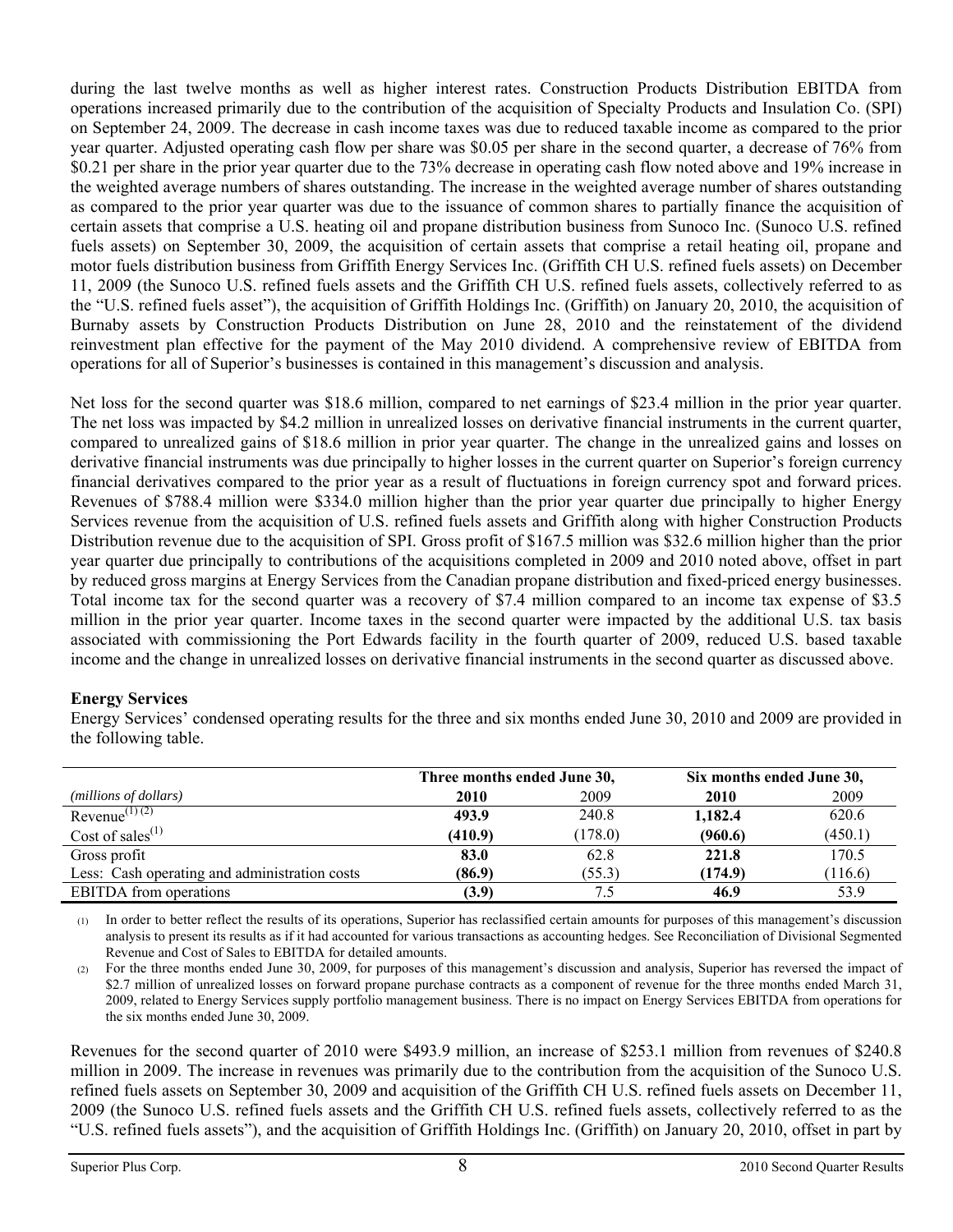during the last twelve months as well as higher interest rates. Construction Products Distribution EBITDA from operations increased primarily due to the contribution of the acquisition of Specialty Products and Insulation Co. (SPI) on September 24, 2009. The decrease in cash income taxes was due to reduced taxable income as compared to the prior year quarter. Adjusted operating cash flow per share was \$0.05 per share in the second quarter, a decrease of 76% from \$0.21 per share in the prior year quarter due to the 73% decrease in operating cash flow noted above and 19% increase in the weighted average numbers of shares outstanding. The increase in the weighted average number of shares outstanding as compared to the prior year quarter was due to the issuance of common shares to partially finance the acquisition of certain assets that comprise a U.S. heating oil and propane distribution business from Sunoco Inc. (Sunoco U.S. refined fuels assets) on September 30, 2009, the acquisition of certain assets that comprise a retail heating oil, propane and motor fuels distribution business from Griffith Energy Services Inc. (Griffith CH U.S. refined fuels assets) on December 11, 2009 (the Sunoco U.S. refined fuels assets and the Griffith CH U.S. refined fuels assets, collectively referred to as the "U.S. refined fuels asset"), the acquisition of Griffith Holdings Inc. (Griffith) on January 20, 2010, the acquisition of Burnaby assets by Construction Products Distribution on June 28, 2010 and the reinstatement of the dividend reinvestment plan effective for the payment of the May 2010 dividend. A comprehensive review of EBITDA from operations for all of Superior's businesses is contained in this management's discussion and analysis.

Net loss for the second quarter was \$18.6 million, compared to net earnings of \$23.4 million in the prior year quarter. The net loss was impacted by \$4.2 million in unrealized losses on derivative financial instruments in the current quarter, compared to unrealized gains of \$18.6 million in prior year quarter. The change in the unrealized gains and losses on derivative financial instruments was due principally to higher losses in the current quarter on Superior's foreign currency financial derivatives compared to the prior year as a result of fluctuations in foreign currency spot and forward prices. Revenues of \$788.4 million were \$334.0 million higher than the prior year quarter due principally to higher Energy Services revenue from the acquisition of U.S. refined fuels assets and Griffith along with higher Construction Products Distribution revenue due to the acquisition of SPI. Gross profit of \$167.5 million was \$32.6 million higher than the prior year quarter due principally to contributions of the acquisitions completed in 2009 and 2010 noted above, offset in part by reduced gross margins at Energy Services from the Canadian propane distribution and fixed-priced energy businesses. Total income tax for the second quarter was a recovery of \$7.4 million compared to an income tax expense of \$3.5 million in the prior year quarter. Income taxes in the second quarter were impacted by the additional U.S. tax basis associated with commissioning the Port Edwards facility in the fourth quarter of 2009, reduced U.S. based taxable income and the change in unrealized losses on derivative financial instruments in the second quarter as discussed above.

**Energy Services**

Energy Services' condensed operating results for the three and six months ended June 30, 2010 and 2009 are provided in the following table.

| | Three months ended June 30, | | Six months ended June 30, | |
|---|---|---|---|---|
| *(millions of dollars)* | **2010** | 2009 | **2010** | 2009 |
| Revenue[(1) (2)] | **493.9** | 240.8 | **1,182.4** | 620.6 |
| Cost of sales[(1)] | **(410.9)** | (178.0) | **(960.6)** | (450.1) |
| Gross profit | **83.0** | 62.8 | **221.8** | 170.5 |
| Less: Cash operating and administration costs | **(86.9)** | (55.3) | **(174.9)** | (116.6) |
| EBITDA from operations | **(3.9)** | 7.5 | **46.9** | 53.9 |

(1) In order to better reflect the results of its operations, Superior has reclassified certain amounts for purposes of this management's discussion analysis to present its results as if it had accounted for various transactions as accounting hedges. See Reconciliation of Divisional Segmented Revenue and Cost of Sales to EBITDA for detailed amounts.

(2) For the three months ended June 30, 2009, for purposes of this management's discussion and analysis, Superior has reversed the impact of \$2.7 million of unrealized losses on forward propane purchase contracts as a component of revenue for the three months ended March 31, 2009, related to Energy Services supply portfolio management business. There is no impact on Energy Services EBITDA from operations for the six months ended June 30, 2009.

Revenues for the second quarter of 2010 were \$493.9 million, an increase of \$253.1 million from revenues of \$240.8 million in 2009. The increase in revenues was primarily due to the contribution from the acquisition of the Sunoco U.S. refined fuels assets on September 30, 2009 and acquisition of the Griffith CH U.S. refined fuels assets on December 11, 2009 (the Sunoco U.S. refined fuels assets and the Griffith CH U.S. refined fuels assets, collectively referred to as the "U.S. refined fuels assets"), and the acquisition of Griffith Holdings Inc. (Griffith) on January 20, 2010, offset in part by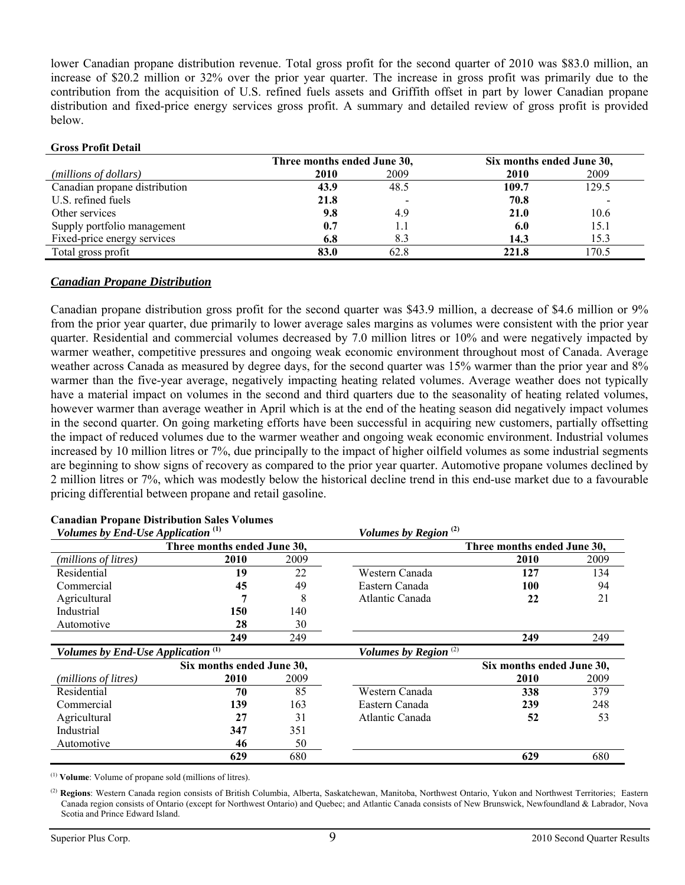lower Canadian propane distribution revenue. Total gross profit for the second quarter of 2010 was $83.0 million, an increase of $20.2 million or 32% over the prior year quarter. The increase in gross profit was primarily due to the contribution from the acquisition of U.S. refined fuels assets and Griffith offset in part by lower Canadian propane distribution and fixed-price energy services gross profit. A summary and detailed review of gross profit is provided below.

**Gross Profit Detail**

| | Three months ended June 30, | | Six months ended June 30, | |
|---|---|---|---|---|
| *(millions of dollars)* | **2010** | 2009 | **2010** | 2009 |
| Canadian propane distribution | **43.9** | 48.5 | **109.7** | 129.5 |
| U.S. refined fuels | **21.8** | - | **70.8** | - |
| Other services | **9.8** | 4.9 | **21.0** | 10.6 |
| Supply portfolio management | **0.7** | 1.1 | **6.0** | 15.1 |
| Fixed-price energy services | **6.8** | 8.3 | **14.3** | 15.3 |
| Total gross profit | **83.0** | 62.8 | **221.8** | 170.5 |

## *Canadian Propane Distribution*

Canadian propane distribution gross profit for the second quarter was $43.9 million, a decrease of $4.6 million or 9% from the prior year quarter, due primarily to lower average sales margins as volumes were consistent with the prior year quarter. Residential and commercial volumes decreased by 7.0 million litres or 10% and were negatively impacted by warmer weather, competitive pressures and ongoing weak economic environment throughout most of Canada. Average weather across Canada as measured by degree days, for the second quarter was 15% warmer than the prior year and 8% warmer than the five-year average, negatively impacting heating related volumes. Average weather does not typically have a material impact on volumes in the second and third quarters due to the seasonality of heating related volumes, however warmer than average weather in April which is at the end of the heating season did negatively impact volumes in the second quarter. On going marketing efforts have been successful in acquiring new customers, partially offsetting the impact of reduced volumes due to the warmer weather and ongoing weak economic environment. Industrial volumes increased by 10 million litres or 7%, due principally to the impact of higher oilfield volumes as some industrial segments are beginning to show signs of recovery as compared to the prior year quarter. Automotive propane volumes declined by 2 million litres or 7%, which was modestly below the historical decline trend in this end-use market due to a favourable pricing differential between propane and retail gasoline.

**Canadian Propane Distribution Sales Volumes**

| ***Volumes by End-Use Application*** [(1)] | | | ***Volumes by Region*** [(2)] | | |
|---|---|---|---|---|---|
| | Three months ended June 30, | | | Three months ended June 30, | |
| *(millions of litres)* | **2010** | 2009 | | **2010** | 2009 |
| Residential | **19** | 22 | Western Canada | **127** | 134 |
| Commercial | **45** | 49 | Eastern Canada | **100** | 94 |
| Agricultural | **7** | 8 | Atlantic Canada | **22** | 21 |
| Industrial | **150** | 140 | | | |
| Automotive | **28** | 30 | | | |
| | **249** | 249 | | **249** | 249 |

| ***Volumes by End-Use Application*** [(1)] | | | ***Volumes by Region*** [(2)] | | |
|---|---|---|---|---|---|
| | Six months ended June 30, | | | Six months ended June 30, | |
| *(millions of litres)* | **2010** | 2009 | | **2010** | 2009 |
| Residential | **70** | 85 | Western Canada | **338** | 379 |
| Commercial | **139** | 163 | Eastern Canada | **239** | 248 |
| Agricultural | **27** | 31 | Atlantic Canada | **52** | 53 |
| Industrial | **347** | 351 | | | |
| Automotive | **46** | 50 | | | |
| | **629** | 680 | | **629** | 680 |

(1) **Volume**: Volume of propane sold (millions of litres).

(2) **Regions**: Western Canada region consists of British Columbia, Alberta, Saskatchewan, Manitoba, Northwest Ontario, Yukon and Northwest Territories; Eastern Canada region consists of Ontario (except for Northwest Ontario) and Quebec; and Atlantic Canada consists of New Brunswick, Newfoundland & Labrador, Nova Scotia and Prince Edward Island.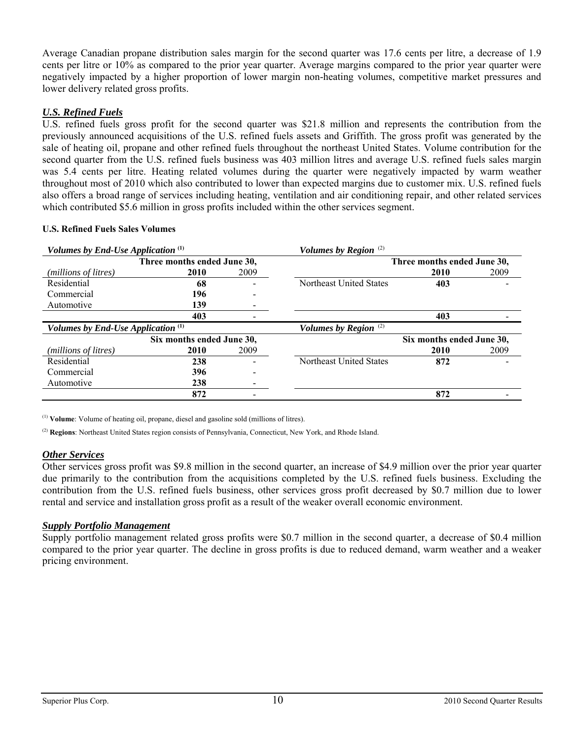Average Canadian propane distribution sales margin for the second quarter was 17.6 cents per litre, a decrease of 1.9 cents per litre or 10% as compared to the prior year quarter. Average margins compared to the prior year quarter were negatively impacted by a higher proportion of lower margin non-heating volumes, competitive market pressures and lower delivery related gross profits.

### *U.S. Refined Fuels*

U.S. refined fuels gross profit for the second quarter was $21.8 million and represents the contribution from the previously announced acquisitions of the U.S. refined fuels assets and Griffith. The gross profit was generated by the sale of heating oil, propane and other refined fuels throughout the northeast United States. Volume contribution for the second quarter from the U.S. refined fuels business was 403 million litres and average U.S. refined fuels sales margin was 5.4 cents per litre. Heating related volumes during the quarter were negatively impacted by warm weather throughout most of 2010 which also contributed to lower than expected margins due to customer mix. U.S. refined fuels also offers a broad range of services including heating, ventilation and air conditioning repair, and other related services which contributed $5.6 million in gross profits included within the other services segment.

**U.S. Refined Fuels Sales Volumes**

| *Volumes by End-Use Application* [1] | | | *Volumes by Region* [2] | | |
|---|---|---|---|---|---|
| | **Three months ended June 30,** | | | **Three months ended June 30,** | |
| *(millions of litres)* | **2010** | 2009 | | **2010** | 2009 |
| Residential | **68** | - | Northeast United States | **403** | - |
| Commercial | **196** | - | | | |
| Automotive | **139** | - | | | |
| | **403** | - | | **403** | - |

| *Volumes by End-Use Application* [1] | | | *Volumes by Region* [2] | | |
|---|---|---|---|---|---|
| | **Six months ended June 30,** | | | **Six months ended June 30,** | |
| *(millions of litres)* | **2010** | 2009 | | **2010** | 2009 |
| Residential | **238** | - | Northeast United States | **872** | - |
| Commercial | **396** | - | | | |
| Automotive | **238** | - | | | |
| | **872** | - | | **872** | - |

[1] **Volume**: Volume of heating oil, propane, diesel and gasoline sold (millions of litres).

[2] **Regions**: Northeast United States region consists of Pennsylvania, Connecticut, New York, and Rhode Island.

### *Other Services*

Other services gross profit was $9.8 million in the second quarter, an increase of $4.9 million over the prior year quarter due primarily to the contribution from the acquisitions completed by the U.S. refined fuels business. Excluding the contribution from the U.S. refined fuels business, other services gross profit decreased by $0.7 million due to lower rental and service and installation gross profit as a result of the weaker overall economic environment.

### *Supply Portfolio Management*

Supply portfolio management related gross profits were $0.7 million in the second quarter, a decrease of $0.4 million compared to the prior year quarter. The decline in gross profits is due to reduced demand, warm weather and a weaker pricing environment.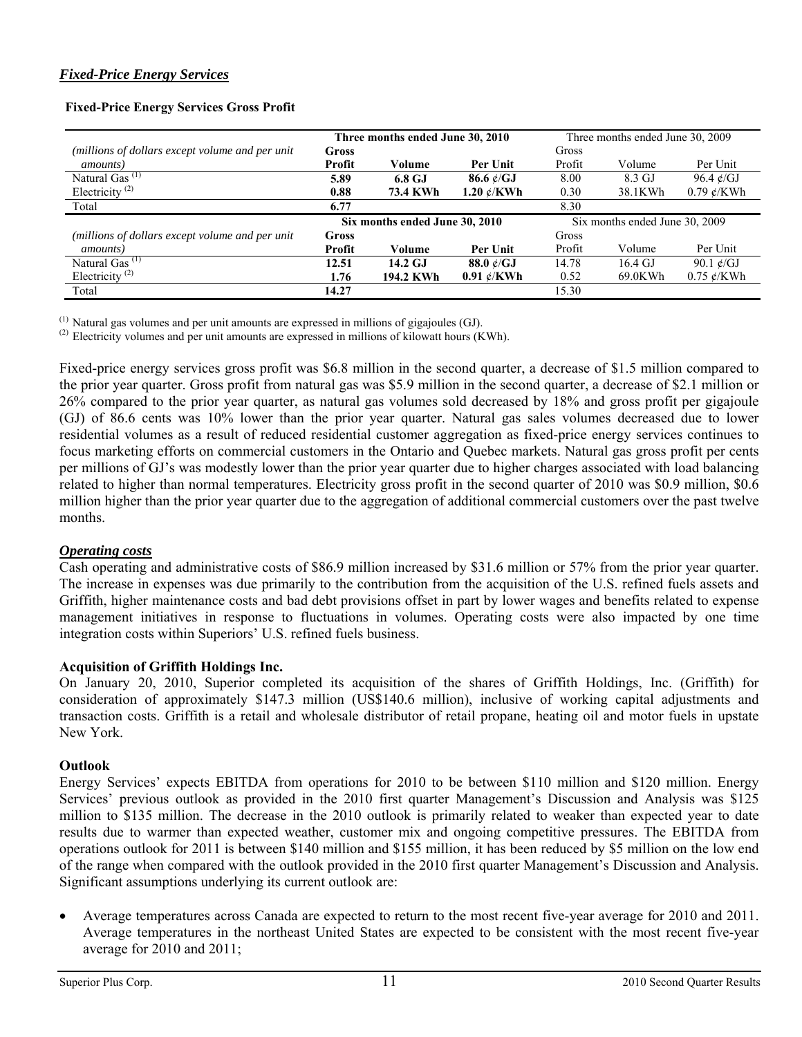## *Fixed-Price Energy Services*

**Fixed-Price Energy Services Gross Profit**

| | **Three months ended June 30, 2010** | | | Three months ended June 30, 2009 | | |
|---|---|---|---|---|---|---|
| *(millions of dollars except volume and per unit amounts)* | **Gross Profit** | **Volume** | **Per Unit** | Gross Profit | Volume | Per Unit |
| Natural Gas [(1)] | **5.89** | **6.8 GJ** | **86.6 ¢/GJ** | 8.00 | 8.3 GJ | 96.4 ¢/GJ |
| Electricity [(2)] | **0.88** | **73.4 KWh** | **1.20 ¢/KWh** | 0.30 | 38.1KWh | 0.79 ¢/KWh |
| Total | **6.77** | | | 8.30 | | |
| | **Six months ended June 30, 2010** | | | Six months ended June 30, 2009 | | |
| *(millions of dollars except volume and per unit amounts)* | **Gross Profit** | **Volume** | **Per Unit** | Gross Profit | Volume | Per Unit |
| Natural Gas [(1)] | **12.51** | **14.2 GJ** | **88.0 ¢/GJ** | 14.78 | 16.4 GJ | 90.1 ¢/GJ |
| Electricity [(2)] | **1.76** | **194.2 KWh** | **0.91 ¢/KWh** | 0.52 | 69.0KWh | 0.75 ¢/KWh |
| Total | **14.27** | | | 15.30 | | |

[(1)] Natural gas volumes and per unit amounts are expressed in millions of gigajoules (GJ).
[(2)] Electricity volumes and per unit amounts are expressed in millions of kilowatt hours (KWh).

Fixed-price energy services gross profit was $6.8 million in the second quarter, a decrease of $1.5 million compared to the prior year quarter. Gross profit from natural gas was $5.9 million in the second quarter, a decrease of $2.1 million or 26% compared to the prior year quarter, as natural gas volumes sold decreased by 18% and gross profit per gigajoule (GJ) of 86.6 cents was 10% lower than the prior year quarter. Natural gas sales volumes decreased due to lower residential volumes as a result of reduced residential customer aggregation as fixed-price energy services continues to focus marketing efforts on commercial customers in the Ontario and Quebec markets. Natural gas gross profit per cents per millions of GJ's was modestly lower than the prior year quarter due to higher charges associated with load balancing related to higher than normal temperatures. Electricity gross profit in the second quarter of 2010 was $0.9 million, $0.6 million higher than the prior year quarter due to the aggregation of additional commercial customers over the past twelve months.

## *Operating costs*

Cash operating and administrative costs of $86.9 million increased by $31.6 million or 57% from the prior year quarter. The increase in expenses was due primarily to the contribution from the acquisition of the U.S. refined fuels assets and Griffith, higher maintenance costs and bad debt provisions offset in part by lower wages and benefits related to expense management initiatives in response to fluctuations in volumes. Operating costs were also impacted by one time integration costs within Superiors' U.S. refined fuels business.

### Acquisition of Griffith Holdings Inc.

On January 20, 2010, Superior completed its acquisition of the shares of Griffith Holdings, Inc. (Griffith) for consideration of approximately $147.3 million (US$140.6 million), inclusive of working capital adjustments and transaction costs. Griffith is a retail and wholesale distributor of retail propane, heating oil and motor fuels in upstate New York.

### Outlook

Energy Services' expects EBITDA from operations for 2010 to be between $110 million and $120 million. Energy Services' previous outlook as provided in the 2010 first quarter Management's Discussion and Analysis was $125 million to $135 million. The decrease in the 2010 outlook is primarily related to weaker than expected year to date results due to warmer than expected weather, customer mix and ongoing competitive pressures. The EBITDA from operations outlook for 2011 is between $140 million and $155 million, it has been reduced by $5 million on the low end of the range when compared with the outlook provided in the 2010 first quarter Management's Discussion and Analysis. Significant assumptions underlying its current outlook are:

- Average temperatures across Canada are expected to return to the most recent five-year average for 2010 and 2011. Average temperatures in the northeast United States are expected to be consistent with the most recent five-year average for 2010 and 2011;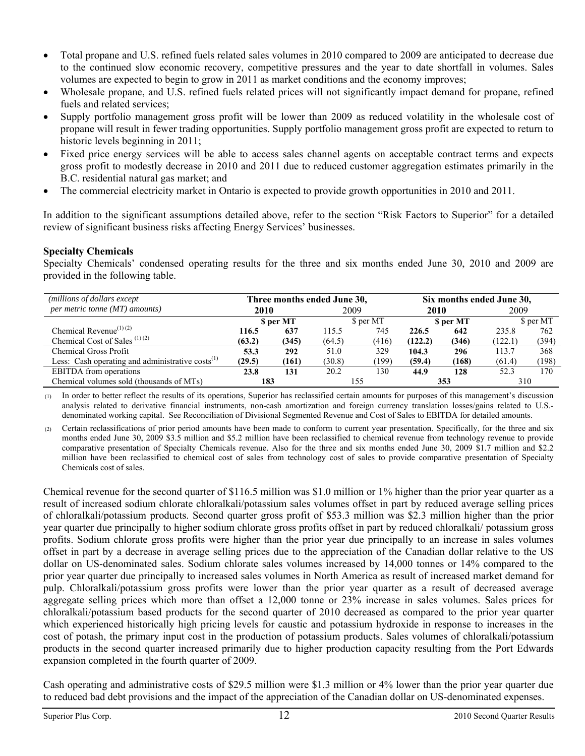- Total propane and U.S. refined fuels related sales volumes in 2010 compared to 2009 are anticipated to decrease due to the continued slow economic recovery, competitive pressures and the year to date shortfall in volumes. Sales volumes are expected to begin to grow in 2011 as market conditions and the economy improves;
- Wholesale propane, and U.S. refined fuels related prices will not significantly impact demand for propane, refined fuels and related services;
- Supply portfolio management gross profit will be lower than 2009 as reduced volatility in the wholesale cost of propane will result in fewer trading opportunities. Supply portfolio management gross profit are expected to return to historic levels beginning in 2011;
- Fixed price energy services will be able to access sales channel agents on acceptable contract terms and expects gross profit to modestly decrease in 2010 and 2011 due to reduced customer aggregation estimates primarily in the B.C. residential natural gas market; and
- The commercial electricity market in Ontario is expected to provide growth opportunities in 2010 and 2011.

In addition to the significant assumptions detailed above, refer to the section "Risk Factors to Superior" for a detailed review of significant business risks affecting Energy Services' businesses.

**Specialty Chemicals**

Specialty Chemicals' condensed operating results for the three and six months ended June 30, 2010 and 2009 are provided in the following table.

| *(millions of dollars except per metric tonne (MT) amounts)* | **Three months ended June 30,** | | | | **Six months ended June 30,** | | | |
|---|---|---|---|---|---|---|---|---|
| | **2010** | | 2009 | | **2010** | | 2009 | |
| | | **$ per MT** | | $ per MT | | **$ per MT** | | $ per MT |
| Chemical Revenue[(1)(2)] | **116.5** | **637** | 115.5 | 745 | **226.5** | **642** | 235.8 | 762 |
| Chemical Cost of Sales [(1)(2)] | **(63.2)** | **(345)** | (64.5) | (416) | **(122.2)** | **(346)** | (122.1) | (394) |
| Chemical Gross Profit | **53.3** | **292** | 51.0 | 329 | **104.3** | **296** | 113.7 | 368 |
| Less: Cash operating and administrative costs[(1)] | **(29.5)** | **(161)** | (30.8) | (199) | **(59.4)** | **(168)** | (61.4) | (198) |
| EBITDA from operations | **23.8** | **131** | 20.2 | 130 | **44.9** | **128** | 52.3 | 170 |
| Chemical volumes sold (thousands of MTs) | **183** | | 155 | | **353** | | 310 | |

(1) In order to better reflect the results of its operations, Superior has reclassified certain amounts for purposes of this management's discussion analysis related to derivative financial instruments, non-cash amortization and foreign currency translation losses/gains related to U.S.-denominated working capital. See Reconciliation of Divisional Segmented Revenue and Cost of Sales to EBITDA for detailed amounts.

(2) Certain reclassifications of prior period amounts have been made to conform to current year presentation. Specifically, for the three and six months ended June 30, 2009 $3.5 million and $5.2 million have been reclassified to chemical revenue from technology revenue to provide comparative presentation of Specialty Chemicals revenue. Also for the three and six months ended June 30, 2009 $1.7 million and $2.2 million have been reclassified to chemical cost of sales from technology cost of sales to provide comparative presentation of Specialty Chemicals cost of sales.

Chemical revenue for the second quarter of $116.5 million was $1.0 million or 1% higher than the prior year quarter as a result of increased sodium chlorate chloralkali/potassium sales volumes offset in part by reduced average selling prices of chloralkali/potassium products. Second quarter gross profit of $53.3 million was $2.3 million higher than the prior year quarter due principally to higher sodium chlorate gross profits offset in part by reduced chloralkali/ potassium gross profits. Sodium chlorate gross profits were higher than the prior year due principally to an increase in sales volumes offset in part by a decrease in average selling prices due to the appreciation of the Canadian dollar relative to the US dollar on US-denominated sales. Sodium chlorate sales volumes increased by 14,000 tonnes or 14% compared to the prior year quarter due principally to increased sales volumes in North America as result of increased market demand for pulp. Chloralkali/potassium gross profits were lower than the prior year quarter as a result of decreased average aggregate selling prices which more than offset a 12,000 tonne or 23% increase in sales volumes. Sales prices for chloralkali/potassium based products for the second quarter of 2010 decreased as compared to the prior year quarter which experienced historically high pricing levels for caustic and potassium hydroxide in response to increases in the cost of potash, the primary input cost in the production of potassium products. Sales volumes of chloralkali/potassium products in the second quarter increased primarily due to higher production capacity resulting from the Port Edwards expansion completed in the fourth quarter of 2009.

Cash operating and administrative costs of $29.5 million were $1.3 million or 4% lower than the prior year quarter due to reduced bad debt provisions and the impact of the appreciation of the Canadian dollar on US-denominated expenses.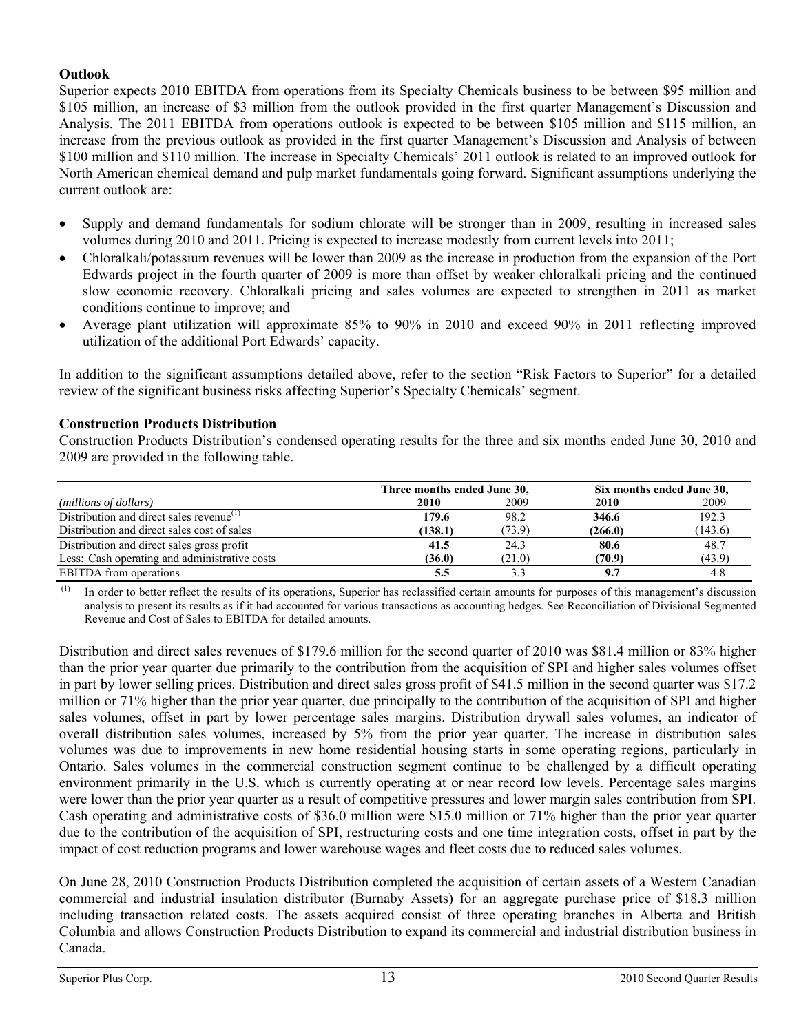## Outlook

Superior expects 2010 EBITDA from operations from its Specialty Chemicals business to be between $95 million and $105 million, an increase of $3 million from the outlook provided in the first quarter Management's Discussion and Analysis. The 2011 EBITDA from operations outlook is expected to be between $105 million and $115 million, an increase from the previous outlook as provided in the first quarter Management's Discussion and Analysis of between $100 million and $110 million. The increase in Specialty Chemicals' 2011 outlook is related to an improved outlook for North American chemical demand and pulp market fundamentals going forward. Significant assumptions underlying the current outlook are:

- Supply and demand fundamentals for sodium chlorate will be stronger than in 2009, resulting in increased sales volumes during 2010 and 2011. Pricing is expected to increase modestly from current levels into 2011;
- Chloralkali/potassium revenues will be lower than 2009 as the increase in production from the expansion of the Port Edwards project in the fourth quarter of 2009 is more than offset by weaker chloralkali pricing and the continued slow economic recovery. Chloralkali pricing and sales volumes are expected to strengthen in 2011 as market conditions continue to improve; and
- Average plant utilization will approximate 85% to 90% in 2010 and exceed 90% in 2011 reflecting improved utilization of the additional Port Edwards' capacity.

In addition to the significant assumptions detailed above, refer to the section "Risk Factors to Superior" for a detailed review of the significant business risks affecting Superior's Specialty Chemicals' segment.

## Construction Products Distribution

Construction Products Distribution's condensed operating results for the three and six months ended June 30, 2010 and 2009 are provided in the following table.

| | Three months ended June 30, | | Six months ended June 30, | |
|---|---|---|---|---|
| *(millions of dollars)* | **2010** | 2009 | **2010** | 2009 |
| Distribution and direct sales revenue[(1)] | **179.6** | 98.2 | **346.6** | 192.3 |
| Distribution and direct sales cost of sales | **(138.1)** | (73.9) | **(266.0)** | (143.6) |
| Distribution and direct sales gross profit | **41.5** | 24.3 | **80.6** | 48.7 |
| Less: Cash operating and administrative costs | **(36.0)** | (21.0) | **(70.9)** | (43.9) |
| EBITDA from operations | **5.5** | 3.3 | **9.7** | 4.8 |

(1) In order to better reflect the results of its operations, Superior has reclassified certain amounts for purposes of this management's discussion analysis to present its results as if it had accounted for various transactions as accounting hedges. See Reconciliation of Divisional Segmented Revenue and Cost of Sales to EBITDA for detailed amounts.

Distribution and direct sales revenues of $179.6 million for the second quarter of 2010 was $81.4 million or 83% higher than the prior year quarter due primarily to the contribution from the acquisition of SPI and higher sales volumes offset in part by lower selling prices. Distribution and direct sales gross profit of $41.5 million in the second quarter was $17.2 million or 71% higher than the prior year quarter, due principally to the contribution of the acquisition of SPI and higher sales volumes, offset in part by lower percentage sales margins. Distribution drywall sales volumes, an indicator of overall distribution sales volumes, increased by 5% from the prior year quarter. The increase in distribution sales volumes was due to improvements in new home residential housing starts in some operating regions, particularly in Ontario. Sales volumes in the commercial construction segment continue to be challenged by a difficult operating environment primarily in the U.S. which is currently operating at or near record low levels. Percentage sales margins were lower than the prior year quarter as a result of competitive pressures and lower margin sales contribution from SPI. Cash operating and administrative costs of $36.0 million were $15.0 million or 71% higher than the prior year quarter due to the contribution of the acquisition of SPI, restructuring costs and one time integration costs, offset in part by the impact of cost reduction programs and lower warehouse wages and fleet costs due to reduced sales volumes.

On June 28, 2010 Construction Products Distribution completed the acquisition of certain assets of a Western Canadian commercial and industrial insulation distributor (Burnaby Assets) for an aggregate purchase price of $18.3 million including transaction related costs. The assets acquired consist of three operating branches in Alberta and British Columbia and allows Construction Products Distribution to expand its commercial and industrial distribution business in Canada.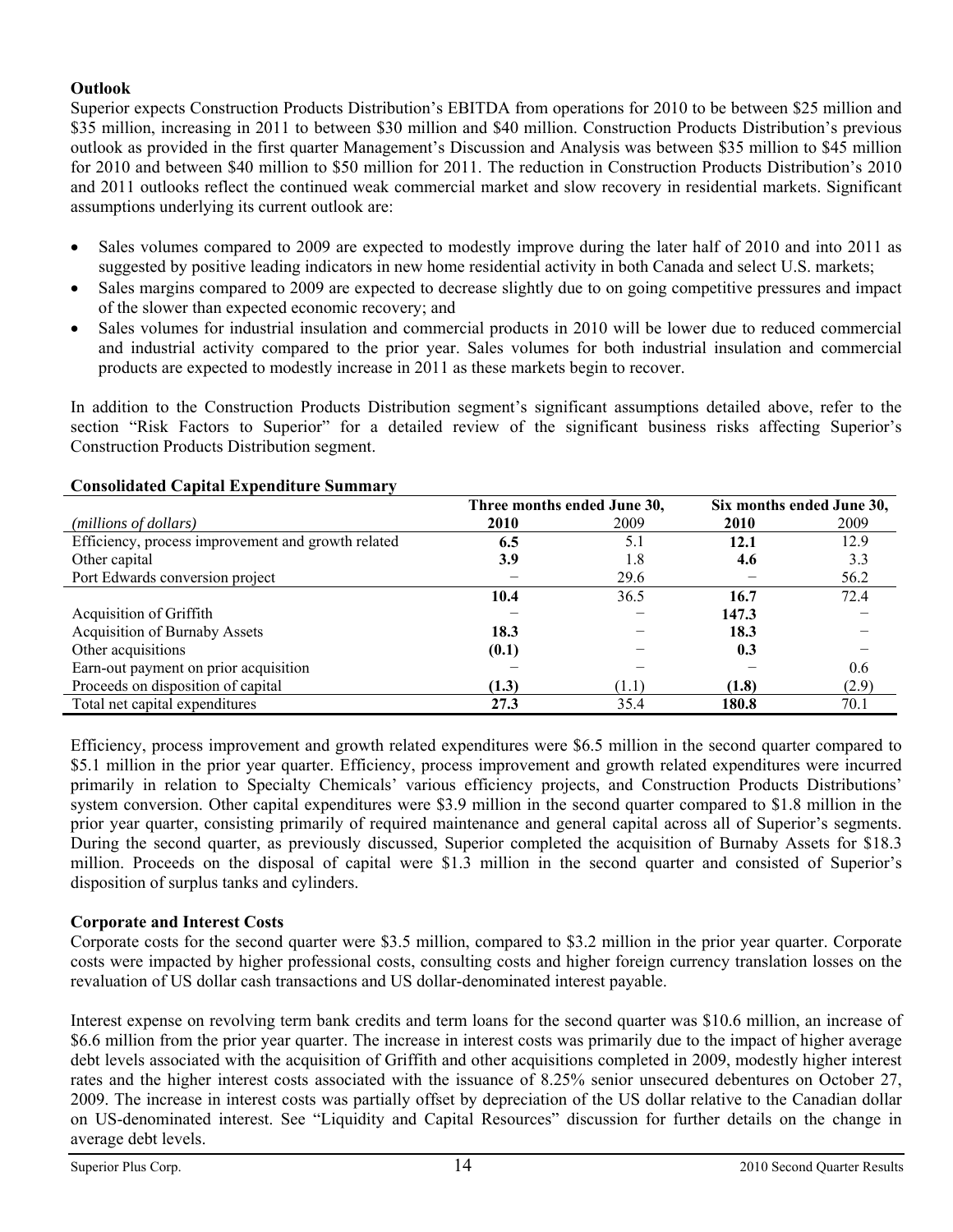**Outlook**

Superior expects Construction Products Distribution's EBITDA from operations for 2010 to be between $25 million and $35 million, increasing in 2011 to between $30 million and $40 million. Construction Products Distribution's previous outlook as provided in the first quarter Management's Discussion and Analysis was between $35 million to $45 million for 2010 and between $40 million to $50 million for 2011. The reduction in Construction Products Distribution's 2010 and 2011 outlooks reflect the continued weak commercial market and slow recovery in residential markets. Significant assumptions underlying its current outlook are:

- Sales volumes compared to 2009 are expected to modestly improve during the later half of 2010 and into 2011 as suggested by positive leading indicators in new home residential activity in both Canada and select U.S. markets;
- Sales margins compared to 2009 are expected to decrease slightly due to on going competitive pressures and impact of the slower than expected economic recovery; and
- Sales volumes for industrial insulation and commercial products in 2010 will be lower due to reduced commercial and industrial activity compared to the prior year. Sales volumes for both industrial insulation and commercial products are expected to modestly increase in 2011 as these markets begin to recover.

In addition to the Construction Products Distribution segment's significant assumptions detailed above, refer to the section "Risk Factors to Superior" for a detailed review of the significant business risks affecting Superior's Construction Products Distribution segment.

**Consolidated Capital Expenditure Summary**

| | Three months ended June 30, | | Six months ended June 30, | |
|---|---|---|---|---|
| *(millions of dollars)* | **2010** | 2009 | **2010** | 2009 |
| Efficiency, process improvement and growth related | **6.5** | 5.1 | **12.1** | 12.9 |
| Other capital | **3.9** | 1.8 | **4.6** | 3.3 |
| Port Edwards conversion project | − | 29.6 | − | 56.2 |
| | **10.4** | 36.5 | **16.7** | 72.4 |
| Acquisition of Griffith | − | − | **147.3** | − |
| Acquisition of Burnaby Assets | **18.3** | − | **18.3** | − |
| Other acquisitions | **(0.1)** | − | **0.3** | − |
| Earn-out payment on prior acquisition | − | − | − | 0.6 |
| Proceeds on disposition of capital | **(1.3)** | (1.1) | **(1.8)** | (2.9) |
| Total net capital expenditures | **27.3** | 35.4 | **180.8** | 70.1 |

Efficiency, process improvement and growth related expenditures were $6.5 million in the second quarter compared to $5.1 million in the prior year quarter. Efficiency, process improvement and growth related expenditures were incurred primarily in relation to Specialty Chemicals' various efficiency projects, and Construction Products Distributions' system conversion. Other capital expenditures were $3.9 million in the second quarter compared to $1.8 million in the prior year quarter, consisting primarily of required maintenance and general capital across all of Superior's segments. During the second quarter, as previously discussed, Superior completed the acquisition of Burnaby Assets for $18.3 million. Proceeds on the disposal of capital were $1.3 million in the second quarter and consisted of Superior's disposition of surplus tanks and cylinders.

**Corporate and Interest Costs**

Corporate costs for the second quarter were $3.5 million, compared to $3.2 million in the prior year quarter. Corporate costs were impacted by higher professional costs, consulting costs and higher foreign currency translation losses on the revaluation of US dollar cash transactions and US dollar-denominated interest payable.

Interest expense on revolving term bank credits and term loans for the second quarter was $10.6 million, an increase of $6.6 million from the prior year quarter. The increase in interest costs was primarily due to the impact of higher average debt levels associated with the acquisition of Griffith and other acquisitions completed in 2009, modestly higher interest rates and the higher interest costs associated with the issuance of 8.25% senior unsecured debentures on October 27, 2009. The increase in interest costs was partially offset by depreciation of the US dollar relative to the Canadian dollar on US-denominated interest. See "Liquidity and Capital Resources" discussion for further details on the change in average debt levels.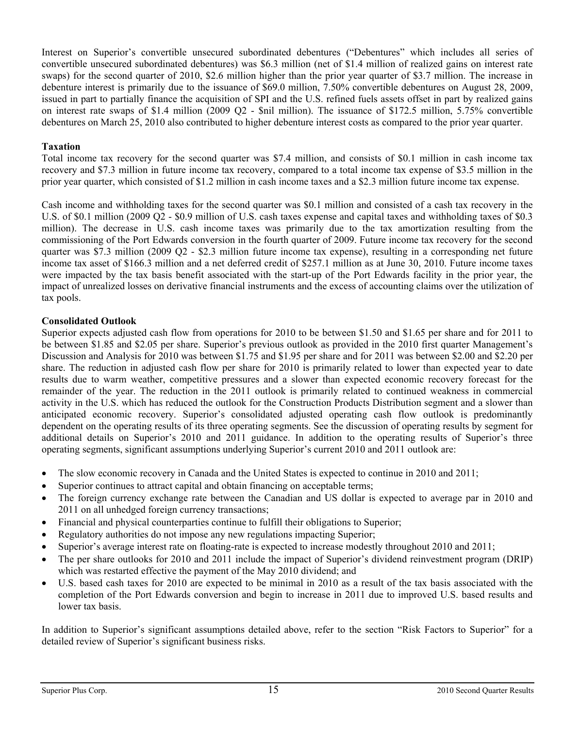Interest on Superior's convertible unsecured subordinated debentures ("Debentures" which includes all series of convertible unsecured subordinated debentures) was $6.3 million (net of $1.4 million of realized gains on interest rate swaps) for the second quarter of 2010, $2.6 million higher than the prior year quarter of $3.7 million. The increase in debenture interest is primarily due to the issuance of $69.0 million, 7.50% convertible debentures on August 28, 2009, issued in part to partially finance the acquisition of SPI and the U.S. refined fuels assets offset in part by realized gains on interest rate swaps of $1.4 million (2009 Q2 - $nil million). The issuance of $172.5 million, 5.75% convertible debentures on March 25, 2010 also contributed to higher debenture interest costs as compared to the prior year quarter.

**Taxation**

Total income tax recovery for the second quarter was $7.4 million, and consists of $0.1 million in cash income tax recovery and $7.3 million in future income tax recovery, compared to a total income tax expense of $3.5 million in the prior year quarter, which consisted of $1.2 million in cash income taxes and a $2.3 million future income tax expense.

Cash income and withholding taxes for the second quarter was $0.1 million and consisted of a cash tax recovery in the U.S. of $0.1 million (2009 Q2 - $0.9 million of U.S. cash taxes expense and capital taxes and withholding taxes of $0.3 million). The decrease in U.S. cash income taxes was primarily due to the tax amortization resulting from the commissioning of the Port Edwards conversion in the fourth quarter of 2009. Future income tax recovery for the second quarter was $7.3 million (2009 Q2 - $2.3 million future income tax expense), resulting in a corresponding net future income tax asset of $166.3 million and a net deferred credit of $257.1 million as at June 30, 2010. Future income taxes were impacted by the tax basis benefit associated with the start-up of the Port Edwards facility in the prior year, the impact of unrealized losses on derivative financial instruments and the excess of accounting claims over the utilization of tax pools.

**Consolidated Outlook**

Superior expects adjusted cash flow from operations for 2010 to be between $1.50 and $1.65 per share and for 2011 to be between $1.85 and $2.05 per share. Superior's previous outlook as provided in the 2010 first quarter Management's Discussion and Analysis for 2010 was between $1.75 and $1.95 per share and for 2011 was between $2.00 and $2.20 per share. The reduction in adjusted cash flow per share for 2010 is primarily related to lower than expected year to date results due to warm weather, competitive pressures and a slower than expected economic recovery forecast for the remainder of the year. The reduction in the 2011 outlook is primarily related to continued weakness in commercial activity in the U.S. which has reduced the outlook for the Construction Products Distribution segment and a slower than anticipated economic recovery. Superior's consolidated adjusted operating cash flow outlook is predominantly dependent on the operating results of its three operating segments. See the discussion of operating results by segment for additional details on Superior's 2010 and 2011 guidance. In addition to the operating results of Superior's three operating segments, significant assumptions underlying Superior's current 2010 and 2011 outlook are:

- The slow economic recovery in Canada and the United States is expected to continue in 2010 and 2011;
- Superior continues to attract capital and obtain financing on acceptable terms;
- The foreign currency exchange rate between the Canadian and US dollar is expected to average par in 2010 and 2011 on all unhedged foreign currency transactions;
- Financial and physical counterparties continue to fulfill their obligations to Superior;
- Regulatory authorities do not impose any new regulations impacting Superior;
- Superior's average interest rate on floating-rate is expected to increase modestly throughout 2010 and 2011;
- The per share outlooks for 2010 and 2011 include the impact of Superior's dividend reinvestment program (DRIP) which was restarted effective the payment of the May 2010 dividend; and
- U.S. based cash taxes for 2010 are expected to be minimal in 2010 as a result of the tax basis associated with the completion of the Port Edwards conversion and begin to increase in 2011 due to improved U.S. based results and lower tax basis.

In addition to Superior's significant assumptions detailed above, refer to the section "Risk Factors to Superior" for a detailed review of Superior's significant business risks.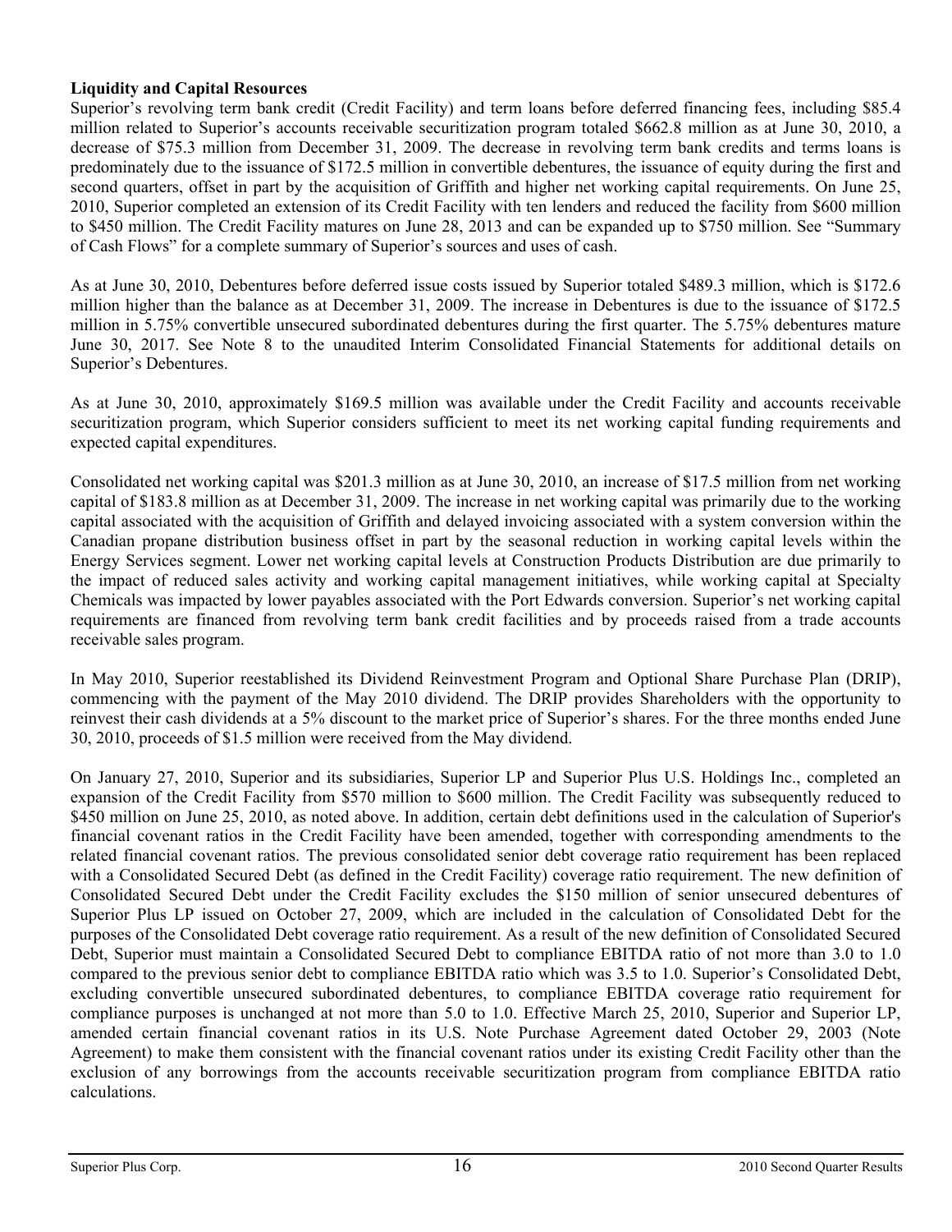**Liquidity and Capital Resources**

Superior's revolving term bank credit (Credit Facility) and term loans before deferred financing fees, including $85.4 million related to Superior's accounts receivable securitization program totaled $662.8 million as at June 30, 2010, a decrease of $75.3 million from December 31, 2009. The decrease in revolving term bank credits and terms loans is predominately due to the issuance of $172.5 million in convertible debentures, the issuance of equity during the first and second quarters, offset in part by the acquisition of Griffith and higher net working capital requirements. On June 25, 2010, Superior completed an extension of its Credit Facility with ten lenders and reduced the facility from $600 million to $450 million. The Credit Facility matures on June 28, 2013 and can be expanded up to $750 million. See "Summary of Cash Flows" for a complete summary of Superior's sources and uses of cash.

As at June 30, 2010, Debentures before deferred issue costs issued by Superior totaled $489.3 million, which is $172.6 million higher than the balance as at December 31, 2009. The increase in Debentures is due to the issuance of $172.5 million in 5.75% convertible unsecured subordinated debentures during the first quarter. The 5.75% debentures mature June 30, 2017. See Note 8 to the unaudited Interim Consolidated Financial Statements for additional details on Superior's Debentures.

As at June 30, 2010, approximately $169.5 million was available under the Credit Facility and accounts receivable securitization program, which Superior considers sufficient to meet its net working capital funding requirements and expected capital expenditures.

Consolidated net working capital was $201.3 million as at June 30, 2010, an increase of $17.5 million from net working capital of $183.8 million as at December 31, 2009. The increase in net working capital was primarily due to the working capital associated with the acquisition of Griffith and delayed invoicing associated with a system conversion within the Canadian propane distribution business offset in part by the seasonal reduction in working capital levels within the Energy Services segment. Lower net working capital levels at Construction Products Distribution are due primarily to the impact of reduced sales activity and working capital management initiatives, while working capital at Specialty Chemicals was impacted by lower payables associated with the Port Edwards conversion. Superior's net working capital requirements are financed from revolving term bank credit facilities and by proceeds raised from a trade accounts receivable sales program.

In May 2010, Superior reestablished its Dividend Reinvestment Program and Optional Share Purchase Plan (DRIP), commencing with the payment of the May 2010 dividend. The DRIP provides Shareholders with the opportunity to reinvest their cash dividends at a 5% discount to the market price of Superior's shares. For the three months ended June 30, 2010, proceeds of $1.5 million were received from the May dividend.

On January 27, 2010, Superior and its subsidiaries, Superior LP and Superior Plus U.S. Holdings Inc., completed an expansion of the Credit Facility from $570 million to $600 million. The Credit Facility was subsequently reduced to $450 million on June 25, 2010, as noted above. In addition, certain debt definitions used in the calculation of Superior's financial covenant ratios in the Credit Facility have been amended, together with corresponding amendments to the related financial covenant ratios. The previous consolidated senior debt coverage ratio requirement has been replaced with a Consolidated Secured Debt (as defined in the Credit Facility) coverage ratio requirement. The new definition of Consolidated Secured Debt under the Credit Facility excludes the $150 million of senior unsecured debentures of Superior Plus LP issued on October 27, 2009, which are included in the calculation of Consolidated Debt for the purposes of the Consolidated Debt coverage ratio requirement. As a result of the new definition of Consolidated Secured Debt, Superior must maintain a Consolidated Secured Debt to compliance EBITDA ratio of not more than 3.0 to 1.0 compared to the previous senior debt to compliance EBITDA ratio which was 3.5 to 1.0. Superior's Consolidated Debt, excluding convertible unsecured subordinated debentures, to compliance EBITDA coverage ratio requirement for compliance purposes is unchanged at not more than 5.0 to 1.0. Effective March 25, 2010, Superior and Superior LP, amended certain financial covenant ratios in its U.S. Note Purchase Agreement dated October 29, 2003 (Note Agreement) to make them consistent with the financial covenant ratios under its existing Credit Facility other than the exclusion of any borrowings from the accounts receivable securitization program from compliance EBITDA ratio calculations.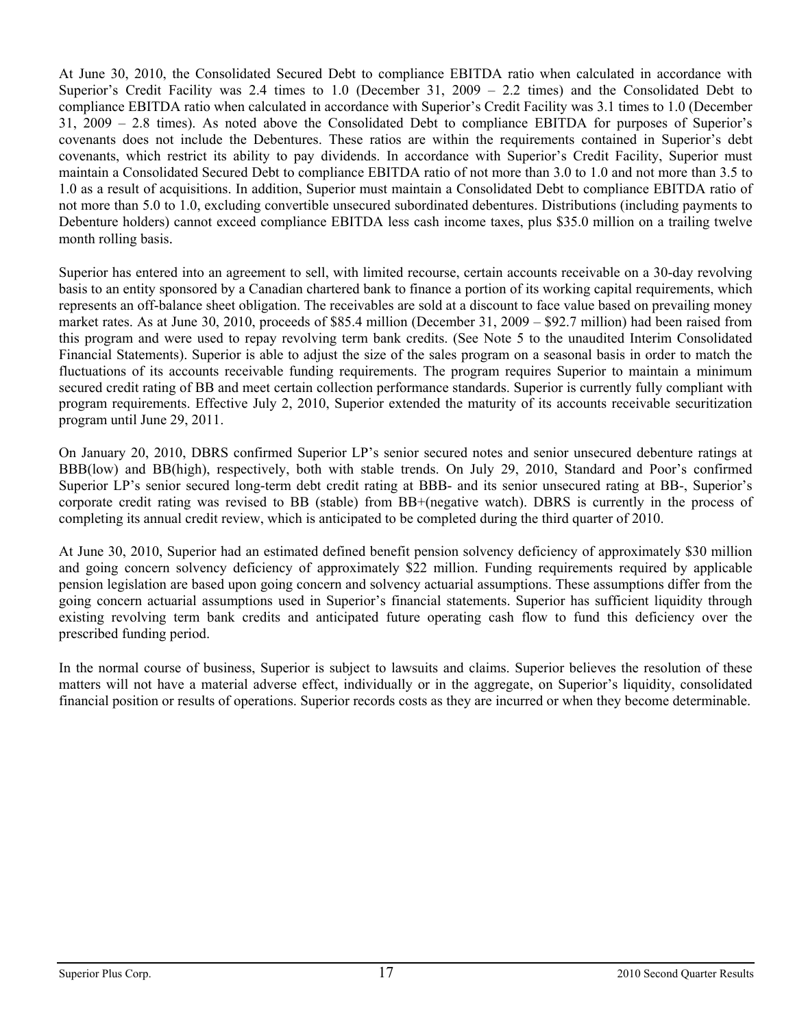At June 30, 2010, the Consolidated Secured Debt to compliance EBITDA ratio when calculated in accordance with Superior's Credit Facility was 2.4 times to 1.0 (December 31, 2009 – 2.2 times) and the Consolidated Debt to compliance EBITDA ratio when calculated in accordance with Superior's Credit Facility was 3.1 times to 1.0 (December 31, 2009 – 2.8 times). As noted above the Consolidated Debt to compliance EBITDA for purposes of Superior's covenants does not include the Debentures. These ratios are within the requirements contained in Superior's debt covenants, which restrict its ability to pay dividends. In accordance with Superior's Credit Facility, Superior must maintain a Consolidated Secured Debt to compliance EBITDA ratio of not more than 3.0 to 1.0 and not more than 3.5 to 1.0 as a result of acquisitions. In addition, Superior must maintain a Consolidated Debt to compliance EBITDA ratio of not more than 5.0 to 1.0, excluding convertible unsecured subordinated debentures. Distributions (including payments to Debenture holders) cannot exceed compliance EBITDA less cash income taxes, plus $35.0 million on a trailing twelve month rolling basis.

Superior has entered into an agreement to sell, with limited recourse, certain accounts receivable on a 30-day revolving basis to an entity sponsored by a Canadian chartered bank to finance a portion of its working capital requirements, which represents an off-balance sheet obligation. The receivables are sold at a discount to face value based on prevailing money market rates. As at June 30, 2010, proceeds of $85.4 million (December 31, 2009 – $92.7 million) had been raised from this program and were used to repay revolving term bank credits. (See Note 5 to the unaudited Interim Consolidated Financial Statements). Superior is able to adjust the size of the sales program on a seasonal basis in order to match the fluctuations of its accounts receivable funding requirements. The program requires Superior to maintain a minimum secured credit rating of BB and meet certain collection performance standards. Superior is currently fully compliant with program requirements. Effective July 2, 2010, Superior extended the maturity of its accounts receivable securitization program until June 29, 2011.

On January 20, 2010, DBRS confirmed Superior LP's senior secured notes and senior unsecured debenture ratings at BBB(low) and BB(high), respectively, both with stable trends. On July 29, 2010, Standard and Poor's confirmed Superior LP's senior secured long-term debt credit rating at BBB- and its senior unsecured rating at BB-, Superior's corporate credit rating was revised to BB (stable) from BB+(negative watch). DBRS is currently in the process of completing its annual credit review, which is anticipated to be completed during the third quarter of 2010.

At June 30, 2010, Superior had an estimated defined benefit pension solvency deficiency of approximately $30 million and going concern solvency deficiency of approximately $22 million. Funding requirements required by applicable pension legislation are based upon going concern and solvency actuarial assumptions. These assumptions differ from the going concern actuarial assumptions used in Superior's financial statements. Superior has sufficient liquidity through existing revolving term bank credits and anticipated future operating cash flow to fund this deficiency over the prescribed funding period.

In the normal course of business, Superior is subject to lawsuits and claims. Superior believes the resolution of these matters will not have a material adverse effect, individually or in the aggregate, on Superior's liquidity, consolidated financial position or results of operations. Superior records costs as they are incurred or when they become determinable.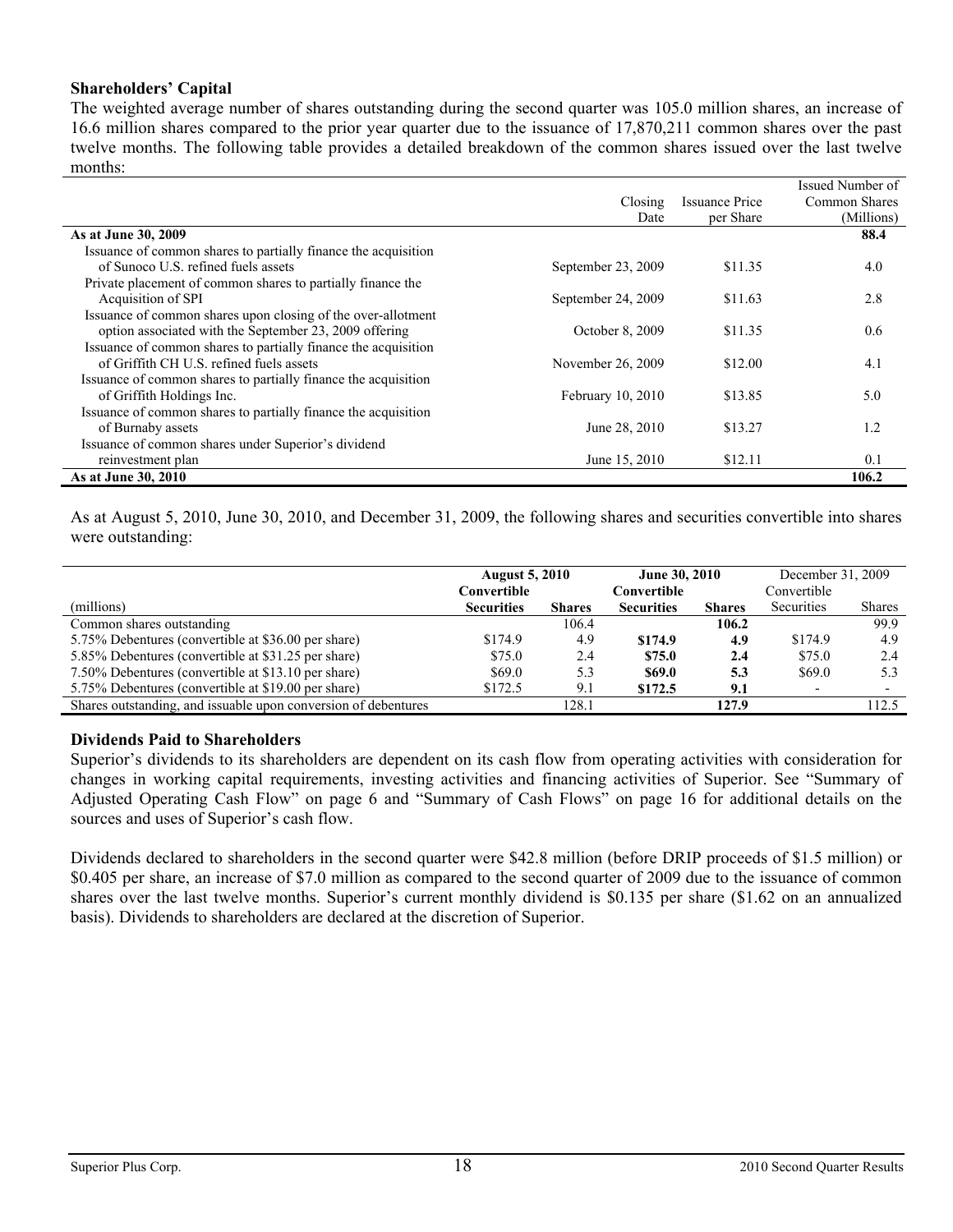## Shareholders' Capital

The weighted average number of shares outstanding during the second quarter was 105.0 million shares, an increase of 16.6 million shares compared to the prior year quarter due to the issuance of 17,870,211 common shares over the past twelve months. The following table provides a detailed breakdown of the common shares issued over the last twelve months:

| | Closing Date | Issuance Price per Share | Issued Number of Common Shares (Millions) |
|---|---|---|---|
| **As at June 30, 2009** | | | **88.4** |
| Issuance of common shares to partially finance the acquisition of Sunoco U.S. refined fuels assets | September 23, 2009 | $11.35 | 4.0 |
| Private placement of common shares to partially finance the Acquisition of SPI | September 24, 2009 | $11.63 | 2.8 |
| Issuance of common shares upon closing of the over-allotment option associated with the September 23, 2009 offering | October 8, 2009 | $11.35 | 0.6 |
| Issuance of common shares to partially finance the acquisition of Griffith CH U.S. refined fuels assets | November 26, 2009 | $12.00 | 4.1 |
| Issuance of common shares to partially finance the acquisition of Griffith Holdings Inc. | February 10, 2010 | $13.85 | 5.0 |
| Issuance of common shares to partially finance the acquisition of Burnaby assets | June 28, 2010 | $13.27 | 1.2 |
| Issuance of common shares under Superior's dividend reinvestment plan | June 15, 2010 | $12.11 | 0.1 |
| **As at June 30, 2010** | | | **106.2** |

As at August 5, 2010, June 30, 2010, and December 31, 2009, the following shares and securities convertible into shares were outstanding:

| | **August 5, 2010** | | **June 30, 2010** | | December 31, 2009 | |
|---|---|---|---|---|---|---|
| (millions) | **Convertible Securities** | **Shares** | **Convertible Securities** | **Shares** | Convertible Securities | Shares |
| Common shares outstanding | | 106.4 | | **106.2** | | 99.9 |
| 5.75% Debentures (convertible at $36.00 per share) | $174.9 | 4.9 | **$174.9** | **4.9** | $174.9 | 4.9 |
| 5.85% Debentures (convertible at $31.25 per share) | $75.0 | 2.4 | **$75.0** | **2.4** | $75.0 | 2.4 |
| 7.50% Debentures (convertible at $13.10 per share) | $69.0 | 5.3 | **$69.0** | **5.3** | $69.0 | 5.3 |
| 5.75% Debentures (convertible at $19.00 per share) | $172.5 | 9.1 | **$172.5** | **9.1** | - | - |
| Shares outstanding, and issuable upon conversion of debentures | | 128.1 | | **127.9** | | 112.5 |

## Dividends Paid to Shareholders

Superior's dividends to its shareholders are dependent on its cash flow from operating activities with consideration for changes in working capital requirements, investing activities and financing activities of Superior. See "Summary of Adjusted Operating Cash Flow" on page 6 and "Summary of Cash Flows" on page 16 for additional details on the sources and uses of Superior's cash flow.

Dividends declared to shareholders in the second quarter were $42.8 million (before DRIP proceeds of $1.5 million) or $0.405 per share, an increase of $7.0 million as compared to the second quarter of 2009 due to the issuance of common shares over the last twelve months. Superior's current monthly dividend is $0.135 per share ($1.62 on an annualized basis). Dividends to shareholders are declared at the discretion of Superior.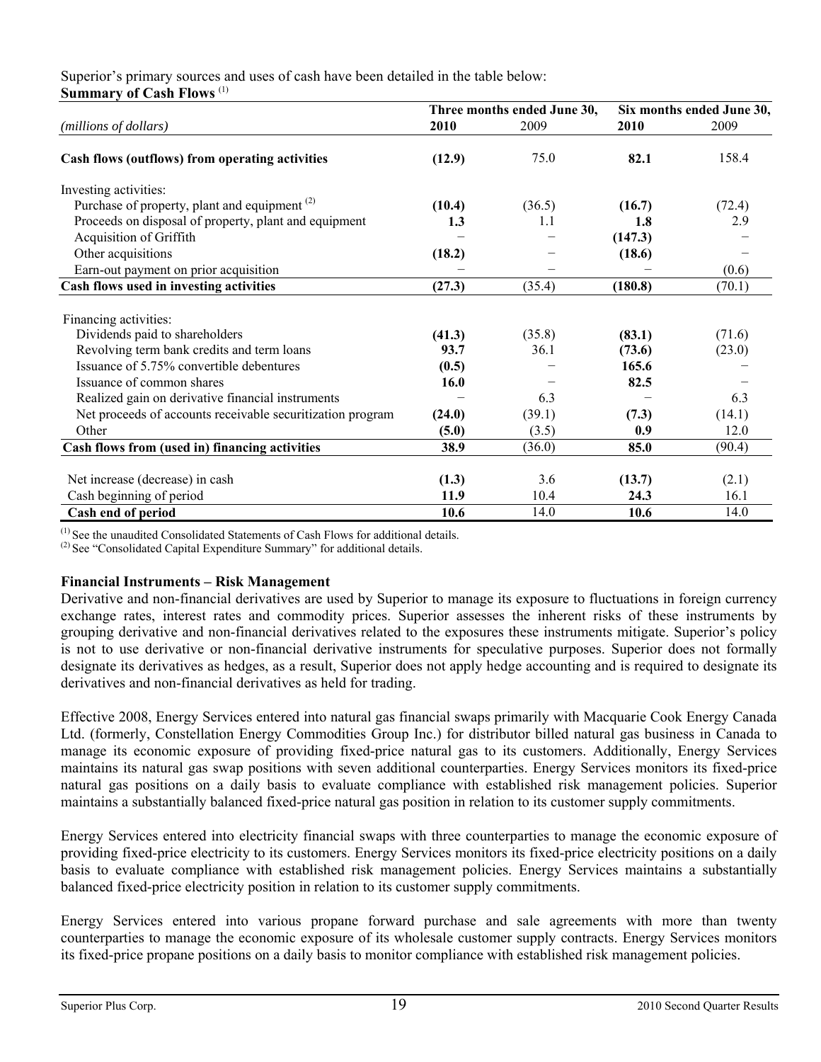Superior's primary sources and uses of cash have been detailed in the table below:

**Summary of Cash Flows** [(1)]

| *(millions of dollars)* | Three months ended June 30, 2010 | Three months ended June 30, 2009 | Six months ended June 30, 2010 | Six months ended June 30, 2009 |
|---|---|---|---|---|
| **Cash flows (outflows) from operating activities** | **(12.9)** | 75.0 | **82.1** | 158.4 |
| Investing activities: | | | | |
| Purchase of property, plant and equipment [(2)] | **(10.4)** | (36.5) | **(16.7)** | (72.4) |
| Proceeds on disposal of property, plant and equipment | **1.3** | 1.1 | **1.8** | 2.9 |
| Acquisition of Griffith | – | – | **(147.3)** | – |
| Other acquisitions | **(18.2)** | – | **(18.6)** | – |
| Earn-out payment on prior acquisition | – | – | – | (0.6) |
| **Cash flows used in investing activities** | **(27.3)** | (35.4) | **(180.8)** | (70.1) |
| Financing activities: | | | | |
| Dividends paid to shareholders | **(41.3)** | (35.8) | **(83.1)** | (71.6) |
| Revolving term bank credits and term loans | **93.7** | 36.1 | **(73.6)** | (23.0) |
| Issuance of 5.75% convertible debentures | **(0.5)** | – | **165.6** | – |
| Issuance of common shares | **16.0** | – | **82.5** | – |
| Realized gain on derivative financial instruments | – | 6.3 | – | 6.3 |
| Net proceeds of accounts receivable securitization program | **(24.0)** | (39.1) | **(7.3)** | (14.1) |
| Other | **(5.0)** | (3.5) | **0.9** | 12.0 |
| **Cash flows from (used in) financing activities** | **38.9** | (36.0) | **85.0** | (90.4) |
| Net increase (decrease) in cash | **(1.3)** | 3.6 | **(13.7)** | (2.1) |
| Cash beginning of period | **11.9** | 10.4 | **24.3** | 16.1 |
| **Cash end of period** | **10.6** | 14.0 | **10.6** | 14.0 |

[(1)] See the unaudited Consolidated Statements of Cash Flows for additional details.
[(2)] See "Consolidated Capital Expenditure Summary" for additional details.

**Financial Instruments – Risk Management**

Derivative and non-financial derivatives are used by Superior to manage its exposure to fluctuations in foreign currency exchange rates, interest rates and commodity prices. Superior assesses the inherent risks of these instruments by grouping derivative and non-financial derivatives related to the exposures these instruments mitigate. Superior's policy is not to use derivative or non-financial derivative instruments for speculative purposes. Superior does not formally designate its derivatives as hedges, as a result, Superior does not apply hedge accounting and is required to designate its derivatives and non-financial derivatives as held for trading.

Effective 2008, Energy Services entered into natural gas financial swaps primarily with Macquarie Cook Energy Canada Ltd. (formerly, Constellation Energy Commodities Group Inc.) for distributor billed natural gas business in Canada to manage its economic exposure of providing fixed-price natural gas to its customers. Additionally, Energy Services maintains its natural gas swap positions with seven additional counterparties. Energy Services monitors its fixed-price natural gas positions on a daily basis to evaluate compliance with established risk management policies. Superior maintains a substantially balanced fixed-price natural gas position in relation to its customer supply commitments.

Energy Services entered into electricity financial swaps with three counterparties to manage the economic exposure of providing fixed-price electricity to its customers. Energy Services monitors its fixed-price electricity positions on a daily basis to evaluate compliance with established risk management policies. Energy Services maintains a substantially balanced fixed-price electricity position in relation to its customer supply commitments.

Energy Services entered into various propane forward purchase and sale agreements with more than twenty counterparties to manage the economic exposure of its wholesale customer supply contracts. Energy Services monitors its fixed-price propane positions on a daily basis to monitor compliance with established risk management policies.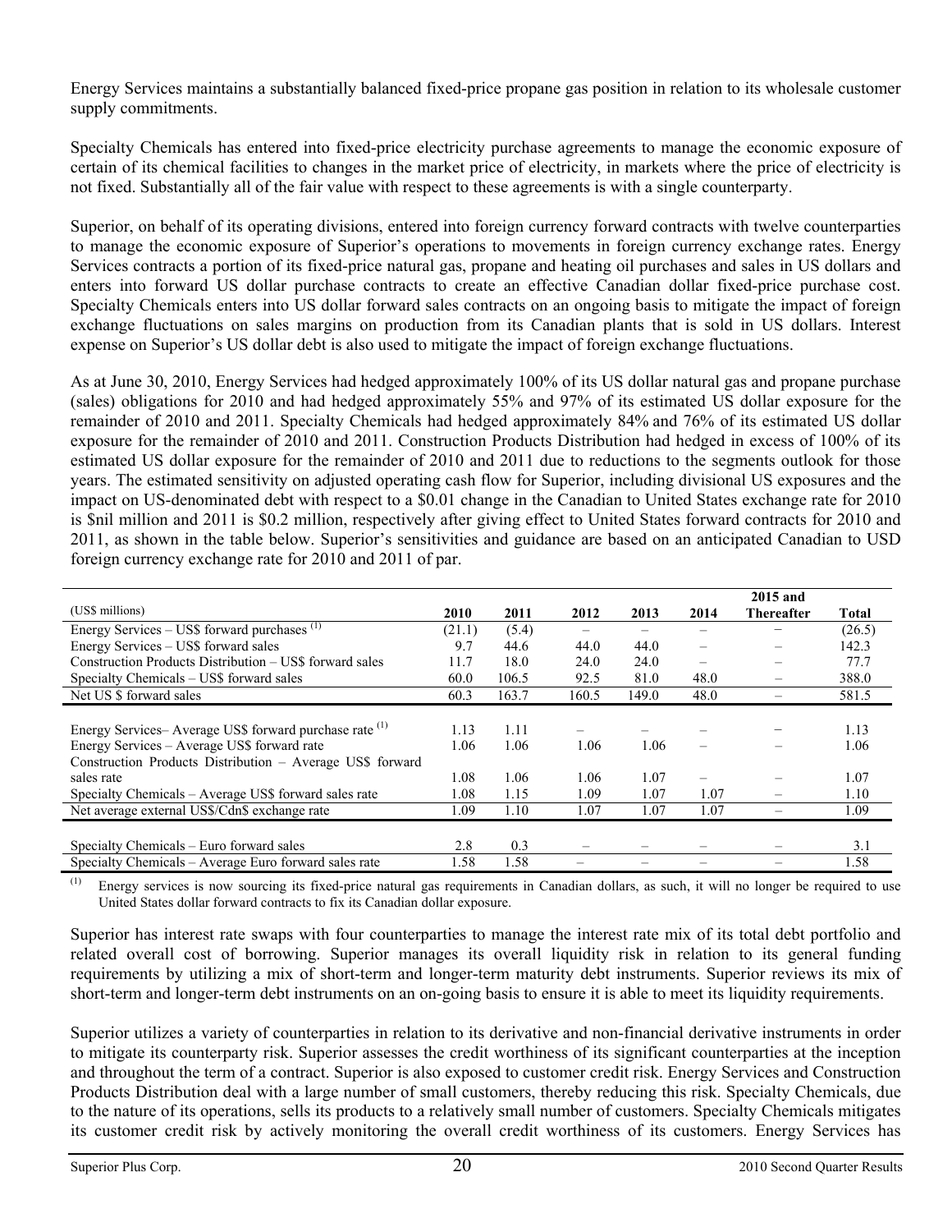Energy Services maintains a substantially balanced fixed-price propane gas position in relation to its wholesale customer supply commitments.

Specialty Chemicals has entered into fixed-price electricity purchase agreements to manage the economic exposure of certain of its chemical facilities to changes in the market price of electricity, in markets where the price of electricity is not fixed. Substantially all of the fair value with respect to these agreements is with a single counterparty.

Superior, on behalf of its operating divisions, entered into foreign currency forward contracts with twelve counterparties to manage the economic exposure of Superior's operations to movements in foreign currency exchange rates. Energy Services contracts a portion of its fixed-price natural gas, propane and heating oil purchases and sales in US dollars and enters into forward US dollar purchase contracts to create an effective Canadian dollar fixed-price purchase cost. Specialty Chemicals enters into US dollar forward sales contracts on an ongoing basis to mitigate the impact of foreign exchange fluctuations on sales margins on production from its Canadian plants that is sold in US dollars. Interest expense on Superior's US dollar debt is also used to mitigate the impact of foreign exchange fluctuations.

As at June 30, 2010, Energy Services had hedged approximately 100% of its US dollar natural gas and propane purchase (sales) obligations for 2010 and had hedged approximately 55% and 97% of its estimated US dollar exposure for the remainder of 2010 and 2011. Specialty Chemicals had hedged approximately 84% and 76% of its estimated US dollar exposure for the remainder of 2010 and 2011. Construction Products Distribution had hedged in excess of 100% of its estimated US dollar exposure for the remainder of 2010 and 2011 due to reductions to the segments outlook for those years. The estimated sensitivity on adjusted operating cash flow for Superior, including divisional US exposures and the impact on US-denominated debt with respect to a $0.01 change in the Canadian to United States exchange rate for 2010 is $nil million and 2011 is $0.2 million, respectively after giving effect to United States forward contracts for 2010 and 2011, as shown in the table below. Superior's sensitivities and guidance are based on an anticipated Canadian to USD foreign currency exchange rate for 2010 and 2011 of par.

| (US$ millions) | 2010 | 2011 | 2012 | 2013 | 2014 | 2015 and Thereafter | Total |
|---|---|---|---|---|---|---|---|
| Energy Services – US$ forward purchases [(1)] | (21.1) | (5.4) | – | – | – | – | (26.5) |
| Energy Services – US$ forward sales | 9.7 | 44.6 | 44.0 | 44.0 | – | – | 142.3 |
| Construction Products Distribution – US$ forward sales | 11.7 | 18.0 | 24.0 | 24.0 | – | – | 77.7 |
| Specialty Chemicals – US$ forward sales | 60.0 | 106.5 | 92.5 | 81.0 | 48.0 | – | 388.0 |
| Net US $ forward sales | 60.3 | 163.7 | 160.5 | 149.0 | 48.0 | – | 581.5 |
| | | | | | | | |
| Energy Services– Average US$ forward purchase rate [(1)] | 1.13 | 1.11 | – | – | – | – | 1.13 |
| Energy Services – Average US$ forward rate | 1.06 | 1.06 | 1.06 | 1.06 | – | – | 1.06 |
| Construction Products Distribution – Average US$ forward sales rate | 1.08 | 1.06 | 1.06 | 1.07 | – | – | 1.07 |
| Specialty Chemicals – Average US$ forward sales rate | 1.08 | 1.15 | 1.09 | 1.07 | 1.07 | – | 1.10 |
| Net average external US$/Cdn$ exchange rate | 1.09 | 1.10 | 1.07 | 1.07 | 1.07 | – | 1.09 |
| | | | | | | | |
| Specialty Chemicals – Euro forward sales | 2.8 | 0.3 | – | – | – | – | 3.1 |
| Specialty Chemicals – Average Euro forward sales rate | 1.58 | 1.58 | – | – | – | – | 1.58 |

(1) Energy services is now sourcing its fixed-price natural gas requirements in Canadian dollars, as such, it will no longer be required to use United States dollar forward contracts to fix its Canadian dollar exposure.

Superior has interest rate swaps with four counterparties to manage the interest rate mix of its total debt portfolio and related overall cost of borrowing. Superior manages its overall liquidity risk in relation to its general funding requirements by utilizing a mix of short-term and longer-term maturity debt instruments. Superior reviews its mix of short-term and longer-term debt instruments on an on-going basis to ensure it is able to meet its liquidity requirements.

Superior utilizes a variety of counterparties in relation to its derivative and non-financial derivative instruments in order to mitigate its counterparty risk. Superior assesses the credit worthiness of its significant counterparties at the inception and throughout the term of a contract. Superior is also exposed to customer credit risk. Energy Services and Construction Products Distribution deal with a large number of small customers, thereby reducing this risk. Specialty Chemicals, due to the nature of its operations, sells its products to a relatively small number of customers. Specialty Chemicals mitigates its customer credit risk by actively monitoring the overall credit worthiness of its customers. Energy Services has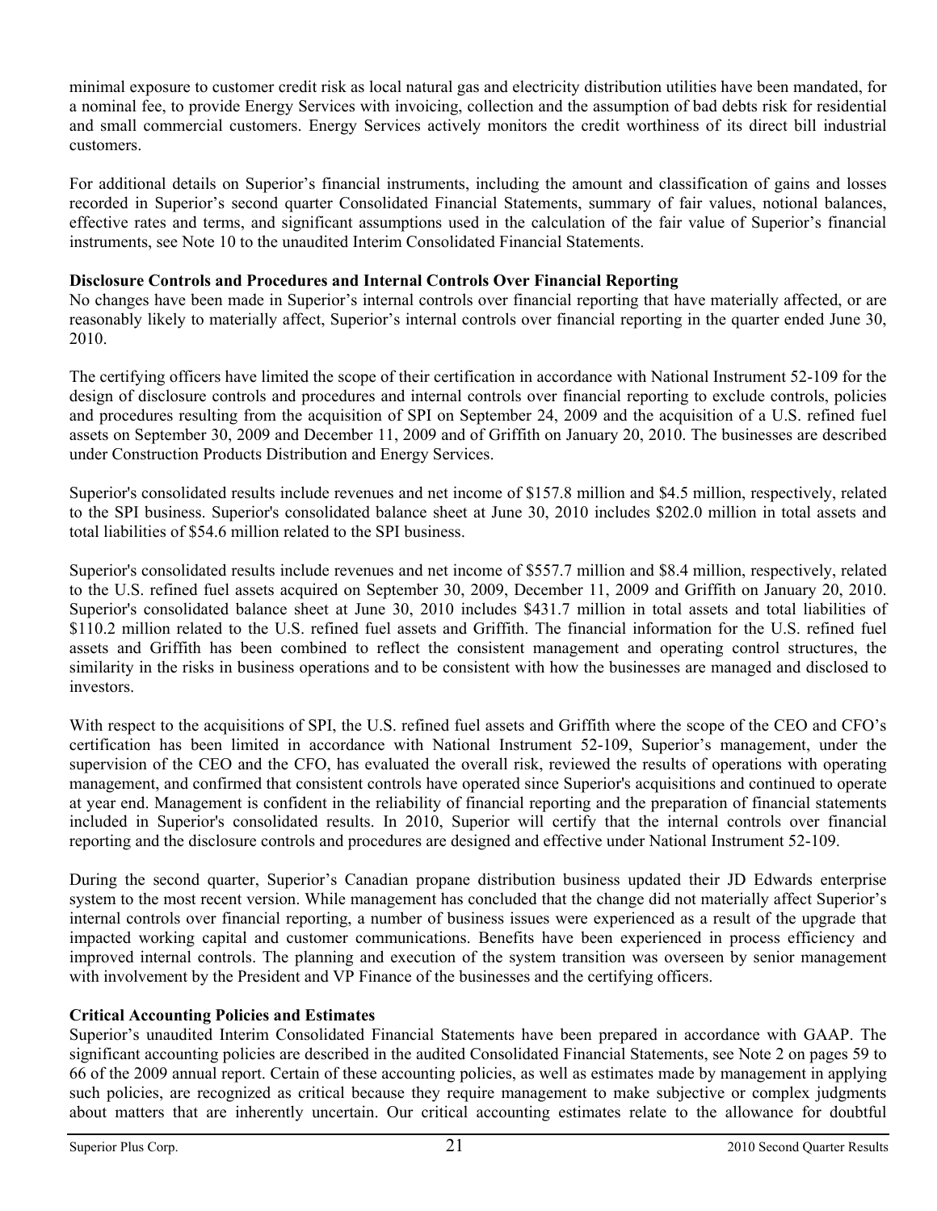minimal exposure to customer credit risk as local natural gas and electricity distribution utilities have been mandated, for a nominal fee, to provide Energy Services with invoicing, collection and the assumption of bad debts risk for residential and small commercial customers. Energy Services actively monitors the credit worthiness of its direct bill industrial customers.

For additional details on Superior's financial instruments, including the amount and classification of gains and losses recorded in Superior's second quarter Consolidated Financial Statements, summary of fair values, notional balances, effective rates and terms, and significant assumptions used in the calculation of the fair value of Superior's financial instruments, see Note 10 to the unaudited Interim Consolidated Financial Statements.

**Disclosure Controls and Procedures and Internal Controls Over Financial Reporting**

No changes have been made in Superior's internal controls over financial reporting that have materially affected, or are reasonably likely to materially affect, Superior's internal controls over financial reporting in the quarter ended June 30, 2010.

The certifying officers have limited the scope of their certification in accordance with National Instrument 52-109 for the design of disclosure controls and procedures and internal controls over financial reporting to exclude controls, policies and procedures resulting from the acquisition of SPI on September 24, 2009 and the acquisition of a U.S. refined fuel assets on September 30, 2009 and December 11, 2009 and of Griffith on January 20, 2010. The businesses are described under Construction Products Distribution and Energy Services.

Superior's consolidated results include revenues and net income of $157.8 million and $4.5 million, respectively, related to the SPI business. Superior's consolidated balance sheet at June 30, 2010 includes $202.0 million in total assets and total liabilities of $54.6 million related to the SPI business.

Superior's consolidated results include revenues and net income of $557.7 million and $8.4 million, respectively, related to the U.S. refined fuel assets acquired on September 30, 2009, December 11, 2009 and Griffith on January 20, 2010. Superior's consolidated balance sheet at June 30, 2010 includes $431.7 million in total assets and total liabilities of $110.2 million related to the U.S. refined fuel assets and Griffith. The financial information for the U.S. refined fuel assets and Griffith has been combined to reflect the consistent management and operating control structures, the similarity in the risks in business operations and to be consistent with how the businesses are managed and disclosed to investors.

With respect to the acquisitions of SPI, the U.S. refined fuel assets and Griffith where the scope of the CEO and CFO's certification has been limited in accordance with National Instrument 52-109, Superior's management, under the supervision of the CEO and the CFO, has evaluated the overall risk, reviewed the results of operations with operating management, and confirmed that consistent controls have operated since Superior's acquisitions and continued to operate at year end. Management is confident in the reliability of financial reporting and the preparation of financial statements included in Superior's consolidated results. In 2010, Superior will certify that the internal controls over financial reporting and the disclosure controls and procedures are designed and effective under National Instrument 52-109.

During the second quarter, Superior's Canadian propane distribution business updated their JD Edwards enterprise system to the most recent version. While management has concluded that the change did not materially affect Superior's internal controls over financial reporting, a number of business issues were experienced as a result of the upgrade that impacted working capital and customer communications. Benefits have been experienced in process efficiency and improved internal controls. The planning and execution of the system transition was overseen by senior management with involvement by the President and VP Finance of the businesses and the certifying officers.

**Critical Accounting Policies and Estimates**

Superior's unaudited Interim Consolidated Financial Statements have been prepared in accordance with GAAP. The significant accounting policies are described in the audited Consolidated Financial Statements, see Note 2 on pages 59 to 66 of the 2009 annual report. Certain of these accounting policies, as well as estimates made by management in applying such policies, are recognized as critical because they require management to make subjective or complex judgments about matters that are inherently uncertain. Our critical accounting estimates relate to the allowance for doubtful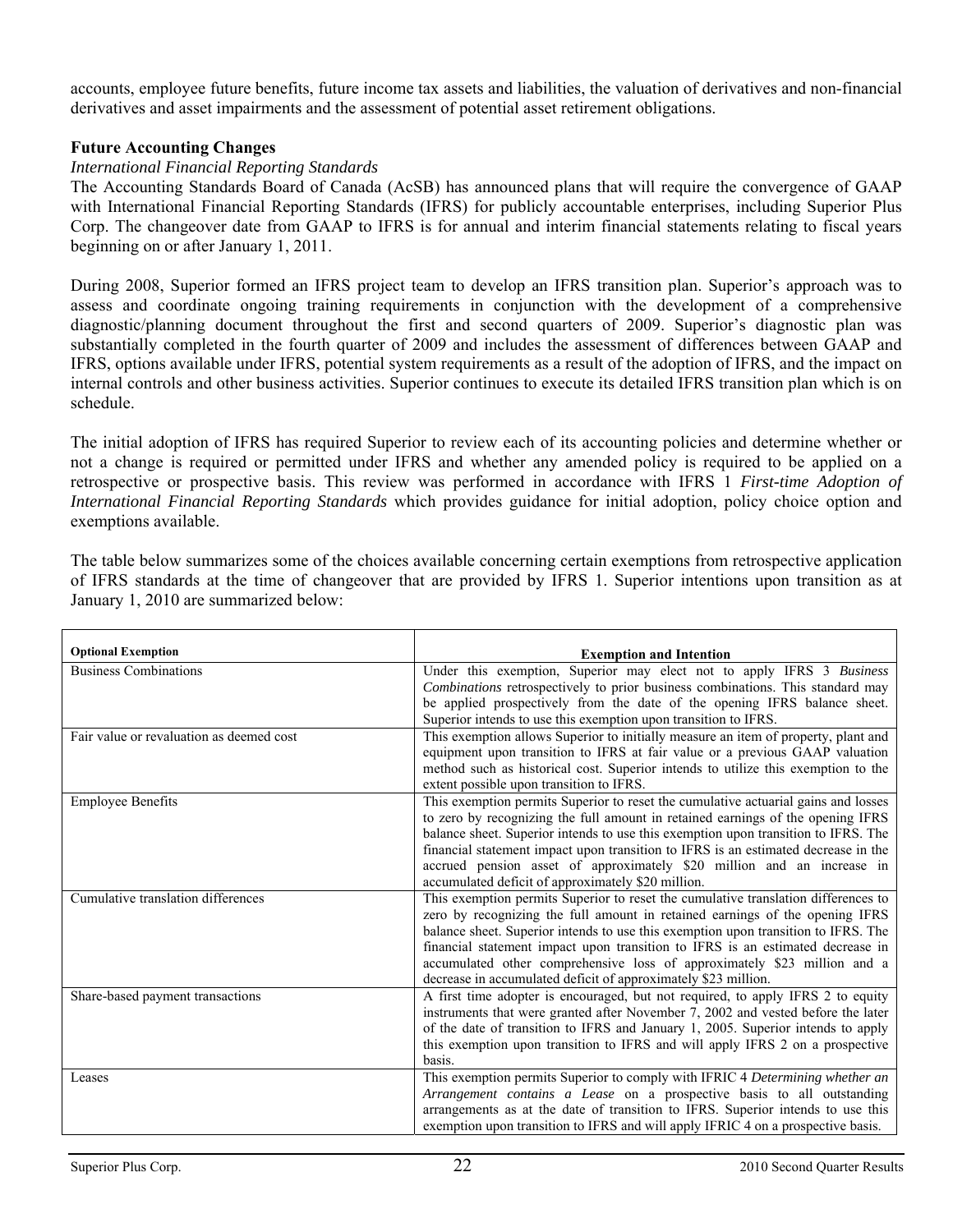accounts, employee future benefits, future income tax assets and liabilities, the valuation of derivatives and non-financial derivatives and asset impairments and the assessment of potential asset retirement obligations.

**Future Accounting Changes**

*International Financial Reporting Standards*

The Accounting Standards Board of Canada (AcSB) has announced plans that will require the convergence of GAAP with International Financial Reporting Standards (IFRS) for publicly accountable enterprises, including Superior Plus Corp. The changeover date from GAAP to IFRS is for annual and interim financial statements relating to fiscal years beginning on or after January 1, 2011.

During 2008, Superior formed an IFRS project team to develop an IFRS transition plan. Superior's approach was to assess and coordinate ongoing training requirements in conjunction with the development of a comprehensive diagnostic/planning document throughout the first and second quarters of 2009. Superior's diagnostic plan was substantially completed in the fourth quarter of 2009 and includes the assessment of differences between GAAP and IFRS, options available under IFRS, potential system requirements as a result of the adoption of IFRS, and the impact on internal controls and other business activities. Superior continues to execute its detailed IFRS transition plan which is on schedule.

The initial adoption of IFRS has required Superior to review each of its accounting policies and determine whether or not a change is required or permitted under IFRS and whether any amended policy is required to be applied on a retrospective or prospective basis. This review was performed in accordance with IFRS 1 *First-time Adoption of International Financial Reporting Standards* which provides guidance for initial adoption, policy choice option and exemptions available.

The table below summarizes some of the choices available concerning certain exemptions from retrospective application of IFRS standards at the time of changeover that are provided by IFRS 1. Superior intentions upon transition as at January 1, 2010 are summarized below:

| **Optional Exemption** | **Exemption and Intention** |
|---|---|
| Business Combinations | Under this exemption, Superior may elect not to apply IFRS 3 *Business Combinations* retrospectively to prior business combinations. This standard may be applied prospectively from the date of the opening IFRS balance sheet. Superior intends to use this exemption upon transition to IFRS. |
| Fair value or revaluation as deemed cost | This exemption allows Superior to initially measure an item of property, plant and equipment upon transition to IFRS at fair value or a previous GAAP valuation method such as historical cost. Superior intends to utilize this exemption to the extent possible upon transition to IFRS. |
| Employee Benefits | This exemption permits Superior to reset the cumulative actuarial gains and losses to zero by recognizing the full amount in retained earnings of the opening IFRS balance sheet. Superior intends to use this exemption upon transition to IFRS. The financial statement impact upon transition to IFRS is an estimated decrease in the accrued pension asset of approximately $20 million and an increase in accumulated deficit of approximately $20 million. |
| Cumulative translation differences | This exemption permits Superior to reset the cumulative translation differences to zero by recognizing the full amount in retained earnings of the opening IFRS balance sheet. Superior intends to use this exemption upon transition to IFRS. The financial statement impact upon transition to IFRS is an estimated decrease in accumulated other comprehensive loss of approximately $23 million and a decrease in accumulated deficit of approximately $23 million. |
| Share-based payment transactions | A first time adopter is encouraged, but not required, to apply IFRS 2 to equity instruments that were granted after November 7, 2002 and vested before the later of the date of transition to IFRS and January 1, 2005. Superior intends to apply this exemption upon transition to IFRS and will apply IFRS 2 on a prospective basis. |
| Leases | This exemption permits Superior to comply with IFRIC 4 *Determining whether an Arrangement contains a Lease* on a prospective basis to all outstanding arrangements as at the date of transition to IFRS. Superior intends to use this exemption upon transition to IFRS and will apply IFRIC 4 on a prospective basis. |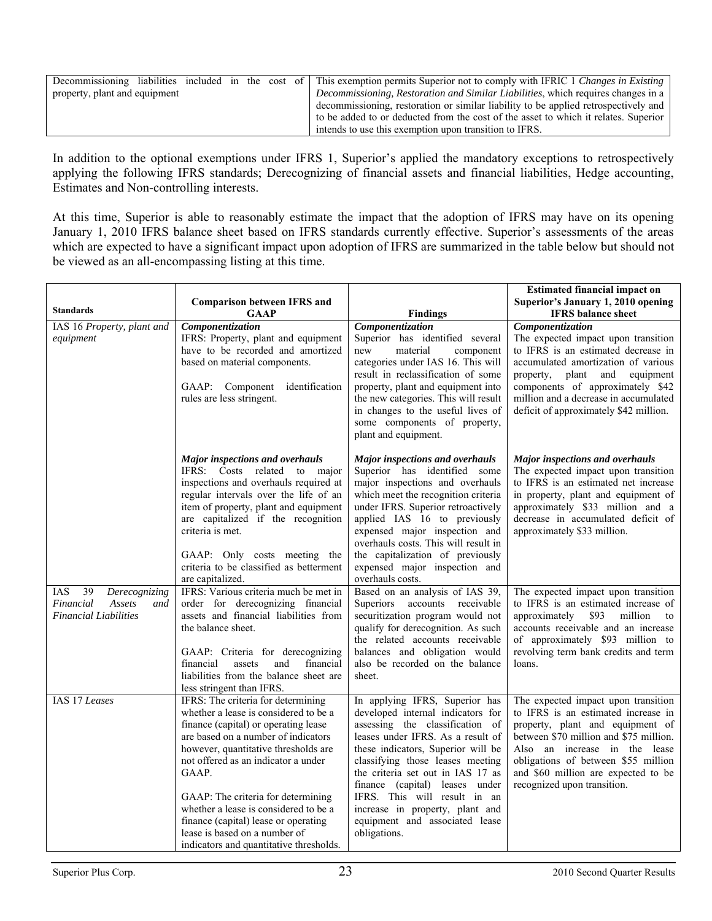| | |
|---|---|
| Decommissioning liabilities included in the cost of property, plant and equipment | This exemption permits Superior not to comply with IFRIC 1 *Changes in Existing Decommissioning, Restoration and Similar Liabilities*, which requires changes in a decommissioning, restoration or similar liability to be applied retrospectively and to be added to or deducted from the cost of the asset to which it relates. Superior intends to use this exemption upon transition to IFRS. |

In addition to the optional exemptions under IFRS 1, Superior's applied the mandatory exceptions to retrospectively applying the following IFRS standards; Derecognizing of financial assets and financial liabilities, Hedge accounting, Estimates and Non-controlling interests.

At this time, Superior is able to reasonably estimate the impact that the adoption of IFRS may have on its opening January 1, 2010 IFRS balance sheet based on IFRS standards currently effective. Superior's assessments of the areas which are expected to have a significant impact upon adoption of IFRS are summarized in the table below but should not be viewed as an all-encompassing listing at this time.

| Standards | Comparison between IFRS and GAAP | Findings | Estimated financial impact on Superior's January 1, 2010 opening IFRS balance sheet |
|---|---|---|---|
| IAS 16 *Property, plant and equipment* | ***Componentization***<br>IFRS: Property, plant and equipment have to be recorded and amortized based on material components.<br><br>GAAP: Component identification rules are less stringent. | ***Componentization***<br>Superior has identified several new material component categories under IAS 16. This will result in reclassification of some property, plant and equipment into the new categories. This will result in changes to the useful lives of some components of property, plant and equipment. | ***Componentization***<br>The expected impact upon transition to IFRS is an estimated decrease in accumulated amortization of various property, plant and equipment components of approximately $42 million and a decrease in accumulated deficit of approximately $42 million. |
| | ***Major inspections and overhauls***<br>IFRS: Costs related to major inspections and overhauls required at regular intervals over the life of an item of property, plant and equipment are capitalized if the recognition criteria is met.<br><br>GAAP: Only costs meeting the criteria to be classified as betterment are capitalized. | ***Major inspections and overhauls***<br>Superior has identified some major inspections and overhauls which meet the recognition criteria under IFRS. Superior retroactively applied IAS 16 to previously expensed major inspection and overhauls costs. This will result in the capitalization of previously expensed major inspection and overhauls costs. | ***Major inspections and overhauls***<br>The expected impact upon transition to IFRS is an estimated net increase in property, plant and equipment of approximately $33 million and a decrease in accumulated deficit of approximately $33 million. |
| IAS 39 *Derecognizing Financial Assets and Financial Liabilities* | IFRS: Various criteria much be met in order for derecognizing financial assets and financial liabilities from the balance sheet.<br><br>GAAP: Criteria for derecognizing financial assets and financial liabilities from the balance sheet are less stringent than IFRS. | Based on an analysis of IAS 39, Superiors accounts receivable securitization program would not qualify for derecognition. As such the related accounts receivable balances and obligation would also be recorded on the balance sheet. | The expected impact upon transition to IFRS is an estimated increase of approximately $93 million to accounts receivable and an increase of approximately $93 million to revolving term bank credits and term loans. |
| IAS 17 *Leases* | IFRS: The criteria for determining whether a lease is considered to be a finance (capital) or operating lease are based on a number of indicators however, quantitative thresholds are not offered as an indicator a under GAAP.<br><br>GAAP: The criteria for determining whether a lease is considered to be a finance (capital) lease or operating lease is based on a number of indicators and quantitative thresholds. | In applying IFRS, Superior has developed internal indicators for assessing the classification of leases under IFRS. As a result of these indicators, Superior will be classifying those leases meeting the criteria set out in IAS 17 as finance (capital) leases under IFRS. This will result in an increase in property, plant and equipment and associated lease obligations. | The expected impact upon transition to IFRS is an estimated increase in property, plant and equipment of between $70 million and $75 million. Also an increase in the lease obligations of between $55 million and $60 million are expected to be recognized upon transition. |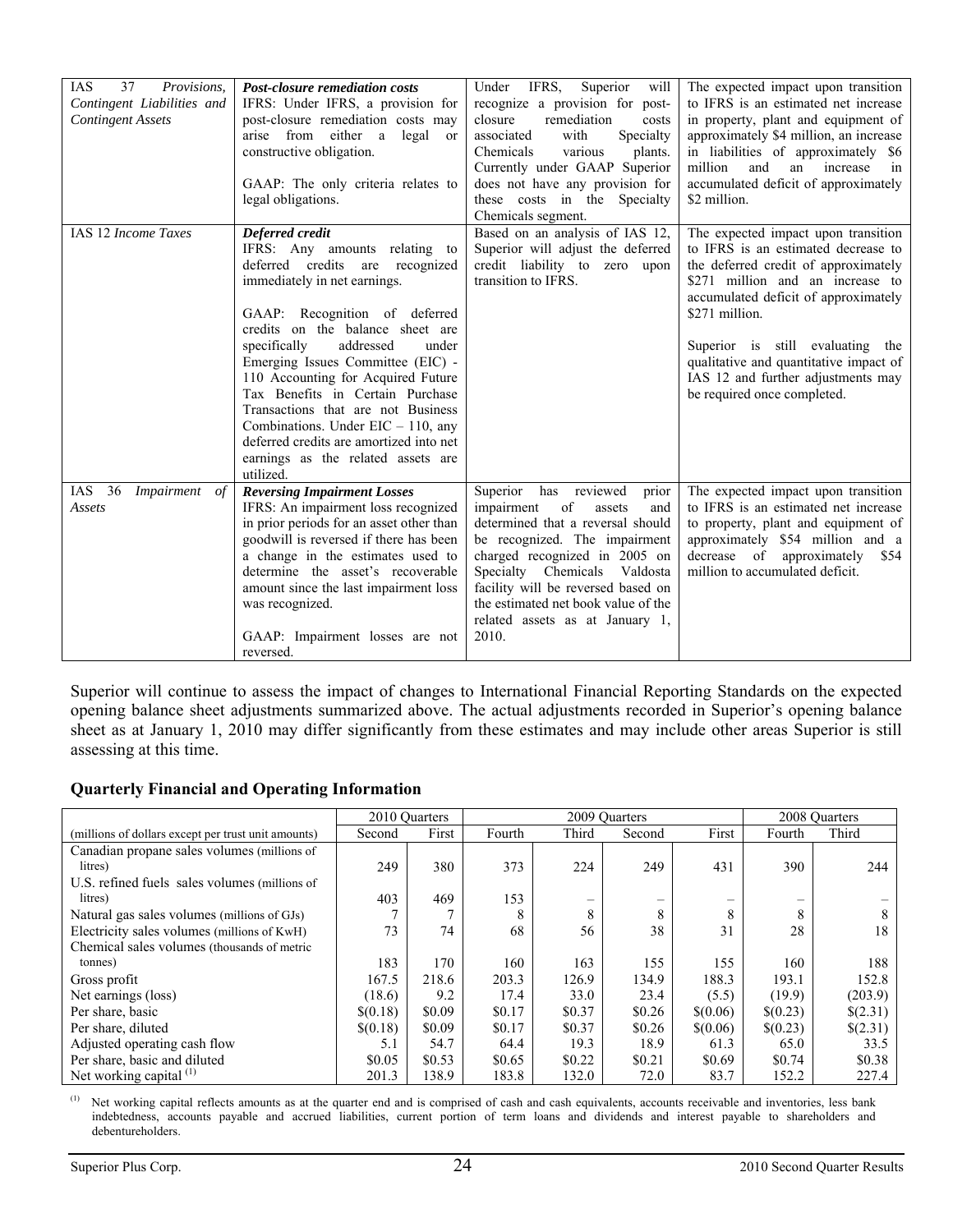| IAS 37 *Provisions, Contingent Liabilities and Contingent Assets* | ***Post-closure remediation costs*** IFRS: Under IFRS, a provision for post-closure remediation costs may arise from either a legal or constructive obligation. GAAP: The only criteria relates to legal obligations. | Under IFRS, Superior will recognize a provision for post-closure remediation costs associated with Specialty Chemicals various plants. Currently under GAAP Superior does not have any provision for these costs in the Specialty Chemicals segment. | The expected impact upon transition to IFRS is an estimated net increase in property, plant and equipment of approximately $4 million, an increase in liabilities of approximately $6 million and an increase in accumulated deficit of approximately $2 million. |
|---|---|---|---|
| IAS 12 *Income Taxes* | ***Deferred credit*** IFRS: Any amounts relating to deferred credits are recognized immediately in net earnings. GAAP: Recognition of deferred credits on the balance sheet are specifically addressed under Emerging Issues Committee (EIC) - 110 Accounting for Acquired Future Tax Benefits in Certain Purchase Transactions that are not Business Combinations. Under EIC – 110, any deferred credits are amortized into net earnings as the related assets are utilized. | Based on an analysis of IAS 12, Superior will adjust the deferred credit liability to zero upon transition to IFRS. | The expected impact upon transition to IFRS is an estimated decrease to the deferred credit of approximately $271 million and an increase to accumulated deficit of approximately $271 million. Superior is still evaluating the qualitative and quantitative impact of IAS 12 and further adjustments may be required once completed. |
| IAS 36 *Impairment of Assets* | ***Reversing Impairment Losses*** IFRS: An impairment loss recognized in prior periods for an asset other than goodwill is reversed if there has been a change in the estimates used to determine the asset's recoverable amount since the last impairment loss was recognized. GAAP: Impairment losses are not reversed. | Superior has reviewed prior impairment of assets and determined that a reversal should be recognized. The impairment charged recognized in 2005 on Specialty Chemicals Valdosta facility will be reversed based on the estimated net book value of the related assets as at January 1, 2010. | The expected impact upon transition to IFRS is an estimated net increase to property, plant and equipment of approximately $54 million and a decrease of approximately $54 million to accumulated deficit. |

Superior will continue to assess the impact of changes to International Financial Reporting Standards on the expected opening balance sheet adjustments summarized above. The actual adjustments recorded in Superior's opening balance sheet as at January 1, 2010 may differ significantly from these estimates and may include other areas Superior is still assessing at this time.

## Quarterly Financial and Operating Information

| | 2010 Quarters | | 2009 Quarters | | | | 2008 Quarters | |
|---|---|---|---|---|---|---|---|---|
| (millions of dollars except per trust unit amounts) | Second | First | Fourth | Third | Second | First | Fourth | Third |
| Canadian propane sales volumes (millions of litres) | 249 | 380 | 373 | 224 | 249 | 431 | 390 | 244 |
| U.S. refined fuels sales volumes (millions of litres) | 403 | 469 | 153 | – | – | – | – | – |
| Natural gas sales volumes (millions of GJs) | 7 | 7 | 8 | 8 | 8 | 8 | 8 | 8 |
| Electricity sales volumes (millions of KwH) | 73 | 74 | 68 | 56 | 38 | 31 | 28 | 18 |
| Chemical sales volumes (thousands of metric tonnes) | 183 | 170 | 160 | 163 | 155 | 155 | 160 | 188 |
| Gross profit | 167.5 | 218.6 | 203.3 | 126.9 | 134.9 | 188.3 | 193.1 | 152.8 |
| Net earnings (loss) | (18.6) | 9.2 | 17.4 | 33.0 | 23.4 | (5.5) | (19.9) | (203.9) |
| Per share, basic | $(0.18) | $0.09 | $0.17 | $0.37 | $0.26 | $(0.06) | $(0.23) | $(2.31) |
| Per share, diluted | $(0.18) | $0.09 | $0.17 | $0.37 | $0.26 | $(0.06) | $(0.23) | $(2.31) |
| Adjusted operating cash flow | 5.1 | 54.7 | 64.4 | 19.3 | 18.9 | 61.3 | 65.0 | 33.5 |
| Per share, basic and diluted | $0.05 | $0.53 | $0.65 | $0.22 | $0.21 | $0.69 | $0.74 | $0.38 |
| Net working capital [(1)] | 201.3 | 138.9 | 183.8 | 132.0 | 72.0 | 83.7 | 152.2 | 227.4 |

[(1)] Net working capital reflects amounts as at the quarter end and is comprised of cash and cash equivalents, accounts receivable and inventories, less bank indebtedness, accounts payable and accrued liabilities, current portion of term loans and dividends and interest payable to shareholders and debentureholders.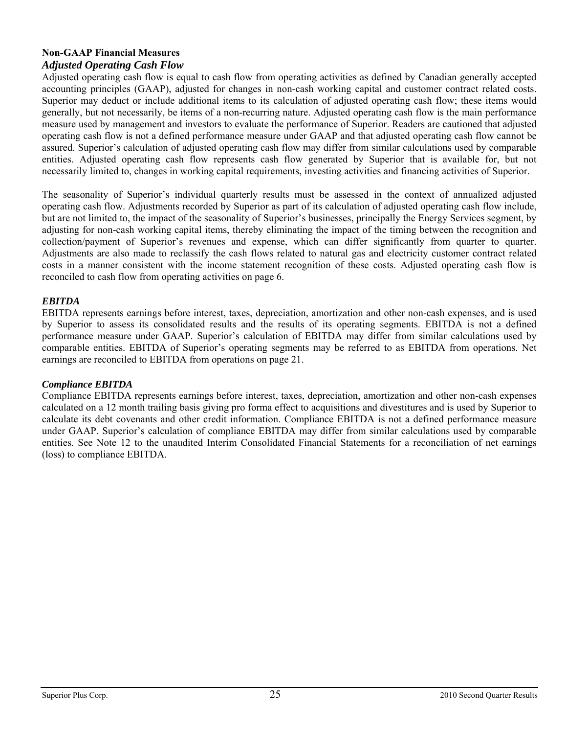## Non-GAAP Financial Measures

### *Adjusted Operating Cash Flow*

Adjusted operating cash flow is equal to cash flow from operating activities as defined by Canadian generally accepted accounting principles (GAAP), adjusted for changes in non-cash working capital and customer contract related costs. Superior may deduct or include additional items to its calculation of adjusted operating cash flow; these items would generally, but not necessarily, be items of a non-recurring nature. Adjusted operating cash flow is the main performance measure used by management and investors to evaluate the performance of Superior. Readers are cautioned that adjusted operating cash flow is not a defined performance measure under GAAP and that adjusted operating cash flow cannot be assured. Superior's calculation of adjusted operating cash flow may differ from similar calculations used by comparable entities. Adjusted operating cash flow represents cash flow generated by Superior that is available for, but not necessarily limited to, changes in working capital requirements, investing activities and financing activities of Superior.

The seasonality of Superior's individual quarterly results must be assessed in the context of annualized adjusted operating cash flow. Adjustments recorded by Superior as part of its calculation of adjusted operating cash flow include, but are not limited to, the impact of the seasonality of Superior's businesses, principally the Energy Services segment, by adjusting for non-cash working capital items, thereby eliminating the impact of the timing between the recognition and collection/payment of Superior's revenues and expense, which can differ significantly from quarter to quarter. Adjustments are also made to reclassify the cash flows related to natural gas and electricity customer contract related costs in a manner consistent with the income statement recognition of these costs. Adjusted operating cash flow is reconciled to cash flow from operating activities on page 6.

### *EBITDA*

EBITDA represents earnings before interest, taxes, depreciation, amortization and other non-cash expenses, and is used by Superior to assess its consolidated results and the results of its operating segments. EBITDA is not a defined performance measure under GAAP. Superior's calculation of EBITDA may differ from similar calculations used by comparable entities. EBITDA of Superior's operating segments may be referred to as EBITDA from operations. Net earnings are reconciled to EBITDA from operations on page 21.

### *Compliance EBITDA*

Compliance EBITDA represents earnings before interest, taxes, depreciation, amortization and other non-cash expenses calculated on a 12 month trailing basis giving pro forma effect to acquisitions and divestitures and is used by Superior to calculate its debt covenants and other credit information. Compliance EBITDA is not a defined performance measure under GAAP. Superior's calculation of compliance EBITDA may differ from similar calculations used by comparable entities. See Note 12 to the unaudited Interim Consolidated Financial Statements for a reconciliation of net earnings (loss) to compliance EBITDA.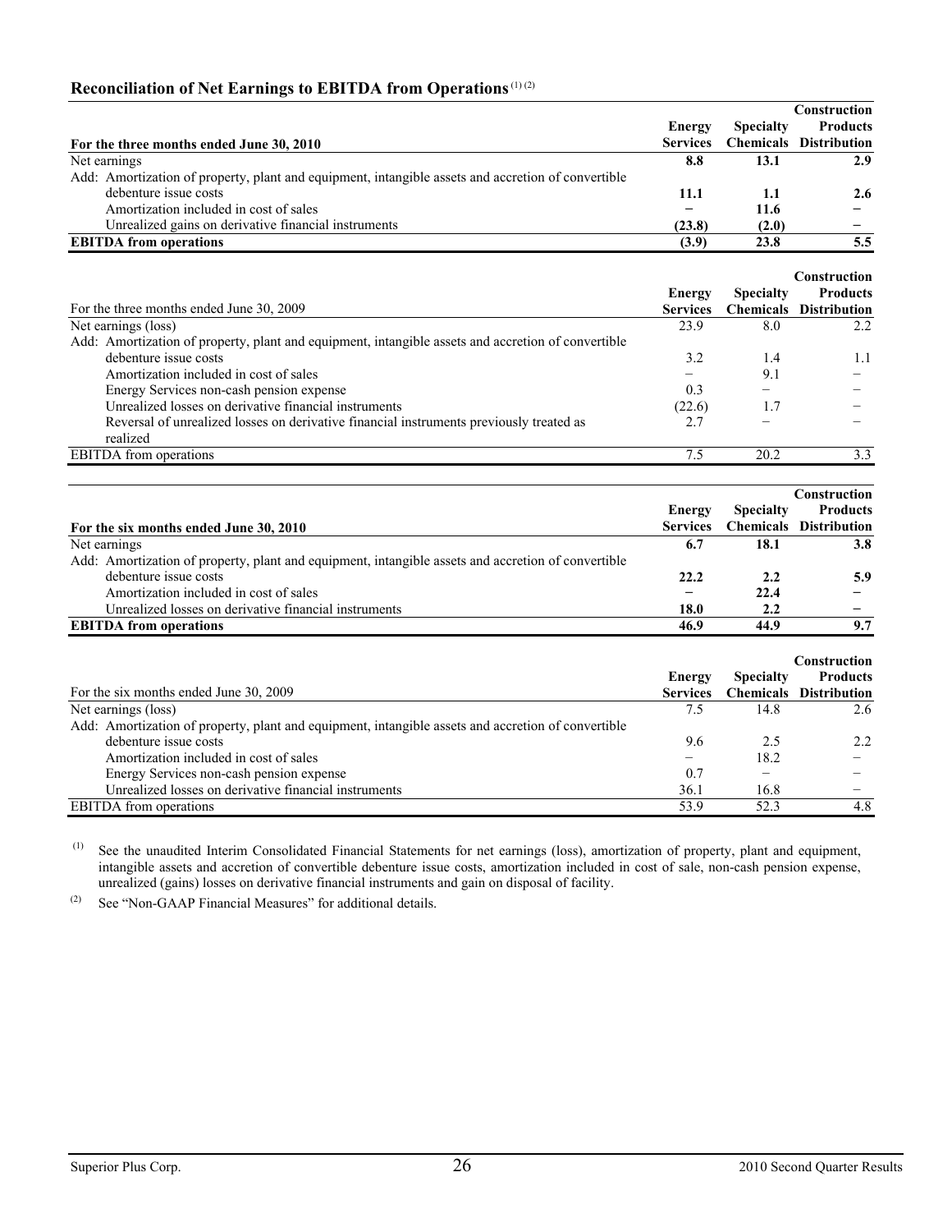## Reconciliation of Net Earnings to EBITDA from Operations [(1) (2)]

| **For the three months ended June 30, 2010** | **Energy Services** | **Specialty Chemicals** | **Construction Products Distribution** |
|---|---|---|---|
| Net earnings | **8.8** | **13.1** | **2.9** |
| Add: Amortization of property, plant and equipment, intangible assets and accretion of convertible debenture issue costs | **11.1** | **1.1** | **2.6** |
| Amortization included in cost of sales | **–** | **11.6** | **–** |
| Unrealized gains on derivative financial instruments | **(23.8)** | **(2.0)** | **–** |
| **EBITDA from operations** | **(3.9)** | **23.8** | **5.5** |

| For the three months ended June 30, 2009 | **Energy Services** | **Specialty Chemicals** | **Construction Products Distribution** |
|---|---|---|---|
| Net earnings (loss) | 23.9 | 8.0 | 2.2 |
| Add: Amortization of property, plant and equipment, intangible assets and accretion of convertible debenture issue costs | 3.2 | 1.4 | 1.1 |
| Amortization included in cost of sales | – | 9.1 | – |
| Energy Services non-cash pension expense | 0.3 | – | – |
| Unrealized losses on derivative financial instruments | (22.6) | 1.7 | – |
| Reversal of unrealized losses on derivative financial instruments previously treated as realized | 2.7 | – | – |
| EBITDA from operations | 7.5 | 20.2 | 3.3 |

| **For the six months ended June 30, 2010** | **Energy Services** | **Specialty Chemicals** | **Construction Products Distribution** |
|---|---|---|---|
| Net earnings | **6.7** | **18.1** | **3.8** |
| Add: Amortization of property, plant and equipment, intangible assets and accretion of convertible debenture issue costs | **22.2** | **2.2** | **5.9** |
| Amortization included in cost of sales | **–** | **22.4** | **–** |
| Unrealized losses on derivative financial instruments | **18.0** | **2.2** | **–** |
| **EBITDA from operations** | **46.9** | **44.9** | **9.7** |

| For the six months ended June 30, 2009 | **Energy Services** | **Specialty Chemicals** | **Construction Products Distribution** |
|---|---|---|---|
| Net earnings (loss) | 7.5 | 14.8 | 2.6 |
| Add: Amortization of property, plant and equipment, intangible assets and accretion of convertible debenture issue costs | 9.6 | 2.5 | 2.2 |
| Amortization included in cost of sales | – | 18.2 | – |
| Energy Services non-cash pension expense | 0.7 | – | – |
| Unrealized losses on derivative financial instruments | 36.1 | 16.8 | – |
| EBITDA from operations | 53.9 | 52.3 | 4.8 |

(1) See the unaudited Interim Consolidated Financial Statements for net earnings (loss), amortization of property, plant and equipment, intangible assets and accretion of convertible debenture issue costs, amortization included in cost of sale, non-cash pension expense, unrealized (gains) losses on derivative financial instruments and gain on disposal of facility.

(2) See "Non-GAAP Financial Measures" for additional details.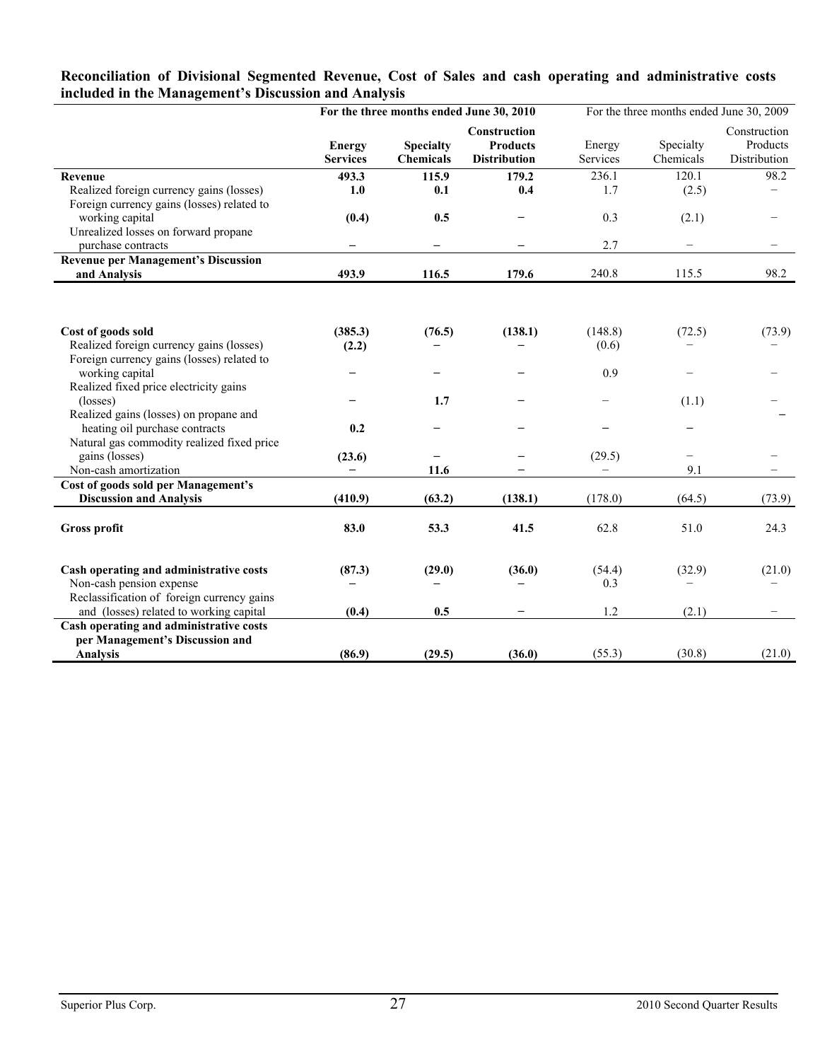**Reconciliation of Divisional Segmented Revenue, Cost of Sales and cash operating and administrative costs included in the Management's Discussion and Analysis**

| | For the three months ended June 30, 2010 | | | For the three months ended June 30, 2009 | | |
|---|---|---|---|---|---|---|
| | **Energy Services** | **Specialty Chemicals** | **Construction Products Distribution** | Energy Services | Specialty Chemicals | Construction Products Distribution |
| **Revenue** | **493.3** | **115.9** | **179.2** | 236.1 | 120.1 | 98.2 |
| Realized foreign currency gains (losses) | **1.0** | **0.1** | **0.4** | 1.7 | (2.5) | – |
| Foreign currency gains (losses) related to working capital | **(0.4)** | **0.5** | – | 0.3 | (2.1) | – |
| Unrealized losses on forward propane purchase contracts | – | – | – | 2.7 | – | – |
| **Revenue per Management's Discussion and Analysis** | **493.9** | **116.5** | **179.6** | 240.8 | 115.5 | 98.2 |
| | | | | | | |
| **Cost of goods sold** | **(385.3)** | **(76.5)** | **(138.1)** | (148.8) | (72.5) | (73.9) |
| Realized foreign currency gains (losses) | **(2.2)** | – | – | (0.6) | – | – |
| Foreign currency gains (losses) related to working capital | – | – | – | 0.9 | – | – |
| Realized fixed price electricity gains (losses) | – | **1.7** | – | – | (1.1) | – |
| Realized gains (losses) on propane and heating oil purchase contracts | **0.2** | – | – | – | – | – |
| Natural gas commodity realized fixed price gains (losses) | **(23.6)** | – | – | (29.5) | – | – |
| Non-cash amortization | – | **11.6** | – | – | 9.1 | – |
| **Cost of goods sold per Management's Discussion and Analysis** | **(410.9)** | **(63.2)** | **(138.1)** | (178.0) | (64.5) | (73.9) |
| | | | | | | |
| **Gross profit** | **83.0** | **53.3** | **41.5** | 62.8 | 51.0 | 24.3 |
| | | | | | | |
| **Cash operating and administrative costs** | **(87.3)** | **(29.0)** | **(36.0)** | (54.4) | (32.9) | (21.0) |
| Non-cash pension expense | – | – | – | 0.3 | – | – |
| Reclassification of foreign currency gains and (losses) related to working capital | **(0.4)** | **0.5** | – | 1.2 | (2.1) | – |
| **Cash operating and administrative costs per Management's Discussion and Analysis** | **(86.9)** | **(29.5)** | **(36.0)** | (55.3) | (30.8) | (21.0) |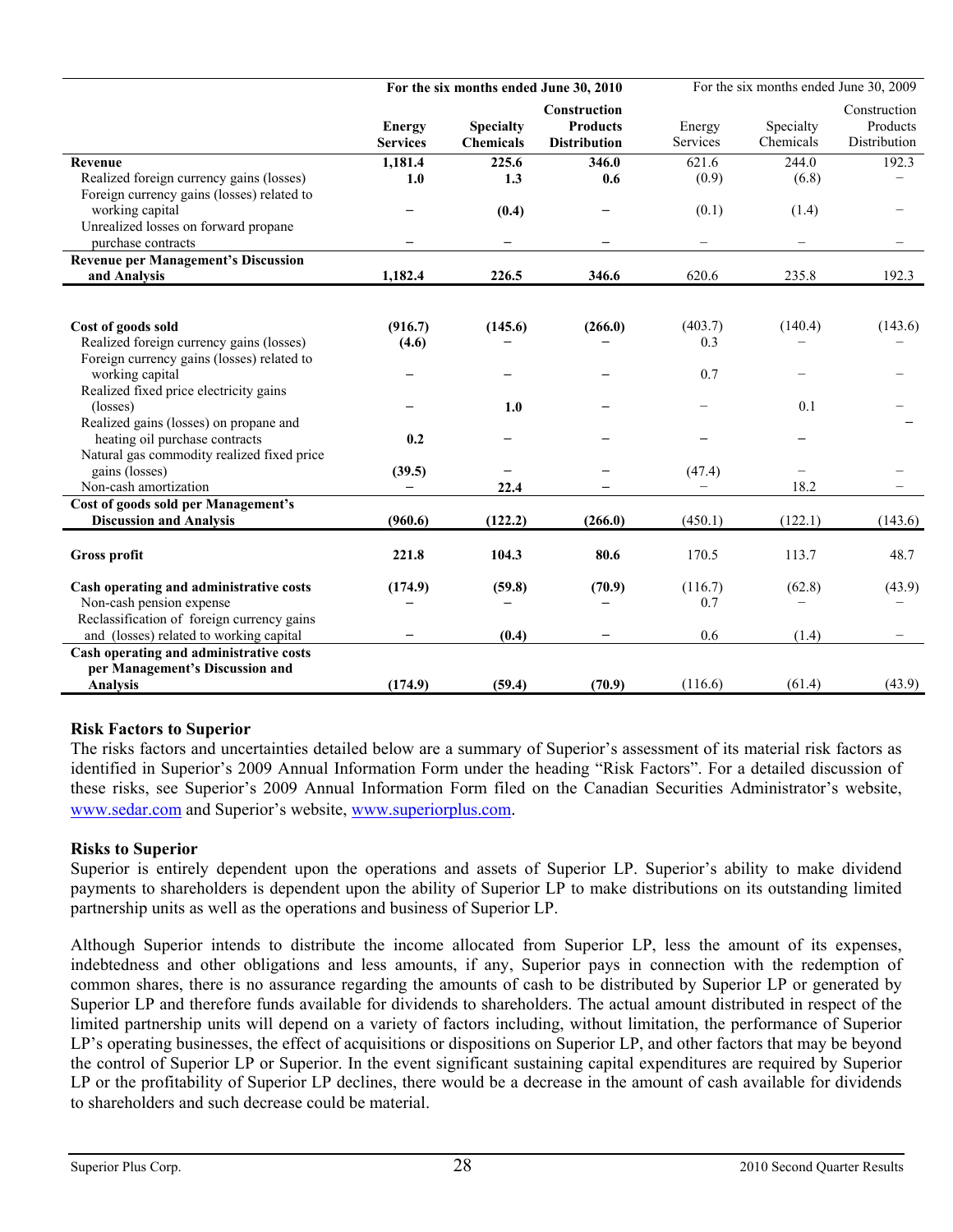| | For the six months ended June 30, 2010 | | | For the six months ended June 30, 2009 | | |
|---|---|---|---|---|---|---|
| | **Energy Services** | **Specialty Chemicals** | **Construction Products Distribution** | Energy Services | Specialty Chemicals | Construction Products Distribution |
| **Revenue** | **1,181.4** | **225.6** | **346.0** | 621.6 | 244.0 | 192.3 |
| Realized foreign currency gains (losses) | **1.0** | **1.3** | **0.6** | (0.9) | (6.8) | – |
| Foreign currency gains (losses) related to working capital | – | **(0.4)** | – | (0.1) | (1.4) | – |
| Unrealized losses on forward propane purchase contracts | – | – | – | – | – | – |
| **Revenue per Management's Discussion and Analysis** | **1,182.4** | **226.5** | **346.6** | 620.6 | 235.8 | 192.3 |
| | | | | | | |
| **Cost of goods sold** | **(916.7)** | **(145.6)** | **(266.0)** | (403.7) | (140.4) | (143.6) |
| Realized foreign currency gains (losses) | **(4.6)** | – | – | 0.3 | – | – |
| Foreign currency gains (losses) related to working capital | – | – | – | 0.7 | – | – |
| Realized fixed price electricity gains (losses) | – | **1.0** | – | – | 0.1 | – |
| Realized gains (losses) on propane and heating oil purchase contracts | **0.2** | – | – | – | – | – |
| Natural gas commodity realized fixed price gains (losses) | **(39.5)** | – | – | (47.4) | – | – |
| Non-cash amortization | – | **22.4** | – | – | 18.2 | – |
| **Cost of goods sold per Management's Discussion and Analysis** | **(960.6)** | **(122.2)** | **(266.0)** | (450.1) | (122.1) | (143.6) |
| | | | | | | |
| **Gross profit** | **221.8** | **104.3** | **80.6** | 170.5 | 113.7 | 48.7 |
| | | | | | | |
| **Cash operating and administrative costs** | **(174.9)** | **(59.8)** | **(70.9)** | (116.7) | (62.8) | (43.9) |
| Non-cash pension expense | – | – | – | 0.7 | – | – |
| Reclassification of foreign currency gains and (losses) related to working capital | – | **(0.4)** | – | 0.6 | (1.4) | – |
| **Cash operating and administrative costs per Management's Discussion and Analysis** | **(174.9)** | **(59.4)** | **(70.9)** | (116.6) | (61.4) | (43.9) |

## Risk Factors to Superior

The risks factors and uncertainties detailed below are a summary of Superior's assessment of its material risk factors as identified in Superior's 2009 Annual Information Form under the heading "Risk Factors". For a detailed discussion of these risks, see Superior's 2009 Annual Information Form filed on the Canadian Securities Administrator's website, www.sedar.com and Superior's website, www.superiorplus.com.

## Risks to Superior

Superior is entirely dependent upon the operations and assets of Superior LP. Superior's ability to make dividend payments to shareholders is dependent upon the ability of Superior LP to make distributions on its outstanding limited partnership units as well as the operations and business of Superior LP.

Although Superior intends to distribute the income allocated from Superior LP, less the amount of its expenses, indebtedness and other obligations and less amounts, if any, Superior pays in connection with the redemption of common shares, there is no assurance regarding the amounts of cash to be distributed by Superior LP or generated by Superior LP and therefore funds available for dividends to shareholders. The actual amount distributed in respect of the limited partnership units will depend on a variety of factors including, without limitation, the performance of Superior LP's operating businesses, the effect of acquisitions or dispositions on Superior LP, and other factors that may be beyond the control of Superior LP or Superior. In the event significant sustaining capital expenditures are required by Superior LP or the profitability of Superior LP declines, there would be a decrease in the amount of cash available for dividends to shareholders and such decrease could be material.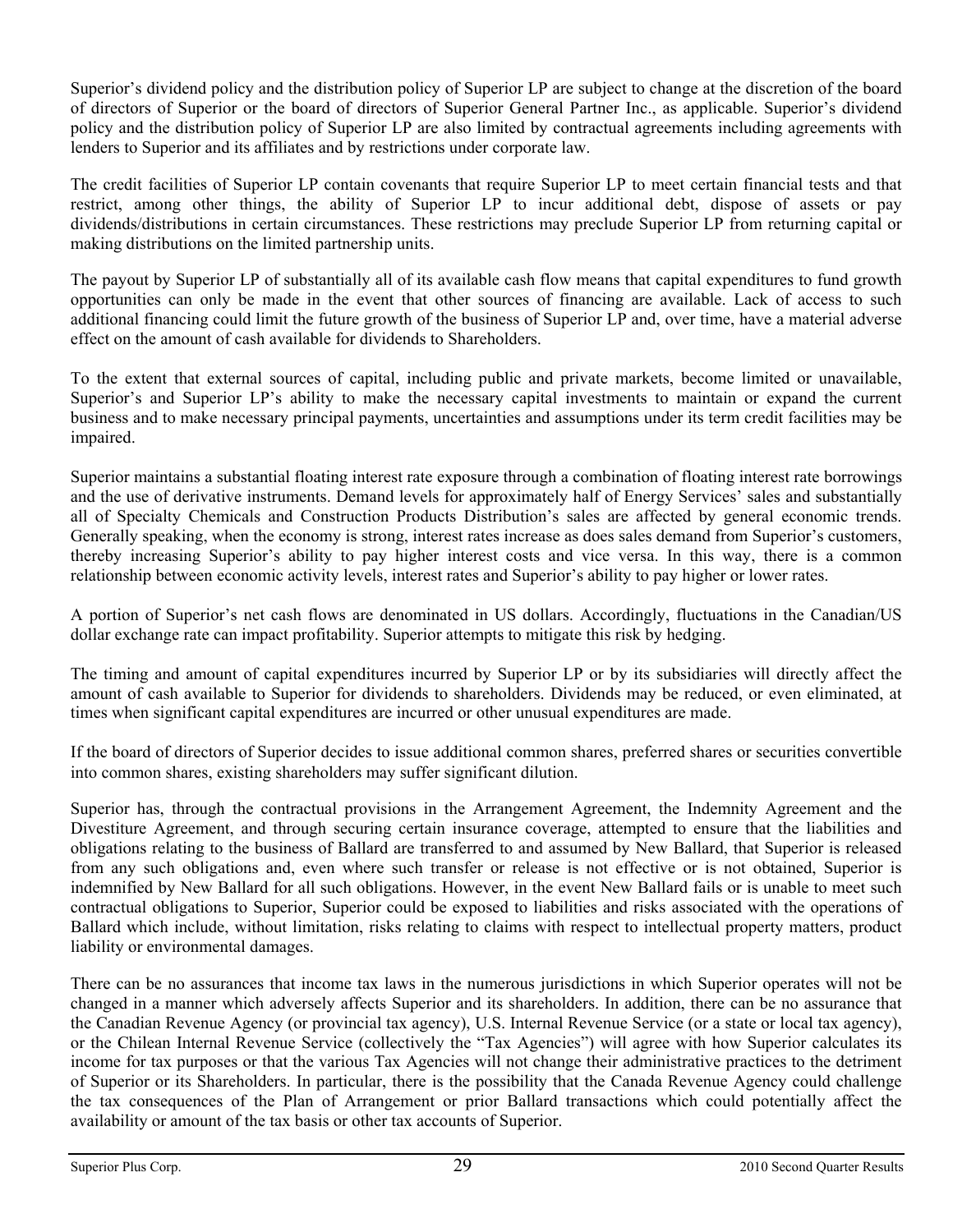Superior's dividend policy and the distribution policy of Superior LP are subject to change at the discretion of the board of directors of Superior or the board of directors of Superior General Partner Inc., as applicable. Superior's dividend policy and the distribution policy of Superior LP are also limited by contractual agreements including agreements with lenders to Superior and its affiliates and by restrictions under corporate law.

The credit facilities of Superior LP contain covenants that require Superior LP to meet certain financial tests and that restrict, among other things, the ability of Superior LP to incur additional debt, dispose of assets or pay dividends/distributions in certain circumstances. These restrictions may preclude Superior LP from returning capital or making distributions on the limited partnership units.

The payout by Superior LP of substantially all of its available cash flow means that capital expenditures to fund growth opportunities can only be made in the event that other sources of financing are available. Lack of access to such additional financing could limit the future growth of the business of Superior LP and, over time, have a material adverse effect on the amount of cash available for dividends to Shareholders.

To the extent that external sources of capital, including public and private markets, become limited or unavailable, Superior's and Superior LP's ability to make the necessary capital investments to maintain or expand the current business and to make necessary principal payments, uncertainties and assumptions under its term credit facilities may be impaired.

Superior maintains a substantial floating interest rate exposure through a combination of floating interest rate borrowings and the use of derivative instruments. Demand levels for approximately half of Energy Services' sales and substantially all of Specialty Chemicals and Construction Products Distribution's sales are affected by general economic trends. Generally speaking, when the economy is strong, interest rates increase as does sales demand from Superior's customers, thereby increasing Superior's ability to pay higher interest costs and vice versa. In this way, there is a common relationship between economic activity levels, interest rates and Superior's ability to pay higher or lower rates.

A portion of Superior's net cash flows are denominated in US dollars. Accordingly, fluctuations in the Canadian/US dollar exchange rate can impact profitability. Superior attempts to mitigate this risk by hedging.

The timing and amount of capital expenditures incurred by Superior LP or by its subsidiaries will directly affect the amount of cash available to Superior for dividends to shareholders. Dividends may be reduced, or even eliminated, at times when significant capital expenditures are incurred or other unusual expenditures are made.

If the board of directors of Superior decides to issue additional common shares, preferred shares or securities convertible into common shares, existing shareholders may suffer significant dilution.

Superior has, through the contractual provisions in the Arrangement Agreement, the Indemnity Agreement and the Divestiture Agreement, and through securing certain insurance coverage, attempted to ensure that the liabilities and obligations relating to the business of Ballard are transferred to and assumed by New Ballard, that Superior is released from any such obligations and, even where such transfer or release is not effective or is not obtained, Superior is indemnified by New Ballard for all such obligations. However, in the event New Ballard fails or is unable to meet such contractual obligations to Superior, Superior could be exposed to liabilities and risks associated with the operations of Ballard which include, without limitation, risks relating to claims with respect to intellectual property matters, product liability or environmental damages.

There can be no assurances that income tax laws in the numerous jurisdictions in which Superior operates will not be changed in a manner which adversely affects Superior and its shareholders. In addition, there can be no assurance that the Canadian Revenue Agency (or provincial tax agency), U.S. Internal Revenue Service (or a state or local tax agency), or the Chilean Internal Revenue Service (collectively the "Tax Agencies") will agree with how Superior calculates its income for tax purposes or that the various Tax Agencies will not change their administrative practices to the detriment of Superior or its Shareholders. In particular, there is the possibility that the Canada Revenue Agency could challenge the tax consequences of the Plan of Arrangement or prior Ballard transactions which could potentially affect the availability or amount of the tax basis or other tax accounts of Superior.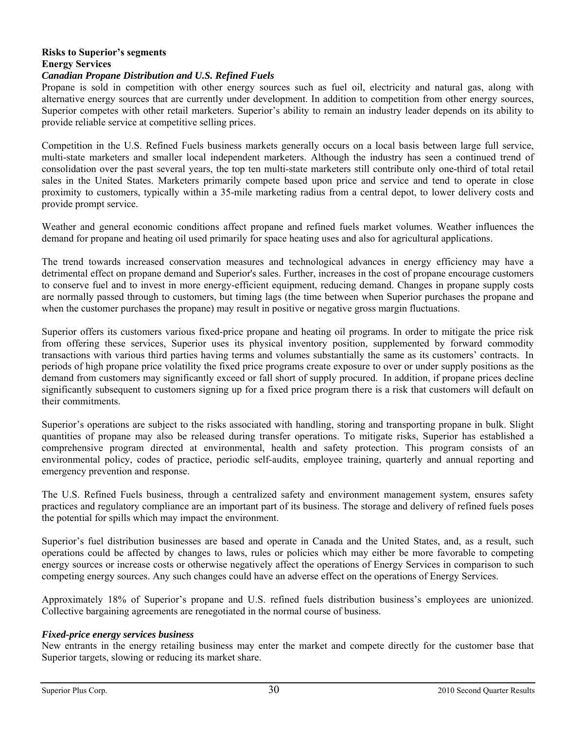**Risks to Superior's segments**

**Energy Services**

***Canadian Propane Distribution and U.S. Refined Fuels***

Propane is sold in competition with other energy sources such as fuel oil, electricity and natural gas, along with alternative energy sources that are currently under development. In addition to competition from other energy sources, Superior competes with other retail marketers. Superior's ability to remain an industry leader depends on its ability to provide reliable service at competitive selling prices.

Competition in the U.S. Refined Fuels business markets generally occurs on a local basis between large full service, multi-state marketers and smaller local independent marketers. Although the industry has seen a continued trend of consolidation over the past several years, the top ten multi-state marketers still contribute only one-third of total retail sales in the United States. Marketers primarily compete based upon price and service and tend to operate in close proximity to customers, typically within a 35-mile marketing radius from a central depot, to lower delivery costs and provide prompt service.

Weather and general economic conditions affect propane and refined fuels market volumes. Weather influences the demand for propane and heating oil used primarily for space heating uses and also for agricultural applications.

The trend towards increased conservation measures and technological advances in energy efficiency may have a detrimental effect on propane demand and Superior's sales. Further, increases in the cost of propane encourage customers to conserve fuel and to invest in more energy-efficient equipment, reducing demand. Changes in propane supply costs are normally passed through to customers, but timing lags (the time between when Superior purchases the propane and when the customer purchases the propane) may result in positive or negative gross margin fluctuations.

Superior offers its customers various fixed-price propane and heating oil programs. In order to mitigate the price risk from offering these services, Superior uses its physical inventory position, supplemented by forward commodity transactions with various third parties having terms and volumes substantially the same as its customers' contracts. In periods of high propane price volatility the fixed price programs create exposure to over or under supply positions as the demand from customers may significantly exceed or fall short of supply procured. In addition, if propane prices decline significantly subsequent to customers signing up for a fixed price program there is a risk that customers will default on their commitments.

Superior's operations are subject to the risks associated with handling, storing and transporting propane in bulk. Slight quantities of propane may also be released during transfer operations. To mitigate risks, Superior has established a comprehensive program directed at environmental, health and safety protection. This program consists of an environmental policy, codes of practice, periodic self-audits, employee training, quarterly and annual reporting and emergency prevention and response.

The U.S. Refined Fuels business, through a centralized safety and environment management system, ensures safety practices and regulatory compliance are an important part of its business. The storage and delivery of refined fuels poses the potential for spills which may impact the environment.

Superior's fuel distribution businesses are based and operate in Canada and the United States, and, as a result, such operations could be affected by changes to laws, rules or policies which may either be more favorable to competing energy sources or increase costs or otherwise negatively affect the operations of Energy Services in comparison to such competing energy sources. Any such changes could have an adverse effect on the operations of Energy Services.

Approximately 18% of Superior's propane and U.S. refined fuels distribution business's employees are unionized. Collective bargaining agreements are renegotiated in the normal course of business.

***Fixed-price energy services business***

New entrants in the energy retailing business may enter the market and compete directly for the customer base that Superior targets, slowing or reducing its market share.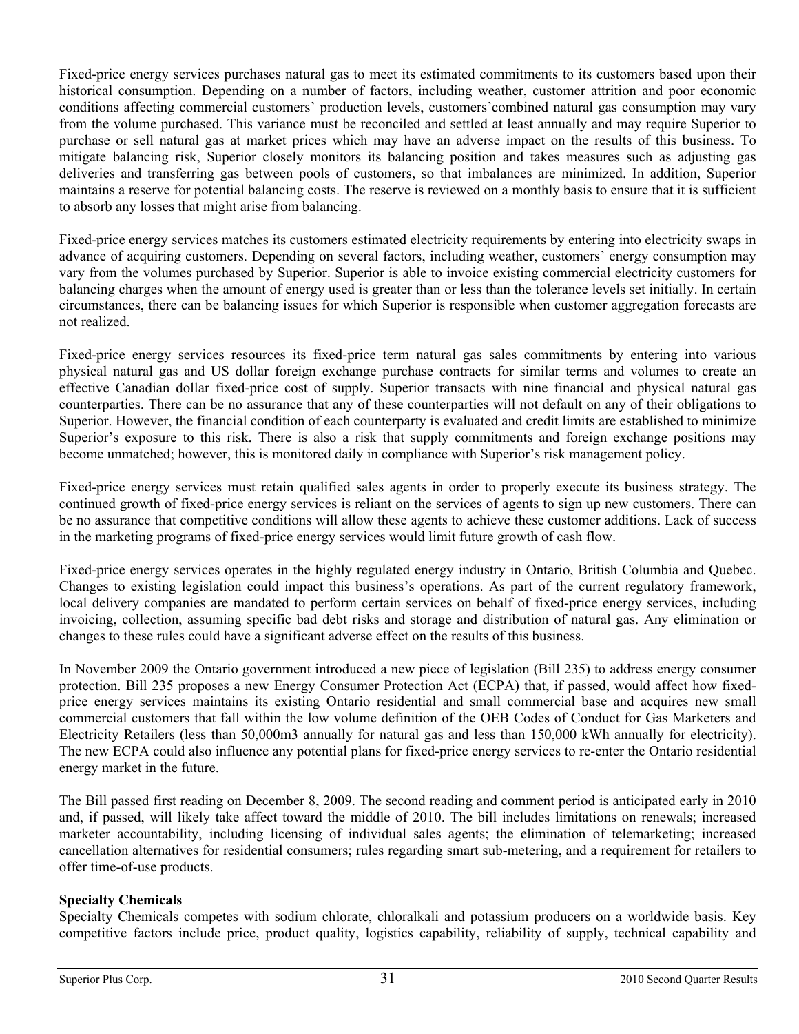Fixed-price energy services purchases natural gas to meet its estimated commitments to its customers based upon their historical consumption. Depending on a number of factors, including weather, customer attrition and poor economic conditions affecting commercial customers' production levels, customers'combined natural gas consumption may vary from the volume purchased. This variance must be reconciled and settled at least annually and may require Superior to purchase or sell natural gas at market prices which may have an adverse impact on the results of this business. To mitigate balancing risk, Superior closely monitors its balancing position and takes measures such as adjusting gas deliveries and transferring gas between pools of customers, so that imbalances are minimized. In addition, Superior maintains a reserve for potential balancing costs. The reserve is reviewed on a monthly basis to ensure that it is sufficient to absorb any losses that might arise from balancing.

Fixed-price energy services matches its customers estimated electricity requirements by entering into electricity swaps in advance of acquiring customers. Depending on several factors, including weather, customers' energy consumption may vary from the volumes purchased by Superior. Superior is able to invoice existing commercial electricity customers for balancing charges when the amount of energy used is greater than or less than the tolerance levels set initially. In certain circumstances, there can be balancing issues for which Superior is responsible when customer aggregation forecasts are not realized.

Fixed-price energy services resources its fixed-price term natural gas sales commitments by entering into various physical natural gas and US dollar foreign exchange purchase contracts for similar terms and volumes to create an effective Canadian dollar fixed-price cost of supply. Superior transacts with nine financial and physical natural gas counterparties. There can be no assurance that any of these counterparties will not default on any of their obligations to Superior. However, the financial condition of each counterparty is evaluated and credit limits are established to minimize Superior's exposure to this risk. There is also a risk that supply commitments and foreign exchange positions may become unmatched; however, this is monitored daily in compliance with Superior's risk management policy.

Fixed-price energy services must retain qualified sales agents in order to properly execute its business strategy. The continued growth of fixed-price energy services is reliant on the services of agents to sign up new customers. There can be no assurance that competitive conditions will allow these agents to achieve these customer additions. Lack of success in the marketing programs of fixed-price energy services would limit future growth of cash flow.

Fixed-price energy services operates in the highly regulated energy industry in Ontario, British Columbia and Quebec. Changes to existing legislation could impact this business's operations. As part of the current regulatory framework, local delivery companies are mandated to perform certain services on behalf of fixed-price energy services, including invoicing, collection, assuming specific bad debt risks and storage and distribution of natural gas. Any elimination or changes to these rules could have a significant adverse effect on the results of this business.

In November 2009 the Ontario government introduced a new piece of legislation (Bill 235) to address energy consumer protection. Bill 235 proposes a new Energy Consumer Protection Act (ECPA) that, if passed, would affect how fixed-price energy services maintains its existing Ontario residential and small commercial base and acquires new small commercial customers that fall within the low volume definition of the OEB Codes of Conduct for Gas Marketers and Electricity Retailers (less than 50,000m3 annually for natural gas and less than 150,000 kWh annually for electricity). The new ECPA could also influence any potential plans for fixed-price energy services to re-enter the Ontario residential energy market in the future.

The Bill passed first reading on December 8, 2009. The second reading and comment period is anticipated early in 2010 and, if passed, will likely take affect toward the middle of 2010. The bill includes limitations on renewals; increased marketer accountability, including licensing of individual sales agents; the elimination of telemarketing; increased cancellation alternatives for residential consumers; rules regarding smart sub-metering, and a requirement for retailers to offer time-of-use products.

**Specialty Chemicals**

Specialty Chemicals competes with sodium chlorate, chloralkali and potassium producers on a worldwide basis. Key competitive factors include price, product quality, logistics capability, reliability of supply, technical capability and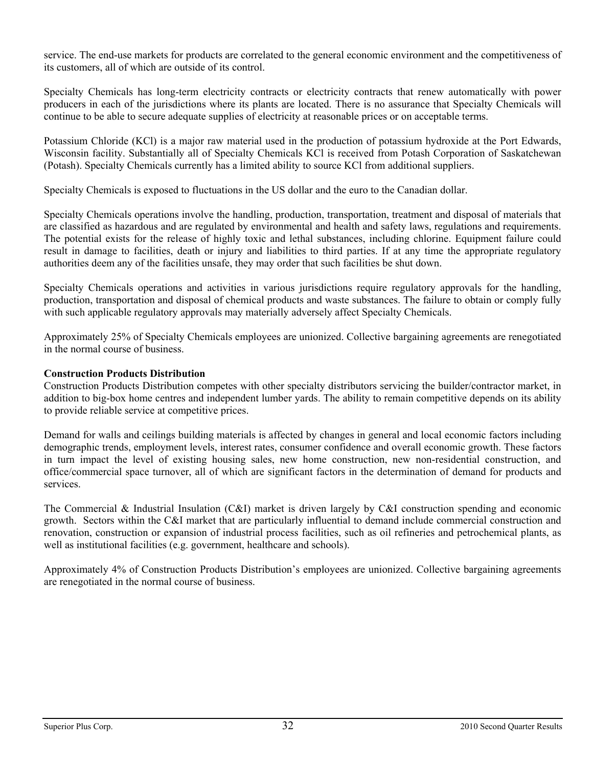service. The end-use markets for products are correlated to the general economic environment and the competitiveness of its customers, all of which are outside of its control.

Specialty Chemicals has long-term electricity contracts or electricity contracts that renew automatically with power producers in each of the jurisdictions where its plants are located. There is no assurance that Specialty Chemicals will continue to be able to secure adequate supplies of electricity at reasonable prices or on acceptable terms.

Potassium Chloride (KCl) is a major raw material used in the production of potassium hydroxide at the Port Edwards, Wisconsin facility. Substantially all of Specialty Chemicals KCl is received from Potash Corporation of Saskatchewan (Potash). Specialty Chemicals currently has a limited ability to source KCl from additional suppliers.

Specialty Chemicals is exposed to fluctuations in the US dollar and the euro to the Canadian dollar.

Specialty Chemicals operations involve the handling, production, transportation, treatment and disposal of materials that are classified as hazardous and are regulated by environmental and health and safety laws, regulations and requirements. The potential exists for the release of highly toxic and lethal substances, including chlorine. Equipment failure could result in damage to facilities, death or injury and liabilities to third parties. If at any time the appropriate regulatory authorities deem any of the facilities unsafe, they may order that such facilities be shut down.

Specialty Chemicals operations and activities in various jurisdictions require regulatory approvals for the handling, production, transportation and disposal of chemical products and waste substances. The failure to obtain or comply fully with such applicable regulatory approvals may materially adversely affect Specialty Chemicals.

Approximately 25% of Specialty Chemicals employees are unionized. Collective bargaining agreements are renegotiated in the normal course of business.

**Construction Products Distribution**

Construction Products Distribution competes with other specialty distributors servicing the builder/contractor market, in addition to big-box home centres and independent lumber yards. The ability to remain competitive depends on its ability to provide reliable service at competitive prices.

Demand for walls and ceilings building materials is affected by changes in general and local economic factors including demographic trends, employment levels, interest rates, consumer confidence and overall economic growth. These factors in turn impact the level of existing housing sales, new home construction, new non-residential construction, and office/commercial space turnover, all of which are significant factors in the determination of demand for products and services.

The Commercial & Industrial Insulation (C&I) market is driven largely by C&I construction spending and economic growth. Sectors within the C&I market that are particularly influential to demand include commercial construction and renovation, construction or expansion of industrial process facilities, such as oil refineries and petrochemical plants, as well as institutional facilities (e.g. government, healthcare and schools).

Approximately 4% of Construction Products Distribution's employees are unionized. Collective bargaining agreements are renegotiated in the normal course of business.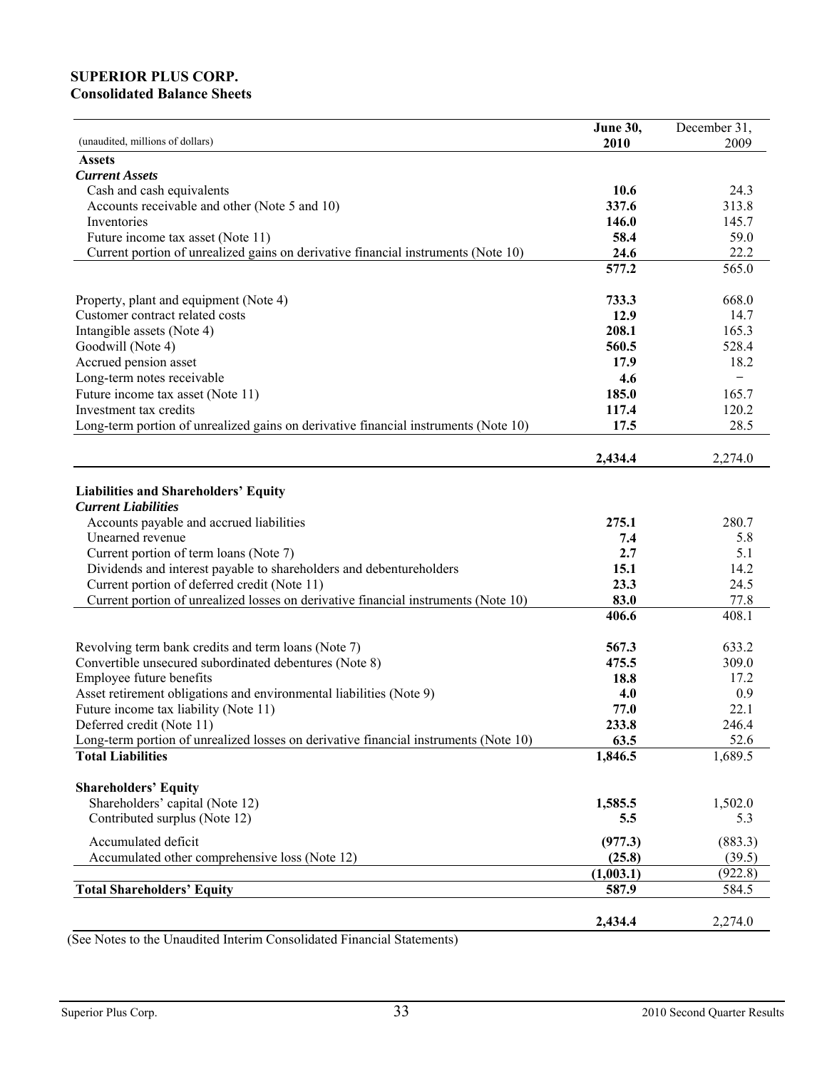# SUPERIOR PLUS CORP.

## Consolidated Balance Sheets

| (unaudited, millions of dollars) | **June 30, 2010** | December 31, 2009 |
|---|---|---|
| **Assets** | | |
| ***Current Assets*** | | |
| Cash and cash equivalents | **10.6** | 24.3 |
| Accounts receivable and other (Note 5 and 10) | **337.6** | 313.8 |
| Inventories | **146.0** | 145.7 |
| Future income tax asset (Note 11) | **58.4** | 59.0 |
| Current portion of unrealized gains on derivative financial instruments (Note 10) | **24.6** | 22.2 |
| | **577.2** | 565.0 |
| Property, plant and equipment (Note 4) | **733.3** | 668.0 |
| Customer contract related costs | **12.9** | 14.7 |
| Intangible assets (Note 4) | **208.1** | 165.3 |
| Goodwill (Note 4) | **560.5** | 528.4 |
| Accrued pension asset | **17.9** | 18.2 |
| Long-term notes receivable | **4.6** | − |
| Future income tax asset (Note 11) | **185.0** | 165.7 |
| Investment tax credits | **117.4** | 120.2 |
| Long-term portion of unrealized gains on derivative financial instruments (Note 10) | **17.5** | 28.5 |
| | **2,434.4** | 2,274.0 |
| **Liabilities and Shareholders' Equity** | | |
| ***Current Liabilities*** | | |
| Accounts payable and accrued liabilities | **275.1** | 280.7 |
| Unearned revenue | **7.4** | 5.8 |
| Current portion of term loans (Note 7) | **2.7** | 5.1 |
| Dividends and interest payable to shareholders and debentureholders | **15.1** | 14.2 |
| Current portion of deferred credit (Note 11) | **23.3** | 24.5 |
| Current portion of unrealized losses on derivative financial instruments (Note 10) | **83.0** | 77.8 |
| | **406.6** | 408.1 |
| Revolving term bank credits and term loans (Note 7) | **567.3** | 633.2 |
| Convertible unsecured subordinated debentures (Note 8) | **475.5** | 309.0 |
| Employee future benefits | **18.8** | 17.2 |
| Asset retirement obligations and environmental liabilities (Note 9) | **4.0** | 0.9 |
| Future income tax liability (Note 11) | **77.0** | 22.1 |
| Deferred credit (Note 11) | **233.8** | 246.4 |
| Long-term portion of unrealized losses on derivative financial instruments (Note 10) | **63.5** | 52.6 |
| **Total Liabilities** | **1,846.5** | 1,689.5 |
| **Shareholders' Equity** | | |
| Shareholders' capital (Note 12) | **1,585.5** | 1,502.0 |
| Contributed surplus (Note 12) | **5.5** | 5.3 |
| Accumulated deficit | **(977.3)** | (883.3) |
| Accumulated other comprehensive loss (Note 12) | **(25.8)** | (39.5) |
| | **(1,003.1)** | (922.8) |
| **Total Shareholders' Equity** | **587.9** | 584.5 |
| | **2,434.4** | 2,274.0 |

(See Notes to the Unaudited Interim Consolidated Financial Statements)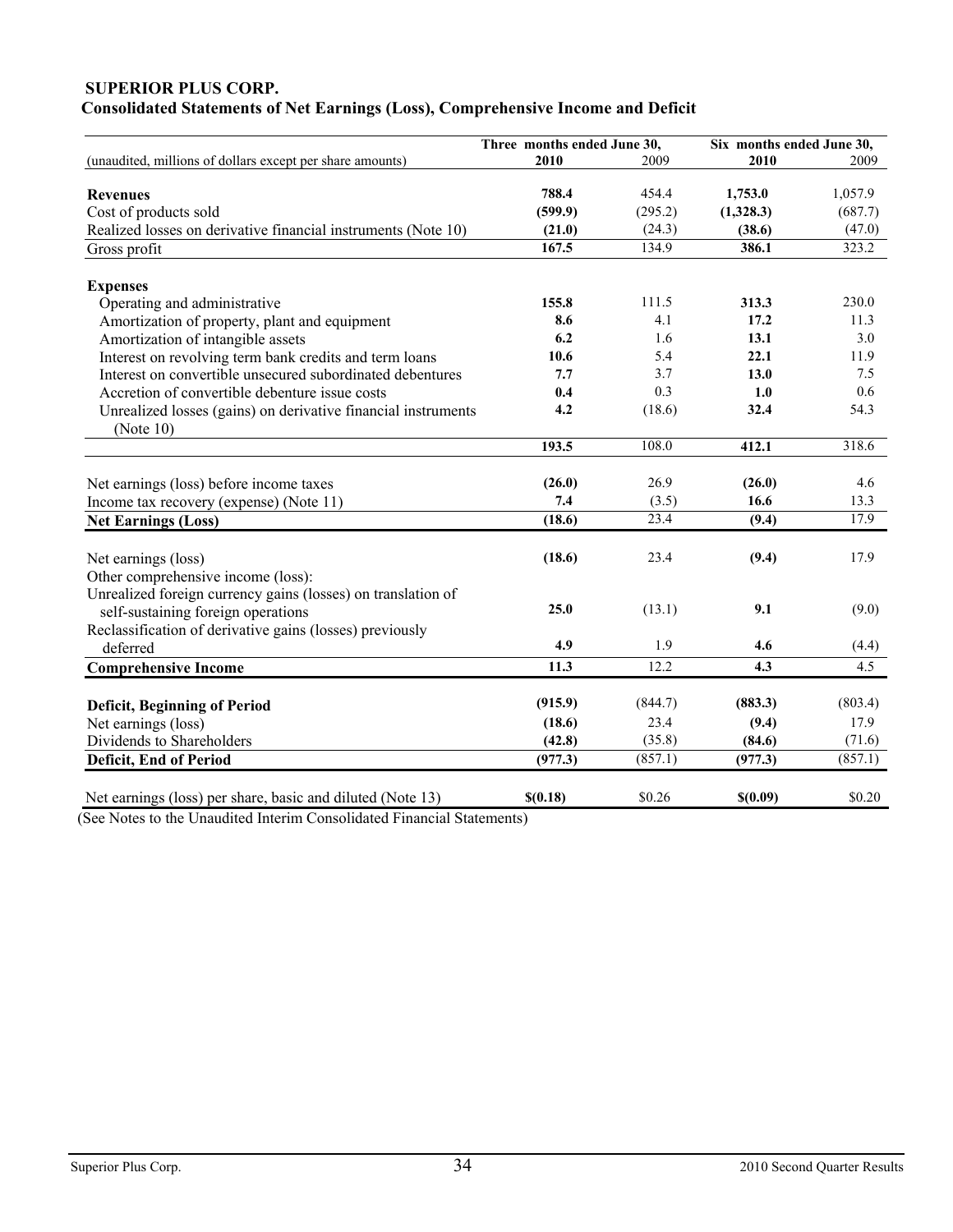**SUPERIOR PLUS CORP.**
**Consolidated Statements of Net Earnings (Loss), Comprehensive Income and Deficit**

| (unaudited, millions of dollars except per share amounts) | Three months ended June 30, 2010 | Three months ended June 30, 2009 | Six months ended June 30, 2010 | Six months ended June 30, 2009 |
|---|---|---|---|---|
| **Revenues** | **788.4** | 454.4 | **1,753.0** | 1,057.9 |
| Cost of products sold | **(599.9)** | (295.2) | **(1,328.3)** | (687.7) |
| Realized losses on derivative financial instruments (Note 10) | **(21.0)** | (24.3) | **(38.6)** | (47.0) |
| Gross profit | **167.5** | 134.9 | **386.1** | 323.2 |
| **Expenses** | | | | |
| Operating and administrative | **155.8** | 111.5 | **313.3** | 230.0 |
| Amortization of property, plant and equipment | **8.6** | 4.1 | **17.2** | 11.3 |
| Amortization of intangible assets | **6.2** | 1.6 | **13.1** | 3.0 |
| Interest on revolving term bank credits and term loans | **10.6** | 5.4 | **22.1** | 11.9 |
| Interest on convertible unsecured subordinated debentures | **7.7** | 3.7 | **13.0** | 7.5 |
| Accretion of convertible debenture issue costs | **0.4** | 0.3 | **1.0** | 0.6 |
| Unrealized losses (gains) on derivative financial instruments (Note 10) | **4.2** | (18.6) | **32.4** | 54.3 |
| | **193.5** | 108.0 | **412.1** | 318.6 |
| Net earnings (loss) before income taxes | **(26.0)** | 26.9 | **(26.0)** | 4.6 |
| Income tax recovery (expense) (Note 11) | **7.4** | (3.5) | **16.6** | 13.3 |
| **Net Earnings (Loss)** | **(18.6)** | 23.4 | **(9.4)** | 17.9 |
| Net earnings (loss) | **(18.6)** | 23.4 | **(9.4)** | 17.9 |
| Other comprehensive income (loss): | | | | |
| Unrealized foreign currency gains (losses) on translation of self-sustaining foreign operations | **25.0** | (13.1) | **9.1** | (9.0) |
| Reclassification of derivative gains (losses) previously deferred | **4.9** | 1.9 | **4.6** | (4.4) |
| **Comprehensive Income** | **11.3** | 12.2 | **4.3** | 4.5 |
| **Deficit, Beginning of Period** | **(915.9)** | (844.7) | **(883.3)** | (803.4) |
| Net earnings (loss) | **(18.6)** | 23.4 | **(9.4)** | 17.9 |
| Dividends to Shareholders | **(42.8)** | (35.8) | **(84.6)** | (71.6) |
| **Deficit, End of Period** | **(977.3)** | (857.1) | **(977.3)** | (857.1) |
| Net earnings (loss) per share, basic and diluted (Note 13) | **$(0.18)** | $0.26 | **$(0.09)** | $0.20 |

(See Notes to the Unaudited Interim Consolidated Financial Statements)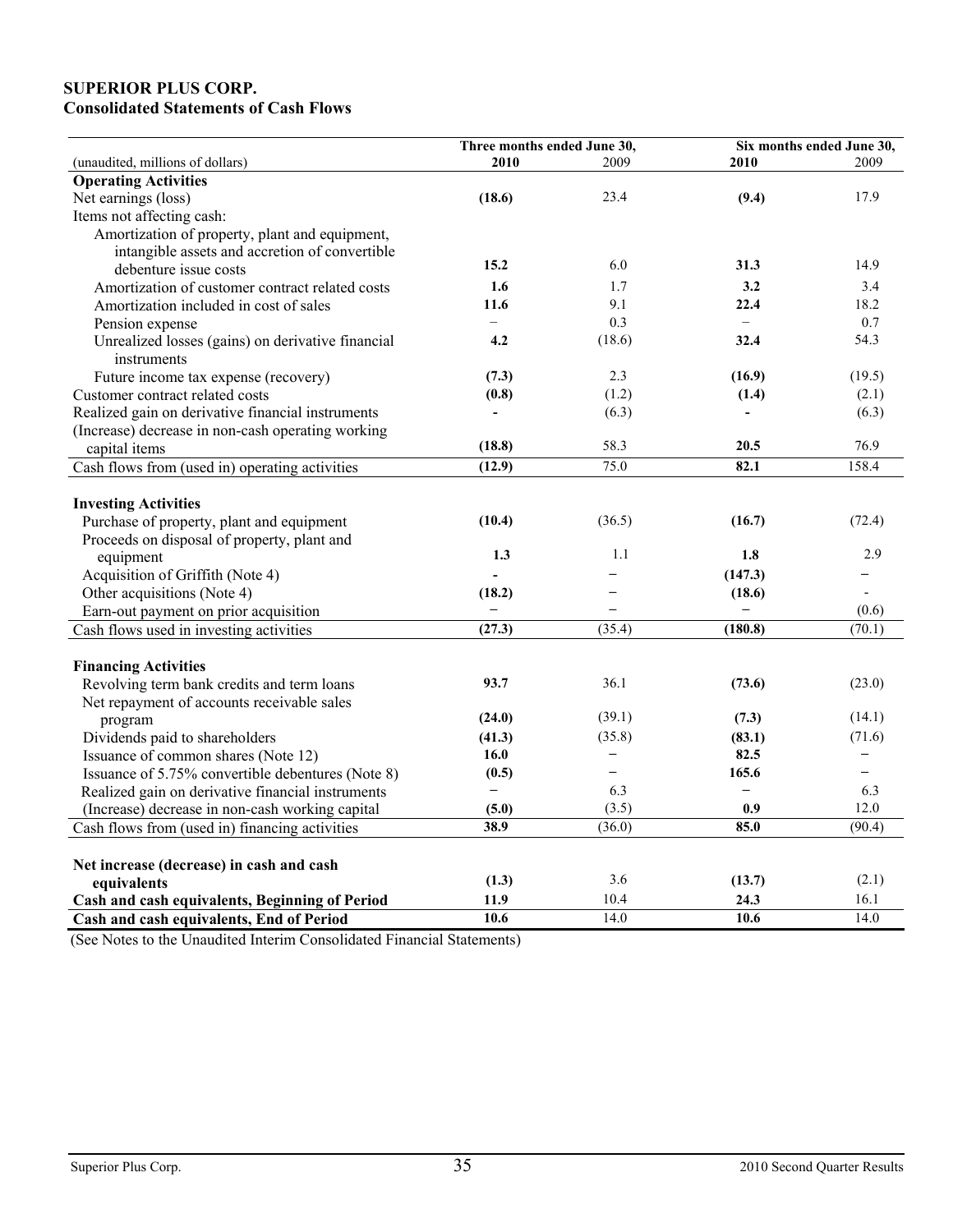**SUPERIOR PLUS CORP.**
**Consolidated Statements of Cash Flows**

| | Three months ended June 30, | | Six months ended June 30, | |
|---|---|---|---|---|
| (unaudited, millions of dollars) | **2010** | 2009 | **2010** | 2009 |
| **Operating Activities** | | | | |
| Net earnings (loss) | **(18.6)** | 23.4 | **(9.4)** | 17.9 |
| Items not affecting cash: | | | | |
| Amortization of property, plant and equipment, intangible assets and accretion of convertible debenture issue costs | **15.2** | 6.0 | **31.3** | 14.9 |
| Amortization of customer contract related costs | **1.6** | 1.7 | **3.2** | 3.4 |
| Amortization included in cost of sales | **11.6** | 9.1 | **22.4** | 18.2 |
| Pension expense | – | 0.3 | – | 0.7 |
| Unrealized losses (gains) on derivative financial instruments | **4.2** | (18.6) | **32.4** | 54.3 |
| Future income tax expense (recovery) | **(7.3)** | 2.3 | **(16.9)** | (19.5) |
| Customer contract related costs | **(0.8)** | (1.2) | **(1.4)** | (2.1) |
| Realized gain on derivative financial instruments | **-** | (6.3) | **-** | (6.3) |
| (Increase) decrease in non-cash operating working capital items | **(18.8)** | 58.3 | **20.5** | 76.9 |
| Cash flows from (used in) operating activities | **(12.9)** | 75.0 | **82.1** | 158.4 |
| | | | | |
| **Investing Activities** | | | | |
| Purchase of property, plant and equipment | **(10.4)** | (36.5) | **(16.7)** | (72.4) |
| Proceeds on disposal of property, plant and equipment | **1.3** | 1.1 | **1.8** | 2.9 |
| Acquisition of Griffith (Note 4) | **-** | – | **(147.3)** | – |
| Other acquisitions (Note 4) | **(18.2)** | – | **(18.6)** | - |
| Earn-out payment on prior acquisition | **–** | – | **–** | (0.6) |
| Cash flows used in investing activities | **(27.3)** | (35.4) | **(180.8)** | (70.1) |
| | | | | |
| **Financing Activities** | | | | |
| Revolving term bank credits and term loans | **93.7** | 36.1 | **(73.6)** | (23.0) |
| Net repayment of accounts receivable sales program | **(24.0)** | (39.1) | **(7.3)** | (14.1) |
| Dividends paid to shareholders | **(41.3)** | (35.8) | **(83.1)** | (71.6) |
| Issuance of common shares (Note 12) | **16.0** | – | **82.5** | – |
| Issuance of 5.75% convertible debentures (Note 8) | **(0.5)** | – | **165.6** | – |
| Realized gain on derivative financial instruments | **–** | 6.3 | **–** | 6.3 |
| (Increase) decrease in non-cash working capital | **(5.0)** | (3.5) | **0.9** | 12.0 |
| Cash flows from (used in) financing activities | **38.9** | (36.0) | **85.0** | (90.4) |
| | | | | |
| **Net increase (decrease) in cash and cash equivalents** | **(1.3)** | 3.6 | **(13.7)** | (2.1) |
| **Cash and cash equivalents, Beginning of Period** | **11.9** | 10.4 | **24.3** | 16.1 |
| **Cash and cash equivalents, End of Period** | **10.6** | 14.0 | **10.6** | 14.0 |

(See Notes to the Unaudited Interim Consolidated Financial Statements)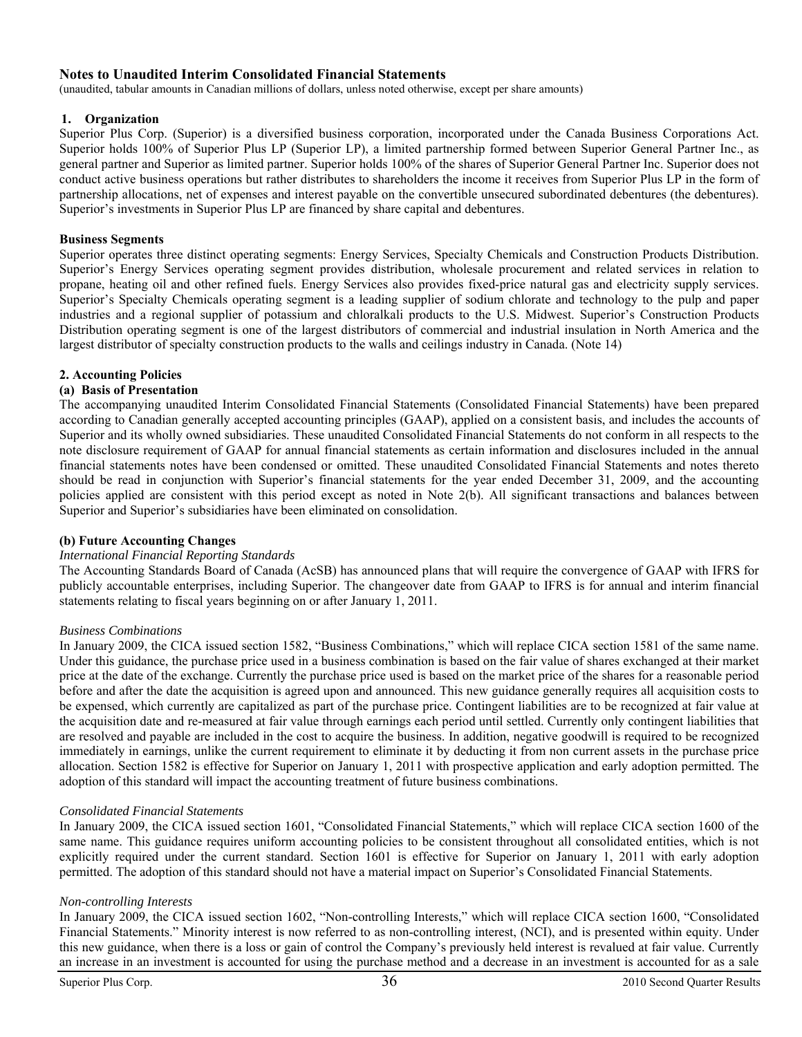# Notes to Unaudited Interim Consolidated Financial Statements

(unaudited, tabular amounts in Canadian millions of dollars, unless noted otherwise, except per share amounts)

## 1. Organization

Superior Plus Corp. (Superior) is a diversified business corporation, incorporated under the Canada Business Corporations Act. Superior holds 100% of Superior Plus LP (Superior LP), a limited partnership formed between Superior General Partner Inc., as general partner and Superior as limited partner. Superior holds 100% of the shares of Superior General Partner Inc. Superior does not conduct active business operations but rather distributes to shareholders the income it receives from Superior Plus LP in the form of partnership allocations, net of expenses and interest payable on the convertible unsecured subordinated debentures (the debentures). Superior's investments in Superior Plus LP are financed by share capital and debentures.

### Business Segments

Superior operates three distinct operating segments: Energy Services, Specialty Chemicals and Construction Products Distribution. Superior's Energy Services operating segment provides distribution, wholesale procurement and related services in relation to propane, heating oil and other refined fuels. Energy Services also provides fixed-price natural gas and electricity supply services. Superior's Specialty Chemicals operating segment is a leading supplier of sodium chlorate and technology to the pulp and paper industries and a regional supplier of potassium and chloralkali products to the U.S. Midwest. Superior's Construction Products Distribution operating segment is one of the largest distributors of commercial and industrial insulation in North America and the largest distributor of specialty construction products to the walls and ceilings industry in Canada. (Note 14)

## 2. Accounting Policies

### (a) Basis of Presentation

The accompanying unaudited Interim Consolidated Financial Statements (Consolidated Financial Statements) have been prepared according to Canadian generally accepted accounting principles (GAAP), applied on a consistent basis, and includes the accounts of Superior and its wholly owned subsidiaries. These unaudited Consolidated Financial Statements do not conform in all respects to the note disclosure requirement of GAAP for annual financial statements as certain information and disclosures included in the annual financial statements notes have been condensed or omitted. These unaudited Consolidated Financial Statements and notes thereto should be read in conjunction with Superior's financial statements for the year ended December 31, 2009, and the accounting policies applied are consistent with this period except as noted in Note 2(b). All significant transactions and balances between Superior and Superior's subsidiaries have been eliminated on consolidation.

### (b) Future Accounting Changes

*International Financial Reporting Standards*

The Accounting Standards Board of Canada (AcSB) has announced plans that will require the convergence of GAAP with IFRS for publicly accountable enterprises, including Superior. The changeover date from GAAP to IFRS is for annual and interim financial statements relating to fiscal years beginning on or after January 1, 2011.

*Business Combinations*

In January 2009, the CICA issued section 1582, "Business Combinations," which will replace CICA section 1581 of the same name. Under this guidance, the purchase price used in a business combination is based on the fair value of shares exchanged at their market price at the date of the exchange. Currently the purchase price used is based on the market price of the shares for a reasonable period before and after the date the acquisition is agreed upon and announced. This new guidance generally requires all acquisition costs to be expensed, which currently are capitalized as part of the purchase price. Contingent liabilities are to be recognized at fair value at the acquisition date and re-measured at fair value through earnings each period until settled. Currently only contingent liabilities that are resolved and payable are included in the cost to acquire the business. In addition, negative goodwill is required to be recognized immediately in earnings, unlike the current requirement to eliminate it by deducting it from non current assets in the purchase price allocation. Section 1582 is effective for Superior on January 1, 2011 with prospective application and early adoption permitted. The adoption of this standard will impact the accounting treatment of future business combinations.

*Consolidated Financial Statements*

In January 2009, the CICA issued section 1601, "Consolidated Financial Statements," which will replace CICA section 1600 of the same name. This guidance requires uniform accounting policies to be consistent throughout all consolidated entities, which is not explicitly required under the current standard. Section 1601 is effective for Superior on January 1, 2011 with early adoption permitted. The adoption of this standard should not have a material impact on Superior's Consolidated Financial Statements.

*Non-controlling Interests*

In January 2009, the CICA issued section 1602, "Non-controlling Interests," which will replace CICA section 1600, "Consolidated Financial Statements." Minority interest is now referred to as non-controlling interest, (NCI), and is presented within equity. Under this new guidance, when there is a loss or gain of control the Company's previously held interest is revalued at fair value. Currently an increase in an investment is accounted for using the purchase method and a decrease in an investment is accounted for as a sale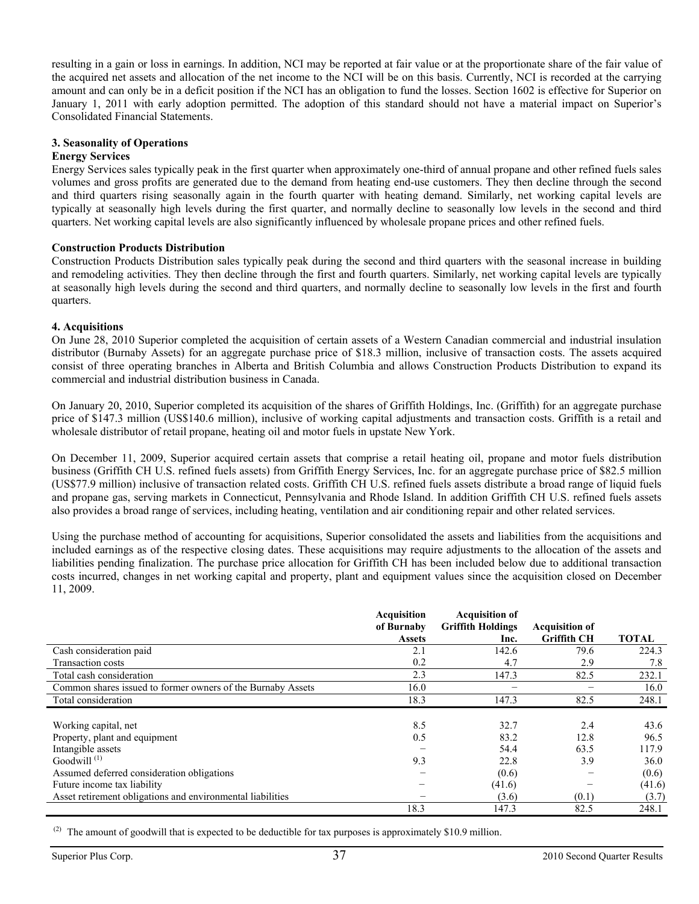resulting in a gain or loss in earnings. In addition, NCI may be reported at fair value or at the proportionate share of the fair value of the acquired net assets and allocation of the net income to the NCI will be on this basis. Currently, NCI is recorded at the carrying amount and can only be in a deficit position if the NCI has an obligation to fund the losses. Section 1602 is effective for Superior on January 1, 2011 with early adoption permitted. The adoption of this standard should not have a material impact on Superior's Consolidated Financial Statements.

**3. Seasonality of Operations**

**Energy Services**

Energy Services sales typically peak in the first quarter when approximately one-third of annual propane and other refined fuels sales volumes and gross profits are generated due to the demand from heating end-use customers. They then decline through the second and third quarters rising seasonally again in the fourth quarter with heating demand. Similarly, net working capital levels are typically at seasonally high levels during the first quarter, and normally decline to seasonally low levels in the second and third quarters. Net working capital levels are also significantly influenced by wholesale propane prices and other refined fuels.

**Construction Products Distribution**

Construction Products Distribution sales typically peak during the second and third quarters with the seasonal increase in building and remodeling activities. They then decline through the first and fourth quarters. Similarly, net working capital levels are typically at seasonally high levels during the second and third quarters, and normally decline to seasonally low levels in the first and fourth quarters.

**4. Acquisitions**

On June 28, 2010 Superior completed the acquisition of certain assets of a Western Canadian commercial and industrial insulation distributor (Burnaby Assets) for an aggregate purchase price of $18.3 million, inclusive of transaction costs. The assets acquired consist of three operating branches in Alberta and British Columbia and allows Construction Products Distribution to expand its commercial and industrial distribution business in Canada.

On January 20, 2010, Superior completed its acquisition of the shares of Griffith Holdings, Inc. (Griffith) for an aggregate purchase price of $147.3 million (US$140.6 million), inclusive of working capital adjustments and transaction costs. Griffith is a retail and wholesale distributor of retail propane, heating oil and motor fuels in upstate New York.

On December 11, 2009, Superior acquired certain assets that comprise a retail heating oil, propane and motor fuels distribution business (Griffith CH U.S. refined fuels assets) from Griffith Energy Services, Inc. for an aggregate purchase price of $82.5 million (US$77.9 million) inclusive of transaction related costs. Griffith CH U.S. refined fuels assets distribute a broad range of liquid fuels and propane gas, serving markets in Connecticut, Pennsylvania and Rhode Island. In addition Griffith CH U.S. refined fuels assets also provides a broad range of services, including heating, ventilation and air conditioning repair and other related services.

Using the purchase method of accounting for acquisitions, Superior consolidated the assets and liabilities from the acquisitions and included earnings as of the respective closing dates. These acquisitions may require adjustments to the allocation of the assets and liabilities pending finalization. The purchase price allocation for Griffith CH has been included below due to additional transaction costs incurred, changes in net working capital and property, plant and equipment values since the acquisition closed on December 11, 2009.

| | Acquisition of Burnaby Assets | Acquisition of Griffith Holdings Inc. | Acquisition of Griffith CH | TOTAL |
|---|---|---|---|---|
| Cash consideration paid | 2.1 | 142.6 | 79.6 | 224.3 |
| Transaction costs | 0.2 | 4.7 | 2.9 | 7.8 |
| Total cash consideration | 2.3 | 147.3 | 82.5 | 232.1 |
| Common shares issued to former owners of the Burnaby Assets | 16.0 | – | – | 16.0 |
| Total consideration | 18.3 | 147.3 | 82.5 | 248.1 |
| | | | | |
| Working capital, net | 8.5 | 32.7 | 2.4 | 43.6 |
| Property, plant and equipment | 0.5 | 83.2 | 12.8 | 96.5 |
| Intangible assets | – | 54.4 | 63.5 | 117.9 |
| Goodwill [1] | 9.3 | 22.8 | 3.9 | 36.0 |
| Assumed deferred consideration obligations | – | (0.6) | – | (0.6) |
| Future income tax liability | – | (41.6) | – | (41.6) |
| Asset retirement obligations and environmental liabilities | – | (3.6) | (0.1) | (3.7) |
| | 18.3 | 147.3 | 82.5 | 248.1 |

[2] The amount of goodwill that is expected to be deductible for tax purposes is approximately $10.9 million.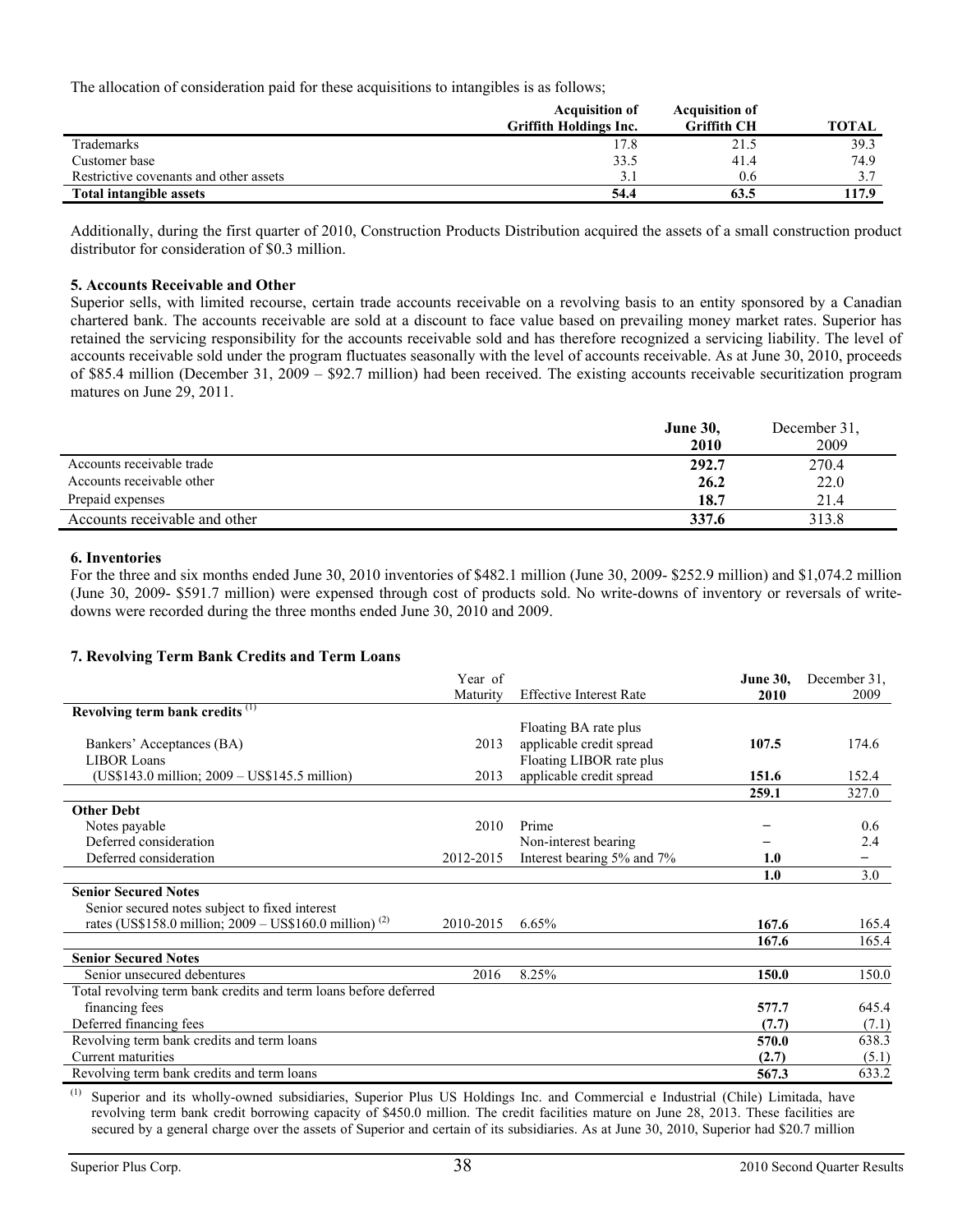The allocation of consideration paid for these acquisitions to intangibles is as follows;

| | Acquisition of Griffith Holdings Inc. | Acquisition of Griffith CH | TOTAL |
|---|---|---|---|
| Trademarks | 17.8 | 21.5 | 39.3 |
| Customer base | 33.5 | 41.4 | 74.9 |
| Restrictive covenants and other assets | 3.1 | 0.6 | 3.7 |
| **Total intangible assets** | **54.4** | **63.5** | **117.9** |

Additionally, during the first quarter of 2010, Construction Products Distribution acquired the assets of a small construction product distributor for consideration of $0.3 million.

**5. Accounts Receivable and Other**

Superior sells, with limited recourse, certain trade accounts receivable on a revolving basis to an entity sponsored by a Canadian chartered bank. The accounts receivable are sold at a discount to face value based on prevailing money market rates. Superior has retained the servicing responsibility for the accounts receivable sold and has therefore recognized a servicing liability. The level of accounts receivable sold under the program fluctuates seasonally with the level of accounts receivable. As at June 30, 2010, proceeds of $85.4 million (December 31, 2009 – $92.7 million) had been received. The existing accounts receivable securitization program matures on June 29, 2011.

| | **June 30, 2010** | December 31, 2009 |
|---|---|---|
| Accounts receivable trade | **292.7** | 270.4 |
| Accounts receivable other | **26.2** | 22.0 |
| Prepaid expenses | **18.7** | 21.4 |
| Accounts receivable and other | **337.6** | 313.8 |

**6. Inventories**

For the three and six months ended June 30, 2010 inventories of $482.1 million (June 30, 2009- $252.9 million) and $1,074.2 million (June 30, 2009- $591.7 million) were expensed through cost of products sold. No write-downs of inventory or reversals of write-downs were recorded during the three months ended June 30, 2010 and 2009.

**7. Revolving Term Bank Credits and Term Loans**

| | Year of Maturity | Effective Interest Rate | **June 30, 2010** | December 31, 2009 |
|---|---|---|---|---|
| **Revolving term bank credits** [(1)] | | | | |
| Bankers' Acceptances (BA) | 2013 | Floating BA rate plus applicable credit spread | **107.5** | 174.6 |
| LIBOR Loans (US$143.0 million; 2009 – US$145.5 million) | 2013 | Floating LIBOR rate plus applicable credit spread | **151.6** | 152.4 |
| | | | **259.1** | 327.0 |
| **Other Debt** | | | | |
| Notes payable | 2010 | Prime | – | 0.6 |
| Deferred consideration | | Non-interest bearing | – | 2.4 |
| Deferred consideration | 2012-2015 | Interest bearing 5% and 7% | **1.0** | – |
| | | | **1.0** | 3.0 |
| **Senior Secured Notes** | | | | |
| Senior secured notes subject to fixed interest rates (US$158.0 million; 2009 – US$160.0 million) [(2)] | 2010-2015 | 6.65% | **167.6** | 165.4 |
| | | | **167.6** | 165.4 |
| **Senior Secured Notes** | | | | |
| Senior unsecured debentures | 2016 | 8.25% | **150.0** | 150.0 |
| Total revolving term bank credits and term loans before deferred financing fees | | | **577.7** | 645.4 |
| Deferred financing fees | | | **(7.7)** | (7.1) |
| Revolving term bank credits and term loans | | | **570.0** | 638.3 |
| Current maturities | | | **(2.7)** | (5.1) |
| Revolving term bank credits and term loans | | | **567.3** | 633.2 |

(1) Superior and its wholly-owned subsidiaries, Superior Plus US Holdings Inc. and Commercial e Industrial (Chile) Limitada, have revolving term bank credit borrowing capacity of $450.0 million. The credit facilities mature on June 28, 2013. These facilities are secured by a general charge over the assets of Superior and certain of its subsidiaries. As at June 30, 2010, Superior had $20.7 million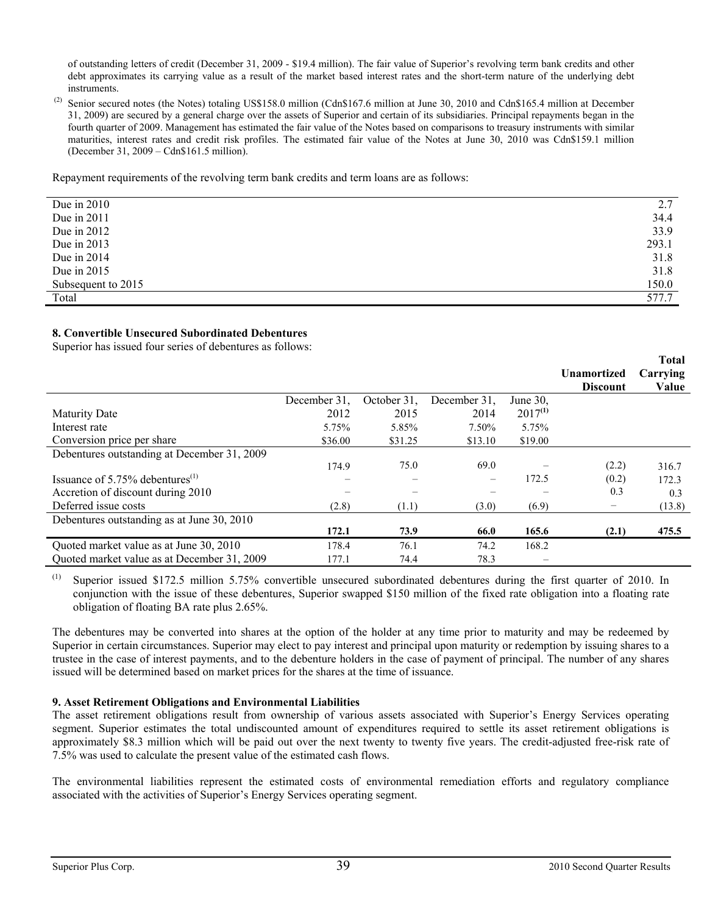of outstanding letters of credit (December 31, 2009 - $19.4 million). The fair value of Superior's revolving term bank credits and other debt approximates its carrying value as a result of the market based interest rates and the short-term nature of the underlying debt instruments.

(2) Senior secured notes (the Notes) totaling US$158.0 million (Cdn$167.6 million at June 30, 2010 and Cdn$165.4 million at December 31, 2009) are secured by a general charge over the assets of Superior and certain of its subsidiaries. Principal repayments began in the fourth quarter of 2009. Management has estimated the fair value of the Notes based on comparisons to treasury instruments with similar maturities, interest rates and credit risk profiles. The estimated fair value of the Notes at June 30, 2010 was Cdn$159.1 million (December 31, 2009 – Cdn$161.5 million).

Repayment requirements of the revolving term bank credits and term loans are as follows:

| | |
|---|---|
| Due in 2010 | 2.7 |
| Due in 2011 | 34.4 |
| Due in 2012 | 33.9 |
| Due in 2013 | 293.1 |
| Due in 2014 | 31.8 |
| Due in 2015 | 31.8 |
| Subsequent to 2015 | 150.0 |
| Total | 577.7 |

**8. Convertible Unsecured Subordinated Debentures**

Superior has issued four series of debentures as follows:

| | | | | | **Unamortized Discount** | **Total Carrying Value** |
|---|---|---|---|---|---|---|
| Maturity Date | December 31, 2012 | October 31, 2015 | December 31, 2014 | June 30, 2017(1) | | |
| Interest rate | 5.75% | 5.85% | 7.50% | 5.75% | | |
| Conversion price per share | $36.00 | $31.25 | $13.10 | $19.00 | | |
| Debentures outstanding at December 31, 2009 | 174.9 | 75.0 | 69.0 | – | (2.2) | 316.7 |
| Issuance of 5.75% debentures(1) | – | – | – | 172.5 | (0.2) | 172.3 |
| Accretion of discount during 2010 | – | – | – | – | 0.3 | 0.3 |
| Deferred issue costs | (2.8) | (1.1) | (3.0) | (6.9) | – | (13.8) |
| Debentures outstanding as at June 30, 2010 | **172.1** | **73.9** | **66.0** | **165.6** | **(2.1)** | **475.5** |
| Quoted market value as at June 30, 2010 | 178.4 | 76.1 | 74.2 | 168.2 | | |
| Quoted market value as at December 31, 2009 | 177.1 | 74.4 | 78.3 | – | | |

(1) Superior issued $172.5 million 5.75% convertible unsecured subordinated debentures during the first quarter of 2010. In conjunction with the issue of these debentures, Superior swapped $150 million of the fixed rate obligation into a floating rate obligation of floating BA rate plus 2.65%.

The debentures may be converted into shares at the option of the holder at any time prior to maturity and may be redeemed by Superior in certain circumstances. Superior may elect to pay interest and principal upon maturity or redemption by issuing shares to a trustee in the case of interest payments, and to the debenture holders in the case of payment of principal. The number of any shares issued will be determined based on market prices for the shares at the time of issuance.

**9. Asset Retirement Obligations and Environmental Liabilities**

The asset retirement obligations result from ownership of various assets associated with Superior's Energy Services operating segment. Superior estimates the total undiscounted amount of expenditures required to settle its asset retirement obligations is approximately $8.3 million which will be paid out over the next twenty to twenty five years. The credit-adjusted free-risk rate of 7.5% was used to calculate the present value of the estimated cash flows.

The environmental liabilities represent the estimated costs of environmental remediation efforts and regulatory compliance associated with the activities of Superior's Energy Services operating segment.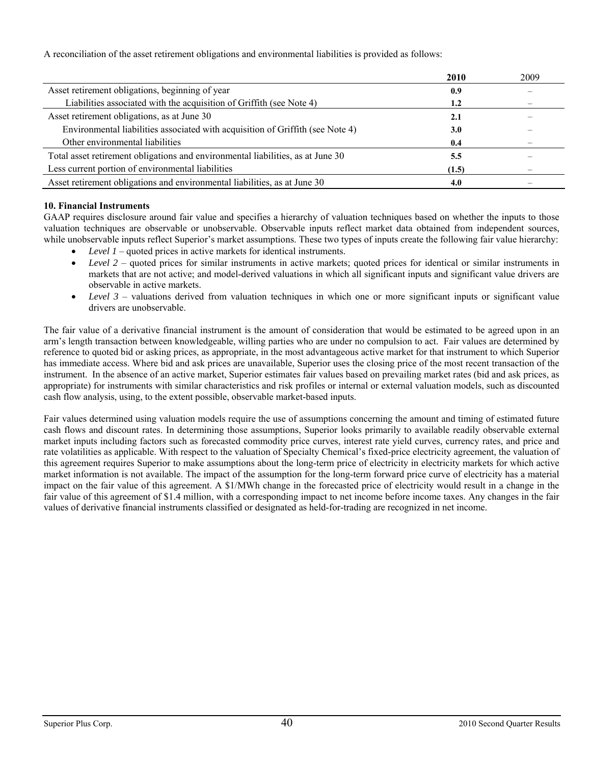A reconciliation of the asset retirement obligations and environmental liabilities is provided as follows:

| | 2010 | 2009 |
|---|---|---|
| Asset retirement obligations, beginning of year | **0.9** | – |
| Liabilities associated with the acquisition of Griffith (see Note 4) | **1.2** | – |
| Asset retirement obligations, as at June 30 | **2.1** | – |
| Environmental liabilities associated with acquisition of Griffith (see Note 4) | **3.0** | – |
| Other environmental liabilities | **0.4** | – |
| Total asset retirement obligations and environmental liabilities, as at June 30 | **5.5** | – |
| Less current portion of environmental liabilities | **(1.5)** | – |
| Asset retirement obligations and environmental liabilities, as at June 30 | **4.0** | – |

**10. Financial Instruments**

GAAP requires disclosure around fair value and specifies a hierarchy of valuation techniques based on whether the inputs to those valuation techniques are observable or unobservable. Observable inputs reflect market data obtained from independent sources, while unobservable inputs reflect Superior's market assumptions. These two types of inputs create the following fair value hierarchy:

- *Level 1* – quoted prices in active markets for identical instruments.
- *Level 2* – quoted prices for similar instruments in active markets; quoted prices for identical or similar instruments in markets that are not active; and model-derived valuations in which all significant inputs and significant value drivers are observable in active markets.
- *Level 3* – valuations derived from valuation techniques in which one or more significant inputs or significant value drivers are unobservable.

The fair value of a derivative financial instrument is the amount of consideration that would be estimated to be agreed upon in an arm's length transaction between knowledgeable, willing parties who are under no compulsion to act. Fair values are determined by reference to quoted bid or asking prices, as appropriate, in the most advantageous active market for that instrument to which Superior has immediate access. Where bid and ask prices are unavailable, Superior uses the closing price of the most recent transaction of the instrument. In the absence of an active market, Superior estimates fair values based on prevailing market rates (bid and ask prices, as appropriate) for instruments with similar characteristics and risk profiles or internal or external valuation models, such as discounted cash flow analysis, using, to the extent possible, observable market-based inputs.

Fair values determined using valuation models require the use of assumptions concerning the amount and timing of estimated future cash flows and discount rates. In determining those assumptions, Superior looks primarily to available readily observable external market inputs including factors such as forecasted commodity price curves, interest rate yield curves, currency rates, and price and rate volatilities as applicable. With respect to the valuation of Specialty Chemical's fixed-price electricity agreement, the valuation of this agreement requires Superior to make assumptions about the long-term price of electricity in electricity markets for which active market information is not available. The impact of the assumption for the long-term forward price curve of electricity has a material impact on the fair value of this agreement. A $1/MWh change in the forecasted price of electricity would result in a change in the fair value of this agreement of $1.4 million, with a corresponding impact to net income before income taxes. Any changes in the fair values of derivative financial instruments classified or designated as held-for-trading are recognized in net income.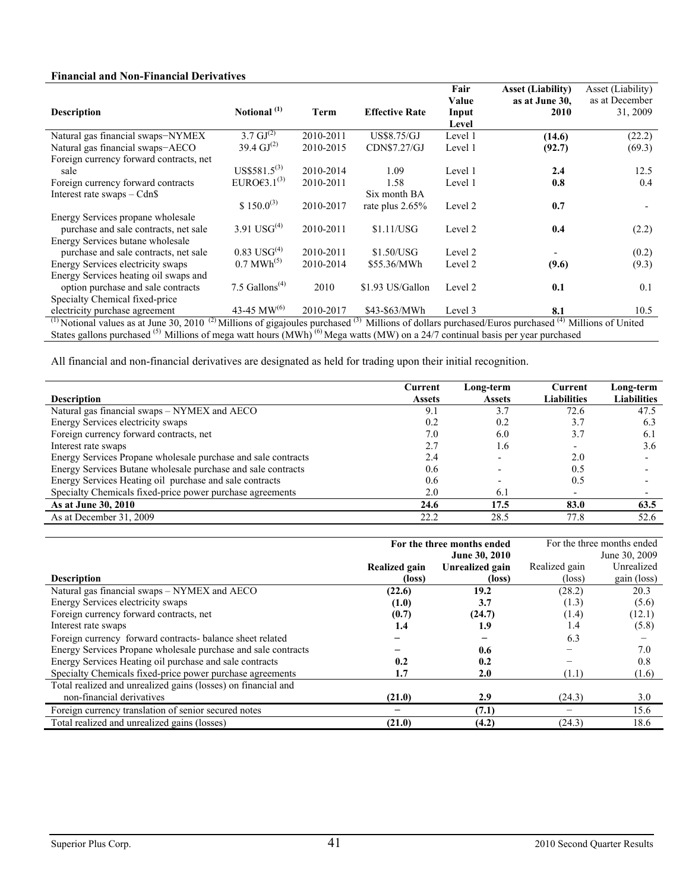**Financial and Non-Financial Derivatives**

| Description | Notional [(1)] | Term | Effective Rate | Fair Value Input Level | Asset (Liability) as at June 30, 2010 | Asset (Liability) as at December 31, 2009 |
|---|---|---|---|---|---|---|
| Natural gas financial swaps−NYMEX | 3.7 GJ[(2)] | 2010-2011 | US$8.75/GJ | Level 1 | **(14.6)** | (22.2) |
| Natural gas financial swaps−AECO | 39.4 GJ[(2)] | 2010-2015 | CDN$7.27/GJ | Level 1 | **(92.7)** | (69.3) |
| Foreign currency forward contracts, net sale | US$581.5[(3)] | 2010-2014 | 1.09 | Level 1 | **2.4** | 12.5 |
| Foreign currency forward contracts | EURO€3.1[(3)] | 2010-2011 | 1.58 | Level 1 | **0.8** | 0.4 |
| Interest rate swaps – Cdn$ | $ 150.0[(3)] | 2010-2017 | Six month BA rate plus 2.65% | Level 2 | **0.7** | - |
| Energy Services propane wholesale purchase and sale contracts, net sale | 3.91 USG[(4)] | 2010-2011 | $1.11/USG | Level 2 | **0.4** | (2.2) |
| Energy Services butane wholesale purchase and sale contracts, net sale | 0.83 USG[(4)] | 2010-2011 | $1.50/USG | Level 2 | **-** | (0.2) |
| Energy Services electricity swaps | 0.7 MWh[(5)] | 2010-2014 | $55.36/MWh | Level 2 | **(9.6)** | (9.3) |
| Energy Services heating oil swaps and option purchase and sale contracts | 7.5 Gallons[(4)] | 2010 | $1.93 US/Gallon | Level 2 | **0.1** | 0.1 |
| Specialty Chemical fixed-price electricity purchase agreement | 43-45 MW[(6)] | 2010-2017 | $43-$63/MWh | Level 3 | **8.1** | 10.5 |

[(1)] Notional values as at June 30, 2010 [(2)] Millions of gigajoules purchased [(3)] Millions of dollars purchased/Euros purchased [(4)] Millions of United States gallons purchased [(5)] Millions of mega watt hours (MWh) [(6)] Mega watts (MW) on a 24/7 continual basis per year purchased

All financial and non-financial derivatives are designated as held for trading upon their initial recognition.

| Description | Current Assets | Long-term Assets | Current Liabilities | Long-term Liabilities |
|---|---|---|---|---|
| Natural gas financial swaps – NYMEX and AECO | 9.1 | 3.7 | 72.6 | 47.5 |
| Energy Services electricity swaps | 0.2 | 0.2 | 3.7 | 6.3 |
| Foreign currency forward contracts, net | 7.0 | 6.0 | 3.7 | 6.1 |
| Interest rate swaps | 2.7 | 1.6 | - | 3.6 |
| Energy Services Propane wholesale purchase and sale contracts | 2.4 | - | 2.0 | - |
| Energy Services Butane wholesale purchase and sale contracts | 0.6 | - | 0.5 | - |
| Energy Services Heating oil purchase and sale contracts | 0.6 | - | 0.5 | - |
| Specialty Chemicals fixed-price power purchase agreements | 2.0 | 6.1 | - | - |
| **As at June 30, 2010** | **24.6** | **17.5** | **83.0** | **63.5** |
| As at December 31, 2009 | 22.2 | 28.5 | 77.8 | 52.6 |

| Description | For the three months ended June 30, 2010 | | For the three months ended June 30, 2009 | |
|---|---|---|---|---|
| | Realized gain (loss) | Unrealized gain (loss) | Realized gain (loss) | Unrealized gain (loss) |
| Natural gas financial swaps – NYMEX and AECO | **(22.6)** | **19.2** | (28.2) | 20.3 |
| Energy Services electricity swaps | **(1.0)** | **3.7** | (1.3) | (5.6) |
| Foreign currency forward contracts, net | **(0.7)** | **(24.7)** | (1.4) | (12.1) |
| Interest rate swaps | **1.4** | **1.9** | 1.4 | (5.8) |
| Foreign currency forward contracts- balance sheet related | **–** | **–** | 6.3 | – |
| Energy Services Propane wholesale purchase and sale contracts | **–** | **0.6** | – | 7.0 |
| Energy Services Heating oil purchase and sale contracts | **0.2** | **0.2** | – | 0.8 |
| Specialty Chemicals fixed-price power purchase agreements | **1.7** | **2.0** | (1.1) | (1.6) |
| Total realized and unrealized gains (losses) on financial and non-financial derivatives | **(21.0)** | **2.9** | (24.3) | 3.0 |
| Foreign currency translation of senior secured notes | **–** | **(7.1)** | – | 15.6 |
| Total realized and unrealized gains (losses) | **(21.0)** | **(4.2)** | (24.3) | 18.6 |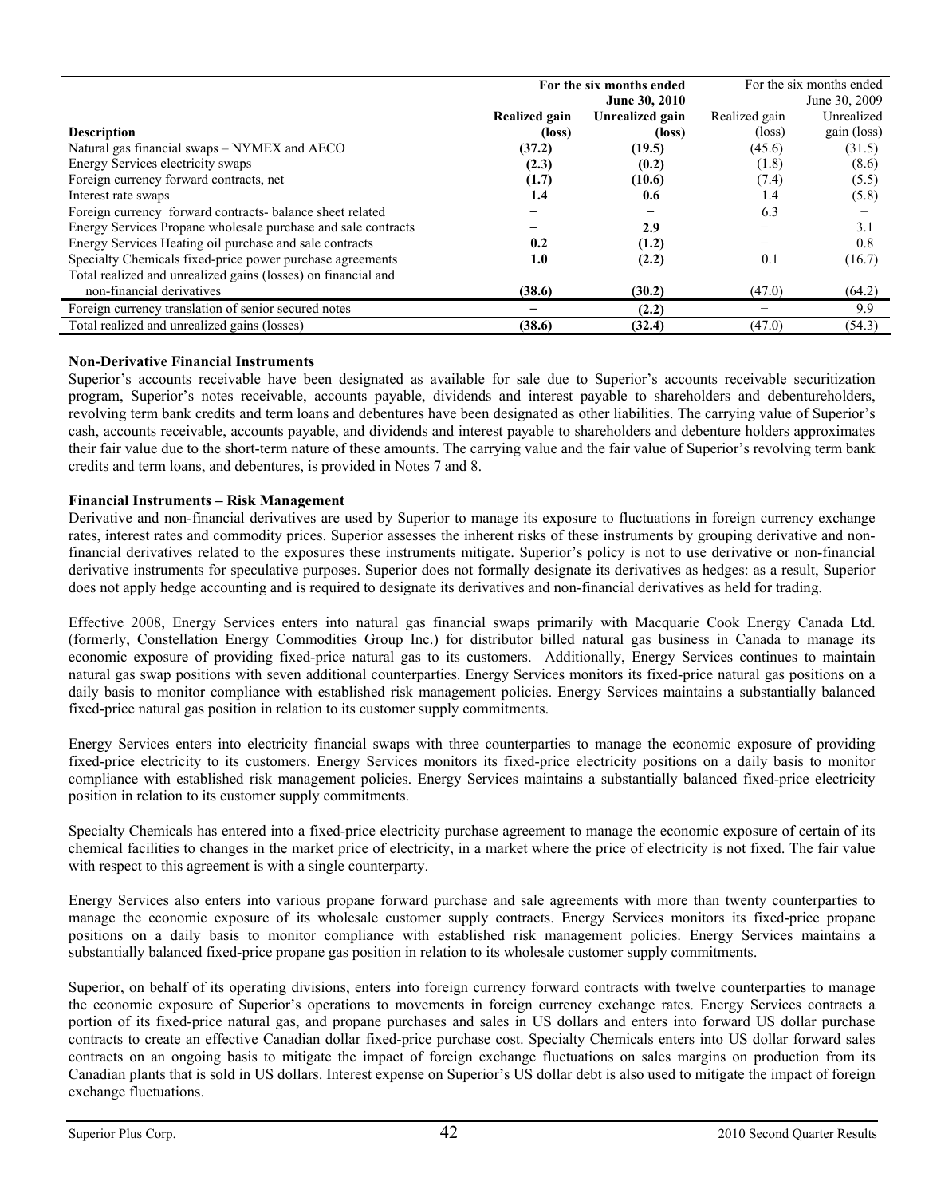| Description | For the six months ended June 30, 2010 | | For the six months ended June 30, 2009 | |
|---|---|---|---|---|
| | **Realized gain (loss)** | **Unrealized gain (loss)** | Realized gain (loss) | Unrealized gain (loss) |
| Natural gas financial swaps – NYMEX and AECO | **(37.2)** | **(19.5)** | (45.6) | (31.5) |
| Energy Services electricity swaps | **(2.3)** | **(0.2)** | (1.8) | (8.6) |
| Foreign currency forward contracts, net | **(1.7)** | **(10.6)** | (7.4) | (5.5) |
| Interest rate swaps | **1.4** | **0.6** | 1.4 | (5.8) |
| Foreign currency forward contracts- balance sheet related | **–** | **–** | 6.3 | – |
| Energy Services Propane wholesale purchase and sale contracts | **–** | **2.9** | – | 3.1 |
| Energy Services Heating oil purchase and sale contracts | **0.2** | **(1.2)** | – | 0.8 |
| Specialty Chemicals fixed-price power purchase agreements | **1.0** | **(2.2)** | 0.1 | (16.7) |
| Total realized and unrealized gains (losses) on financial and non-financial derivatives | **(38.6)** | **(30.2)** | (47.0) | (64.2) |
| Foreign currency translation of senior secured notes | **–** | **(2.2)** | – | 9.9 |
| Total realized and unrealized gains (losses) | **(38.6)** | **(32.4)** | (47.0) | (54.3) |

**Non-Derivative Financial Instruments**

Superior's accounts receivable have been designated as available for sale due to Superior's accounts receivable securitization program, Superior's notes receivable, accounts payable, dividends and interest payable to shareholders and debentureholders, revolving term bank credits and term loans and debentures have been designated as other liabilities. The carrying value of Superior's cash, accounts receivable, accounts payable, and dividends and interest payable to shareholders and debenture holders approximates their fair value due to the short-term nature of these amounts. The carrying value and the fair value of Superior's revolving term bank credits and term loans, and debentures, is provided in Notes 7 and 8.

**Financial Instruments – Risk Management**

Derivative and non-financial derivatives are used by Superior to manage its exposure to fluctuations in foreign currency exchange rates, interest rates and commodity prices. Superior assesses the inherent risks of these instruments by grouping derivative and non-financial derivatives related to the exposures these instruments mitigate. Superior's policy is not to use derivative or non-financial derivative instruments for speculative purposes. Superior does not formally designate its derivatives as hedges: as a result, Superior does not apply hedge accounting and is required to designate its derivatives and non-financial derivatives as held for trading.

Effective 2008, Energy Services enters into natural gas financial swaps primarily with Macquarie Cook Energy Canada Ltd. (formerly, Constellation Energy Commodities Group Inc.) for distributor billed natural gas business in Canada to manage its economic exposure of providing fixed-price natural gas to its customers. Additionally, Energy Services continues to maintain natural gas swap positions with seven additional counterparties. Energy Services monitors its fixed-price natural gas positions on a daily basis to monitor compliance with established risk management policies. Energy Services maintains a substantially balanced fixed-price natural gas position in relation to its customer supply commitments.

Energy Services enters into electricity financial swaps with three counterparties to manage the economic exposure of providing fixed-price electricity to its customers. Energy Services monitors its fixed-price electricity positions on a daily basis to monitor compliance with established risk management policies. Energy Services maintains a substantially balanced fixed-price electricity position in relation to its customer supply commitments.

Specialty Chemicals has entered into a fixed-price electricity purchase agreement to manage the economic exposure of certain of its chemical facilities to changes in the market price of electricity, in a market where the price of electricity is not fixed. The fair value with respect to this agreement is with a single counterparty.

Energy Services also enters into various propane forward purchase and sale agreements with more than twenty counterparties to manage the economic exposure of its wholesale customer supply contracts. Energy Services monitors its fixed-price propane positions on a daily basis to monitor compliance with established risk management policies. Energy Services maintains a substantially balanced fixed-price propane gas position in relation to its wholesale customer supply commitments.

Superior, on behalf of its operating divisions, enters into foreign currency forward contracts with twelve counterparties to manage the economic exposure of Superior's operations to movements in foreign currency exchange rates. Energy Services contracts a portion of its fixed-price natural gas, and propane purchases and sales in US dollars and enters into forward US dollar purchase contracts to create an effective Canadian dollar fixed-price purchase cost. Specialty Chemicals enters into US dollar forward sales contracts on an ongoing basis to mitigate the impact of foreign exchange fluctuations on sales margins on production from its Canadian plants that is sold in US dollars. Interest expense on Superior's US dollar debt is also used to mitigate the impact of foreign exchange fluctuations.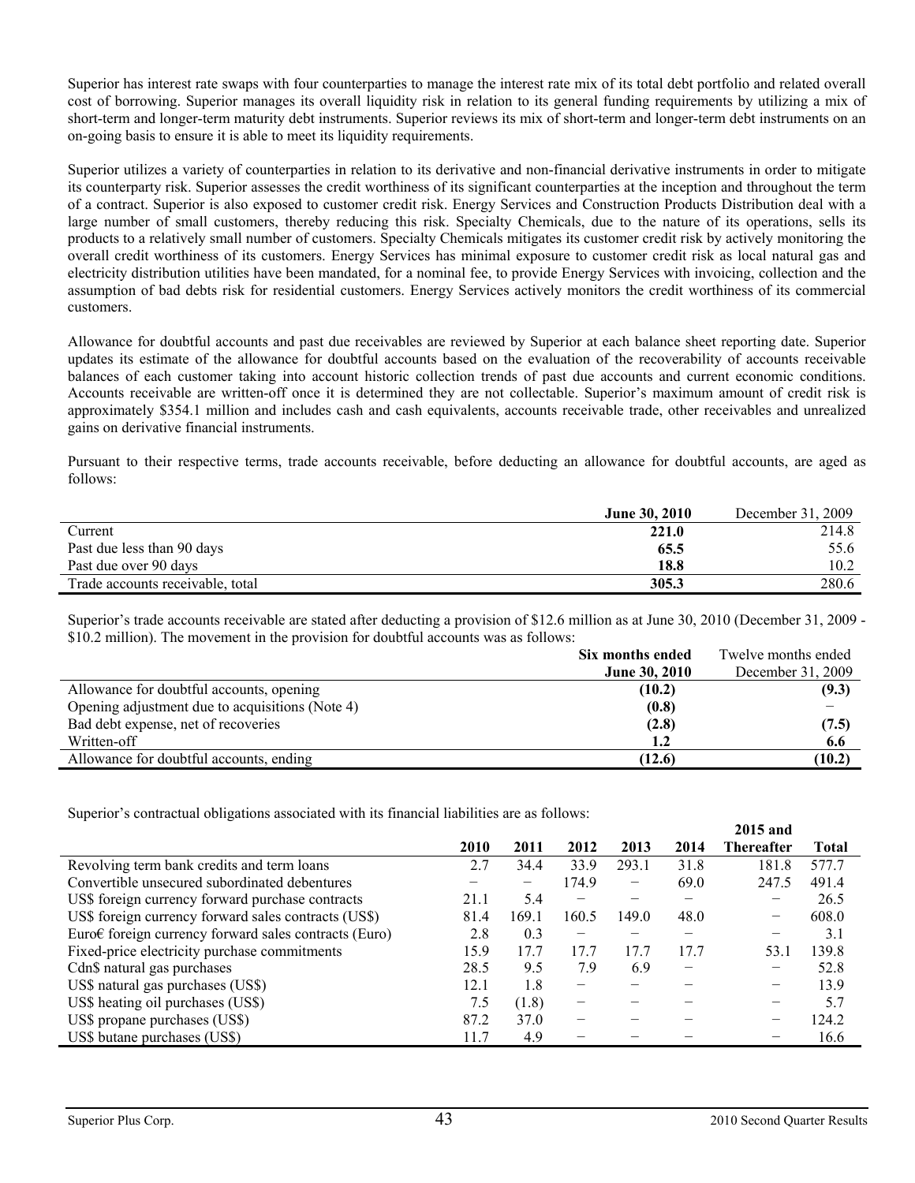Superior has interest rate swaps with four counterparties to manage the interest rate mix of its total debt portfolio and related overall cost of borrowing. Superior manages its overall liquidity risk in relation to its general funding requirements by utilizing a mix of short-term and longer-term maturity debt instruments. Superior reviews its mix of short-term and longer-term debt instruments on an on-going basis to ensure it is able to meet its liquidity requirements.

Superior utilizes a variety of counterparties in relation to its derivative and non-financial derivative instruments in order to mitigate its counterparty risk. Superior assesses the credit worthiness of its significant counterparties at the inception and throughout the term of a contract. Superior is also exposed to customer credit risk. Energy Services and Construction Products Distribution deal with a large number of small customers, thereby reducing this risk. Specialty Chemicals, due to the nature of its operations, sells its products to a relatively small number of customers. Specialty Chemicals mitigates its customer credit risk by actively monitoring the overall credit worthiness of its customers. Energy Services has minimal exposure to customer credit risk as local natural gas and electricity distribution utilities have been mandated, for a nominal fee, to provide Energy Services with invoicing, collection and the assumption of bad debts risk for residential customers. Energy Services actively monitors the credit worthiness of its commercial customers.

Allowance for doubtful accounts and past due receivables are reviewed by Superior at each balance sheet reporting date. Superior updates its estimate of the allowance for doubtful accounts based on the evaluation of the recoverability of accounts receivable balances of each customer taking into account historic collection trends of past due accounts and current economic conditions. Accounts receivable are written-off once it is determined they are not collectable. Superior's maximum amount of credit risk is approximately $354.1 million and includes cash and cash equivalents, accounts receivable trade, other receivables and unrealized gains on derivative financial instruments.

Pursuant to their respective terms, trade accounts receivable, before deducting an allowance for doubtful accounts, are aged as follows:

| | **June 30, 2010** | December 31, 2009 |
|---|---|---|
| Current | **221.0** | 214.8 |
| Past due less than 90 days | **65.5** | 55.6 |
| Past due over 90 days | **18.8** | 10.2 |
| Trade accounts receivable, total | **305.3** | 280.6 |

Superior's trade accounts receivable are stated after deducting a provision of $12.6 million as at June 30, 2010 (December 31, 2009 - $10.2 million). The movement in the provision for doubtful accounts was as follows:

| | **Six months ended June 30, 2010** | Twelve months ended December 31, 2009 |
|---|---|---|
| Allowance for doubtful accounts, opening | **(10.2)** | **(9.3)** |
| Opening adjustment due to acquisitions (Note 4) | **(0.8)** | – |
| Bad debt expense, net of recoveries | **(2.8)** | **(7.5)** |
| Written-off | **1.2** | **6.6** |
| Allowance for doubtful accounts, ending | **(12.6)** | **(10.2)** |

Superior's contractual obligations associated with its financial liabilities are as follows:

| | **2010** | **2011** | **2012** | **2013** | **2014** | **2015 and Thereafter** | **Total** |
|---|---|---|---|---|---|---|---|
| Revolving term bank credits and term loans | 2.7 | 34.4 | 33.9 | 293.1 | 31.8 | 181.8 | 577.7 |
| Convertible unsecured subordinated debentures | – | – | 174.9 | – | 69.0 | 247.5 | 491.4 |
| US$ foreign currency forward purchase contracts | 21.1 | 5.4 | – | – | – | – | 26.5 |
| US$ foreign currency forward sales contracts (US$) | 81.4 | 169.1 | 160.5 | 149.0 | 48.0 | – | 608.0 |
| Euro€ foreign currency forward sales contracts (Euro) | 2.8 | 0.3 | – | – | – | – | 3.1 |
| Fixed-price electricity purchase commitments | 15.9 | 17.7 | 17.7 | 17.7 | 17.7 | 53.1 | 139.8 |
| Cdn$ natural gas purchases | 28.5 | 9.5 | 7.9 | 6.9 | – | – | 52.8 |
| US$ natural gas purchases (US$) | 12.1 | 1.8 | – | – | – | – | 13.9 |
| US$ heating oil purchases (US$) | 7.5 | (1.8) | – | – | – | – | 5.7 |
| US$ propane purchases (US$) | 87.2 | 37.0 | – | – | – | – | 124.2 |
| US$ butane purchases (US$) | 11.7 | 4.9 | – | – | – | – | 16.6 |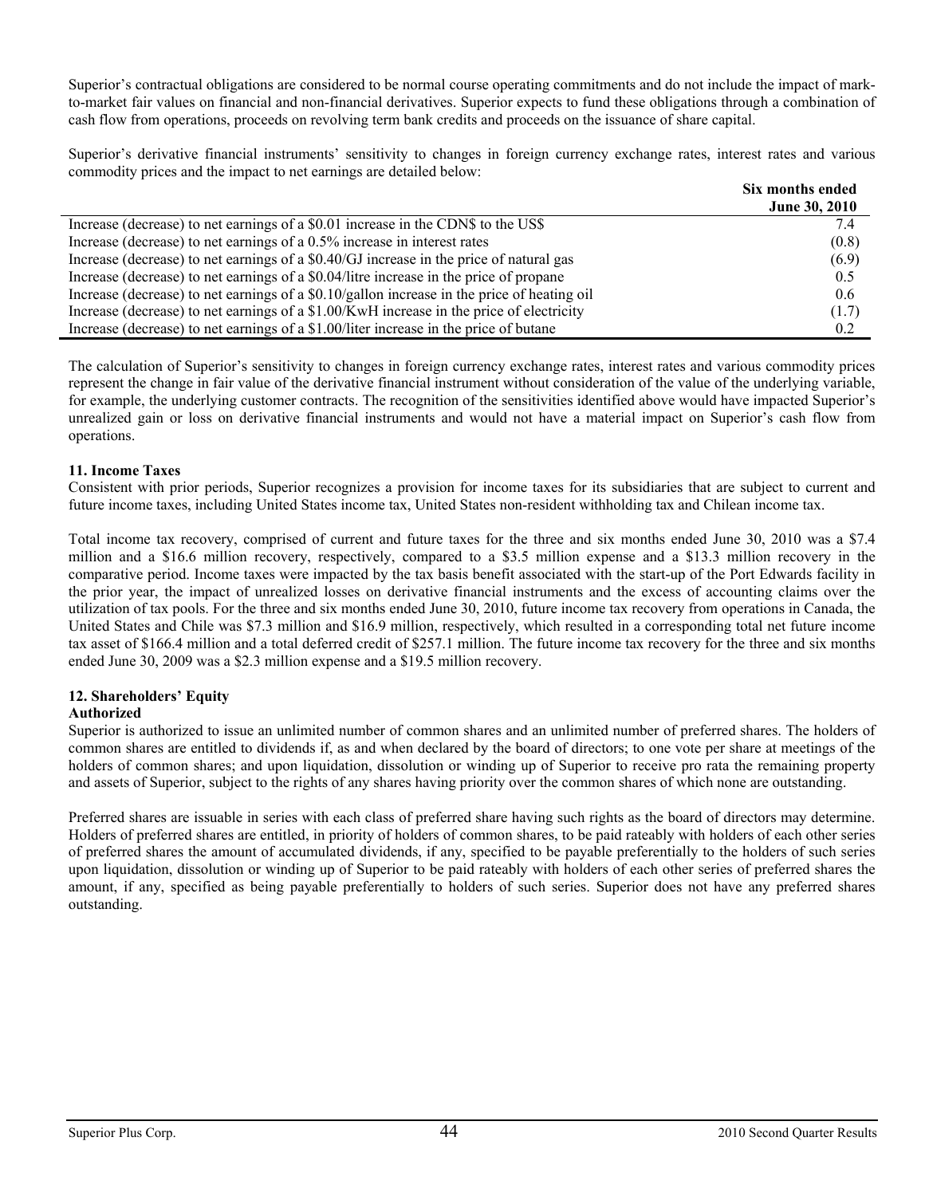Superior's contractual obligations are considered to be normal course operating commitments and do not include the impact of mark-to-market fair values on financial and non-financial derivatives. Superior expects to fund these obligations through a combination of cash flow from operations, proceeds on revolving term bank credits and proceeds on the issuance of share capital.

Superior's derivative financial instruments' sensitivity to changes in foreign currency exchange rates, interest rates and various commodity prices and the impact to net earnings are detailed below:

| | Six months ended June 30, 2010 |
|---|---|
| Increase (decrease) to net earnings of a $0.01 increase in the CDN$ to the US$ | 7.4 |
| Increase (decrease) to net earnings of a 0.5% increase in interest rates | (0.8) |
| Increase (decrease) to net earnings of a $0.40/GJ increase in the price of natural gas | (6.9) |
| Increase (decrease) to net earnings of a $0.04/litre increase in the price of propane | 0.5 |
| Increase (decrease) to net earnings of a $0.10/gallon increase in the price of heating oil | 0.6 |
| Increase (decrease) to net earnings of a $1.00/KwH increase in the price of electricity | (1.7) |
| Increase (decrease) to net earnings of a $1.00/liter increase in the price of butane | 0.2 |

The calculation of Superior's sensitivity to changes in foreign currency exchange rates, interest rates and various commodity prices represent the change in fair value of the derivative financial instrument without consideration of the value of the underlying variable, for example, the underlying customer contracts. The recognition of the sensitivities identified above would have impacted Superior's unrealized gain or loss on derivative financial instruments and would not have a material impact on Superior's cash flow from operations.

**11. Income Taxes**

Consistent with prior periods, Superior recognizes a provision for income taxes for its subsidiaries that are subject to current and future income taxes, including United States income tax, United States non-resident withholding tax and Chilean income tax.

Total income tax recovery, comprised of current and future taxes for the three and six months ended June 30, 2010 was a $7.4 million and a $16.6 million recovery, respectively, compared to a $3.5 million expense and a $13.3 million recovery in the comparative period. Income taxes were impacted by the tax basis benefit associated with the start-up of the Port Edwards facility in the prior year, the impact of unrealized losses on derivative financial instruments and the excess of accounting claims over the utilization of tax pools. For the three and six months ended June 30, 2010, future income tax recovery from operations in Canada, the United States and Chile was $7.3 million and $16.9 million, respectively, which resulted in a corresponding total net future income tax asset of $166.4 million and a total deferred credit of $257.1 million. The future income tax recovery for the three and six months ended June 30, 2009 was a $2.3 million expense and a $19.5 million recovery.

**12. Shareholders' Equity**

**Authorized**

Superior is authorized to issue an unlimited number of common shares and an unlimited number of preferred shares. The holders of common shares are entitled to dividends if, as and when declared by the board of directors; to one vote per share at meetings of the holders of common shares; and upon liquidation, dissolution or winding up of Superior to receive pro rata the remaining property and assets of Superior, subject to the rights of any shares having priority over the common shares of which none are outstanding.

Preferred shares are issuable in series with each class of preferred share having such rights as the board of directors may determine. Holders of preferred shares are entitled, in priority of holders of common shares, to be paid rateably with holders of each other series of preferred shares the amount of accumulated dividends, if any, specified to be payable preferentially to the holders of such series upon liquidation, dissolution or winding up of Superior to be paid rateably with holders of each other series of preferred shares the amount, if any, specified as being payable preferentially to holders of such series. Superior does not have any preferred shares outstanding.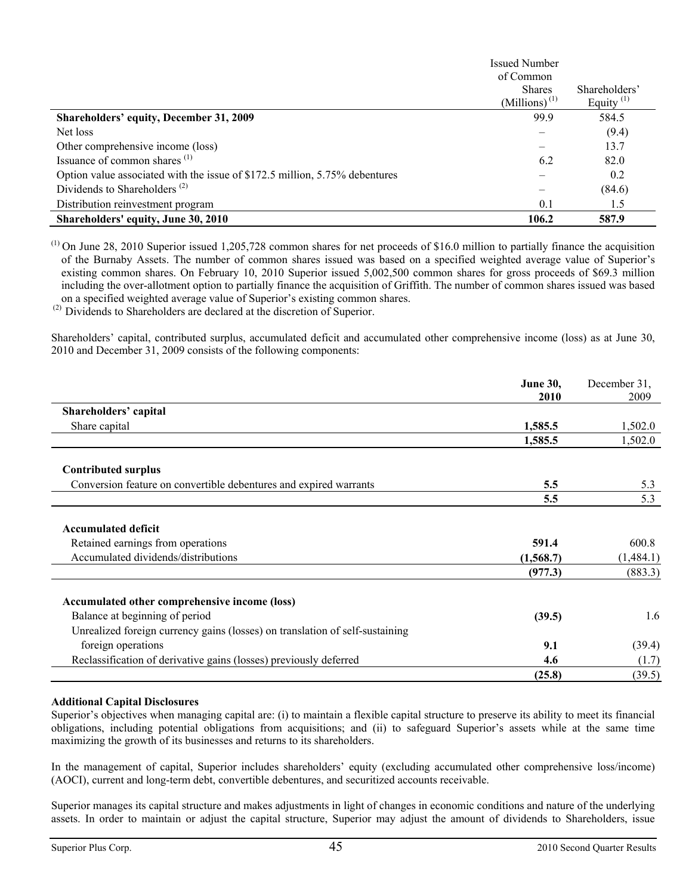| | Issued Number of Common Shares (Millions) [1] | Shareholders' Equity [1] |
|---|---|---|
| **Shareholders' equity, December 31, 2009** | 99.9 | 584.5 |
| Net loss | – | (9.4) |
| Other comprehensive income (loss) | – | 13.7 |
| Issuance of common shares [1] | 6.2 | 82.0 |
| Option value associated with the issue of $172.5 million, 5.75% debentures | – | 0.2 |
| Dividends to Shareholders [2] | – | (84.6) |
| Distribution reinvestment program | 0.1 | 1.5 |
| **Shareholders' equity, June 30, 2010** | **106.2** | **587.9** |

[1] On June 28, 2010 Superior issued 1,205,728 common shares for net proceeds of $16.0 million to partially finance the acquisition of the Burnaby Assets. The number of common shares issued was based on a specified weighted average value of Superior's existing common shares. On February 10, 2010 Superior issued 5,002,500 common shares for gross proceeds of $69.3 million including the over-allotment option to partially finance the acquisition of Griffith. The number of common shares issued was based on a specified weighted average value of Superior's existing common shares.

[2] Dividends to Shareholders are declared at the discretion of Superior.

Shareholders' capital, contributed surplus, accumulated deficit and accumulated other comprehensive income (loss) as at June 30, 2010 and December 31, 2009 consists of the following components:

| | **June 30, 2010** | December 31, 2009 |
|---|---|---|
| **Shareholders' capital** | | |
| Share capital | **1,585.5** | 1,502.0 |
| | **1,585.5** | 1,502.0 |
| **Contributed surplus** | | |
| Conversion feature on convertible debentures and expired warrants | **5.5** | 5.3 |
| | **5.5** | 5.3 |
| **Accumulated deficit** | | |
| Retained earnings from operations | **591.4** | 600.8 |
| Accumulated dividends/distributions | **(1,568.7)** | (1,484.1) |
| | **(977.3)** | (883.3) |
| **Accumulated other comprehensive income (loss)** | | |
| Balance at beginning of period | **(39.5)** | 1.6 |
| Unrealized foreign currency gains (losses) on translation of self-sustaining foreign operations | **9.1** | (39.4) |
| Reclassification of derivative gains (losses) previously deferred | **4.6** | (1.7) |
| | **(25.8)** | (39.5) |

**Additional Capital Disclosures**

Superior's objectives when managing capital are: (i) to maintain a flexible capital structure to preserve its ability to meet its financial obligations, including potential obligations from acquisitions; and (ii) to safeguard Superior's assets while at the same time maximizing the growth of its businesses and returns to its shareholders.

In the management of capital, Superior includes shareholders' equity (excluding accumulated other comprehensive loss/income) (AOCI), current and long-term debt, convertible debentures, and securitized accounts receivable.

Superior manages its capital structure and makes adjustments in light of changes in economic conditions and nature of the underlying assets. In order to maintain or adjust the capital structure, Superior may adjust the amount of dividends to Shareholders, issue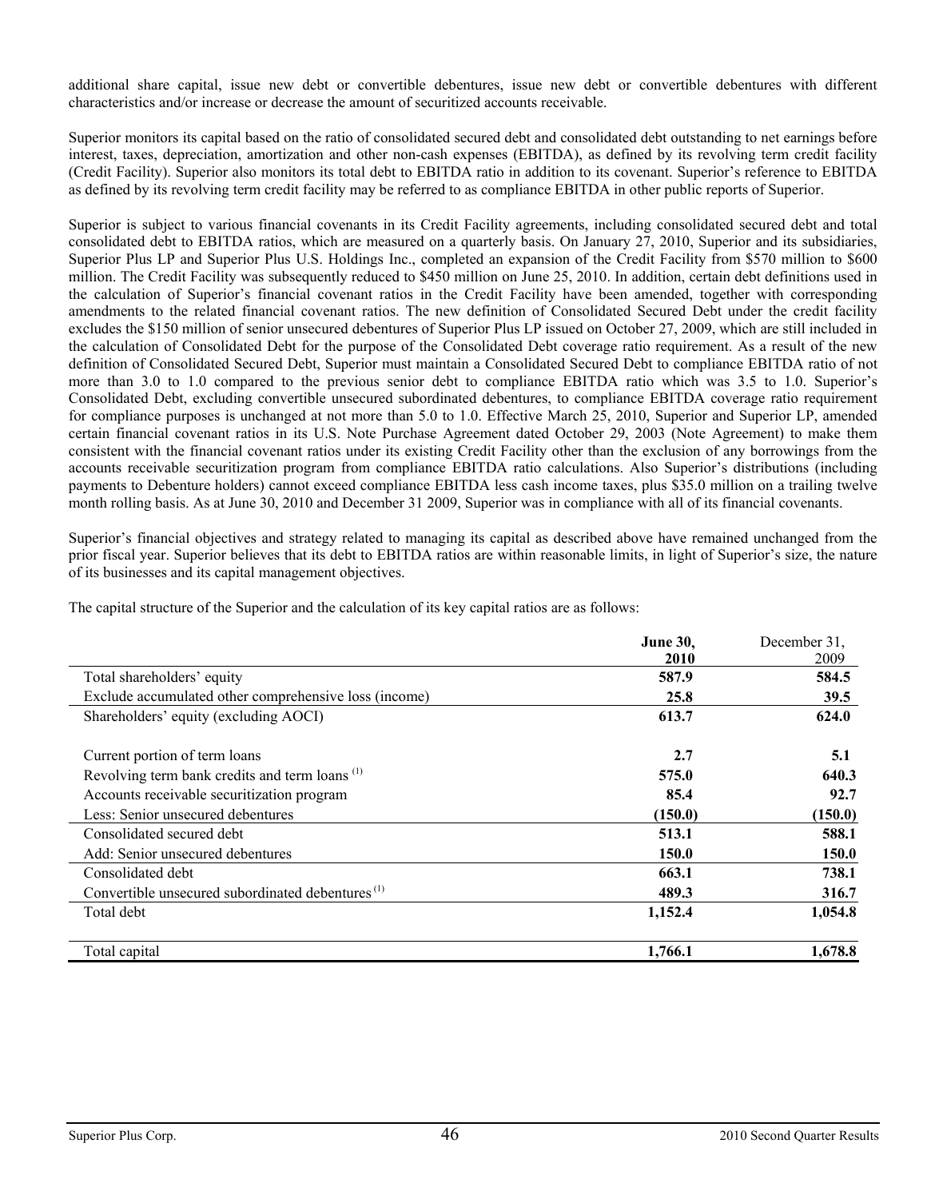additional share capital, issue new debt or convertible debentures, issue new debt or convertible debentures with different characteristics and/or increase or decrease the amount of securitized accounts receivable.

Superior monitors its capital based on the ratio of consolidated secured debt and consolidated debt outstanding to net earnings before interest, taxes, depreciation, amortization and other non-cash expenses (EBITDA), as defined by its revolving term credit facility (Credit Facility). Superior also monitors its total debt to EBITDA ratio in addition to its covenant. Superior's reference to EBITDA as defined by its revolving term credit facility may be referred to as compliance EBITDA in other public reports of Superior.

Superior is subject to various financial covenants in its Credit Facility agreements, including consolidated secured debt and total consolidated debt to EBITDA ratios, which are measured on a quarterly basis. On January 27, 2010, Superior and its subsidiaries, Superior Plus LP and Superior Plus U.S. Holdings Inc., completed an expansion of the Credit Facility from $570 million to $600 million. The Credit Facility was subsequently reduced to $450 million on June 25, 2010. In addition, certain debt definitions used in the calculation of Superior's financial covenant ratios in the Credit Facility have been amended, together with corresponding amendments to the related financial covenant ratios. The new definition of Consolidated Secured Debt under the credit facility excludes the $150 million of senior unsecured debentures of Superior Plus LP issued on October 27, 2009, which are still included in the calculation of Consolidated Debt for the purpose of the Consolidated Debt coverage ratio requirement. As a result of the new definition of Consolidated Secured Debt, Superior must maintain a Consolidated Secured Debt to compliance EBITDA ratio of not more than 3.0 to 1.0 compared to the previous senior debt to compliance EBITDA ratio which was 3.5 to 1.0. Superior's Consolidated Debt, excluding convertible unsecured subordinated debentures, to compliance EBITDA coverage ratio requirement for compliance purposes is unchanged at not more than 5.0 to 1.0. Effective March 25, 2010, Superior and Superior LP, amended certain financial covenant ratios in its U.S. Note Purchase Agreement dated October 29, 2003 (Note Agreement) to make them consistent with the financial covenant ratios under its existing Credit Facility other than the exclusion of any borrowings from the accounts receivable securitization program from compliance EBITDA ratio calculations. Also Superior's distributions (including payments to Debenture holders) cannot exceed compliance EBITDA less cash income taxes, plus $35.0 million on a trailing twelve month rolling basis. As at June 30, 2010 and December 31 2009, Superior was in compliance with all of its financial covenants.

Superior's financial objectives and strategy related to managing its capital as described above have remained unchanged from the prior fiscal year. Superior believes that its debt to EBITDA ratios are within reasonable limits, in light of Superior's size, the nature of its businesses and its capital management objectives.

The capital structure of the Superior and the calculation of its key capital ratios are as follows:

| | **June 30, 2010** | December 31, 2009 |
|---|---|---|
| Total shareholders' equity | **587.9** | **584.5** |
| Exclude accumulated other comprehensive loss (income) | **25.8** | **39.5** |
| Shareholders' equity (excluding AOCI) | **613.7** | **624.0** |
| | | |
| Current portion of term loans | **2.7** | **5.1** |
| Revolving term bank credits and term loans [(1)] | **575.0** | **640.3** |
| Accounts receivable securitization program | **85.4** | **92.7** |
| Less: Senior unsecured debentures | **(150.0)** | **(150.0)** |
| Consolidated secured debt | **513.1** | **588.1** |
| Add: Senior unsecured debentures | **150.0** | **150.0** |
| Consolidated debt | **663.1** | **738.1** |
| Convertible unsecured subordinated debentures [(1)] | **489.3** | **316.7** |
| Total debt | **1,152.4** | **1,054.8** |
| | | |
| Total capital | **1,766.1** | **1,678.8** |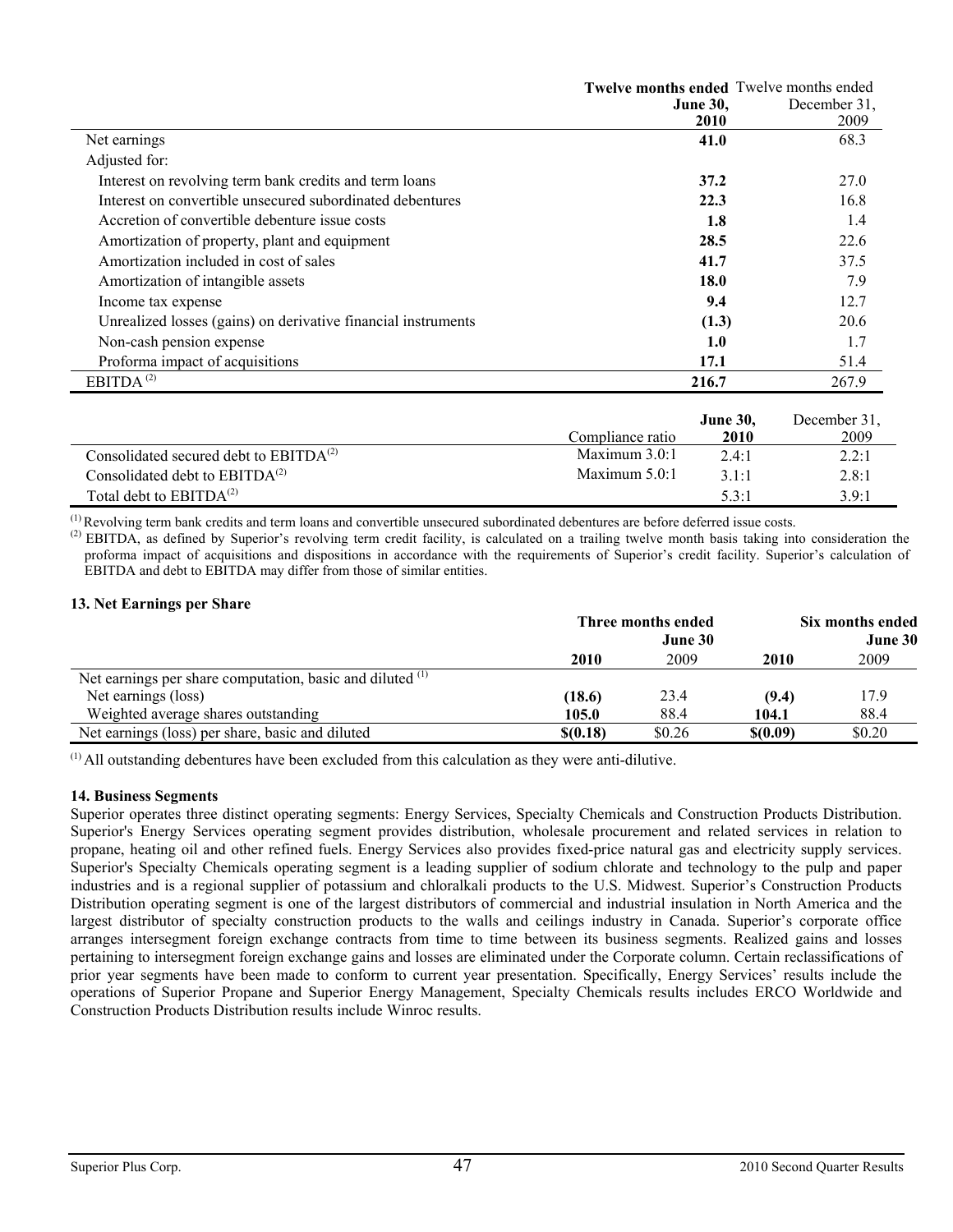| | Twelve months ended June 30, 2010 | Twelve months ended December 31, 2009 |
|---|---|---|
| Net earnings | **41.0** | 68.3 |
| Adjusted for: | | |
| Interest on revolving term bank credits and term loans | **37.2** | 27.0 |
| Interest on convertible unsecured subordinated debentures | **22.3** | 16.8 |
| Accretion of convertible debenture issue costs | **1.8** | 1.4 |
| Amortization of property, plant and equipment | **28.5** | 22.6 |
| Amortization included in cost of sales | **41.7** | 37.5 |
| Amortization of intangible assets | **18.0** | 7.9 |
| Income tax expense | **9.4** | 12.7 |
| Unrealized losses (gains) on derivative financial instruments | **(1.3)** | 20.6 |
| Non-cash pension expense | **1.0** | 1.7 |
| Proforma impact of acquisitions | **17.1** | 51.4 |
| EBITDA [(2)] | **216.7** | 267.9 |

| | Compliance ratio | June 30, 2010 | December 31, 2009 |
|---|---|---|---|
| Consolidated secured debt to EBITDA[(2)] | Maximum 3.0:1 | 2.4:1 | 2.2:1 |
| Consolidated debt to EBITDA[(2)] | Maximum 5.0:1 | 3.1:1 | 2.8:1 |
| Total debt to EBITDA[(2)] | | 5.3:1 | 3.9:1 |

[(1)] Revolving term bank credits and term loans and convertible unsecured subordinated debentures are before deferred issue costs.

[(2)] EBITDA, as defined by Superior's revolving term credit facility, is calculated on a trailing twelve month basis taking into consideration the proforma impact of acquisitions and dispositions in accordance with the requirements of Superior's credit facility. Superior's calculation of EBITDA and debt to EBITDA may differ from those of similar entities.

### 13. Net Earnings per Share

| | Three months ended June 30 | | Six months ended June 30 | |
|---|---|---|---|---|
| | **2010** | 2009 | **2010** | 2009 |
| Net earnings per share computation, basic and diluted [(1)] | | | | |
| Net earnings (loss) | **(18.6)** | 23.4 | **(9.4)** | 17.9 |
| Weighted average shares outstanding | **105.0** | 88.4 | **104.1** | 88.4 |
| Net earnings (loss) per share, basic and diluted | **$(0.18)** | $0.26 | **$(0.09)** | $0.20 |

[(1)] All outstanding debentures have been excluded from this calculation as they were anti-dilutive.

### 14. Business Segments

Superior operates three distinct operating segments: Energy Services, Specialty Chemicals and Construction Products Distribution. Superior's Energy Services operating segment provides distribution, wholesale procurement and related services in relation to propane, heating oil and other refined fuels. Energy Services also provides fixed-price natural gas and electricity supply services. Superior's Specialty Chemicals operating segment is a leading supplier of sodium chlorate and technology to the pulp and paper industries and is a regional supplier of potassium and chloralkali products to the U.S. Midwest. Superior's Construction Products Distribution operating segment is one of the largest distributors of commercial and industrial insulation in North America and the largest distributor of specialty construction products to the walls and ceilings industry in Canada. Superior's corporate office arranges intersegment foreign exchange contracts from time to time between its business segments. Realized gains and losses pertaining to intersegment foreign exchange gains and losses are eliminated under the Corporate column. Certain reclassifications of prior year segments have been made to conform to current year presentation. Specifically, Energy Services' results include the operations of Superior Propane and Superior Energy Management, Specialty Chemicals results includes ERCO Worldwide and Construction Products Distribution results include Winroc results.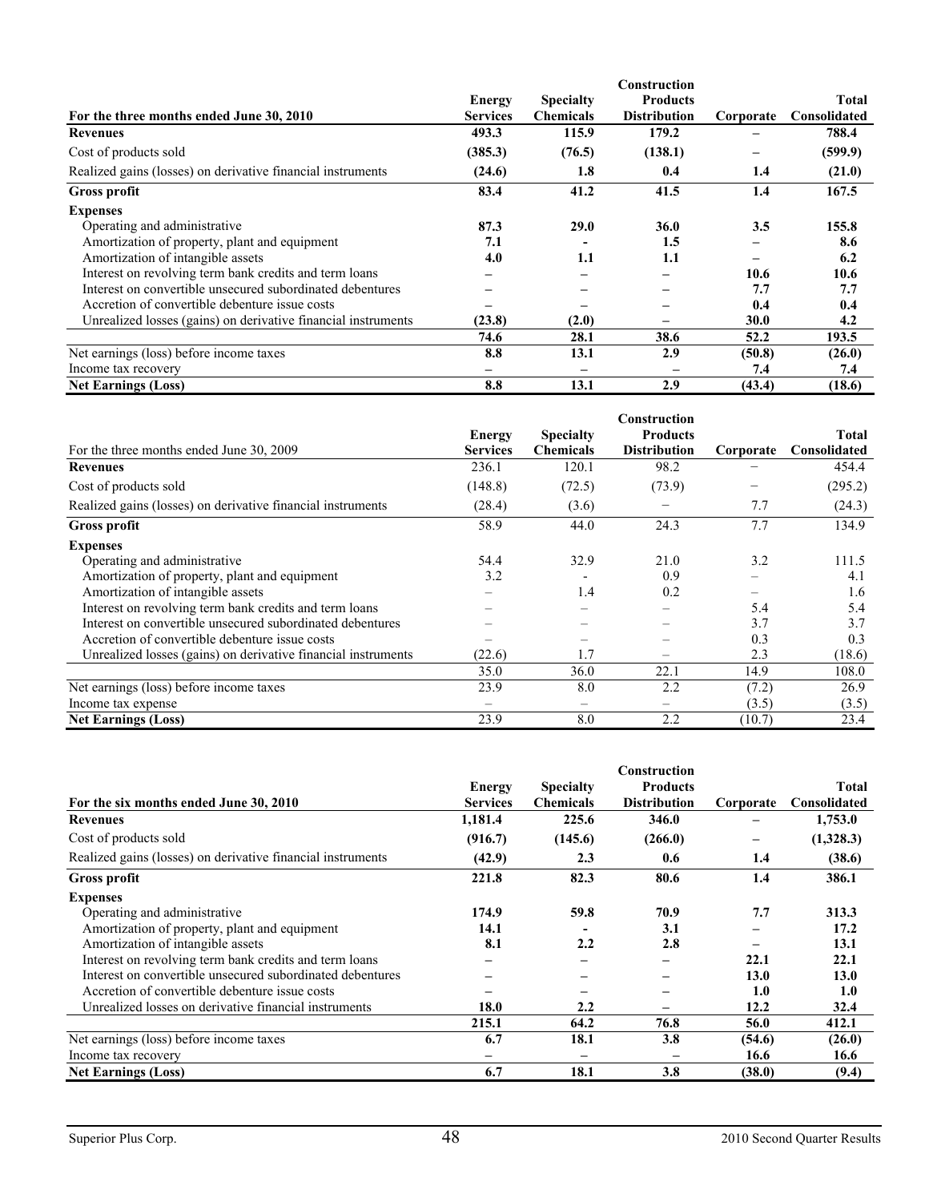| For the three months ended June 30, 2010 | Energy Services | Specialty Chemicals | Construction Products Distribution | Corporate | Total Consolidated |
|---|---|---|---|---|---|
| **Revenues** | **493.3** | **115.9** | **179.2** | **–** | **788.4** |
| Cost of products sold | **(385.3)** | **(76.5)** | **(138.1)** | **–** | **(599.9)** |
| Realized gains (losses) on derivative financial instruments | **(24.6)** | **1.8** | **0.4** | **1.4** | **(21.0)** |
| **Gross profit** | **83.4** | **41.2** | **41.5** | **1.4** | **167.5** |
| **Expenses** | | | | | |
| Operating and administrative | **87.3** | **29.0** | **36.0** | **3.5** | **155.8** |
| Amortization of property, plant and equipment | **7.1** | **-** | **1.5** | **–** | **8.6** |
| Amortization of intangible assets | **4.0** | **1.1** | **1.1** | **–** | **6.2** |
| Interest on revolving term bank credits and term loans | **–** | **–** | **–** | **10.6** | **10.6** |
| Interest on convertible unsecured subordinated debentures | **–** | **–** | **–** | **7.7** | **7.7** |
| Accretion of convertible debenture issue costs | **–** | **–** | **–** | **0.4** | **0.4** |
| Unrealized losses (gains) on derivative financial instruments | **(23.8)** | **(2.0)** | **–** | **30.0** | **4.2** |
| | **74.6** | **28.1** | **38.6** | **52.2** | **193.5** |
| Net earnings (loss) before income taxes | **8.8** | **13.1** | **2.9** | **(50.8)** | **(26.0)** |
| Income tax recovery | **–** | **–** | **–** | **7.4** | **7.4** |
| **Net Earnings (Loss)** | **8.8** | **13.1** | **2.9** | **(43.4)** | **(18.6)** |

| For the three months ended June 30, 2009 | Energy Services | Specialty Chemicals | Construction Products Distribution | Corporate | Total Consolidated |
|---|---|---|---|---|---|
| **Revenues** | 236.1 | 120.1 | 98.2 | – | 454.4 |
| Cost of products sold | (148.8) | (72.5) | (73.9) | – | (295.2) |
| Realized gains (losses) on derivative financial instruments | (28.4) | (3.6) | – | 7.7 | (24.3) |
| **Gross profit** | 58.9 | 44.0 | 24.3 | 7.7 | 134.9 |
| **Expenses** | | | | | |
| Operating and administrative | 54.4 | 32.9 | 21.0 | 3.2 | 111.5 |
| Amortization of property, plant and equipment | 3.2 | - | 0.9 | – | 4.1 |
| Amortization of intangible assets | – | 1.4 | 0.2 | – | 1.6 |
| Interest on revolving term bank credits and term loans | – | – | – | 5.4 | 5.4 |
| Interest on convertible unsecured subordinated debentures | – | – | – | 3.7 | 3.7 |
| Accretion of convertible debenture issue costs | – | – | – | 0.3 | 0.3 |
| Unrealized losses (gains) on derivative financial instruments | (22.6) | 1.7 | – | 2.3 | (18.6) |
| | 35.0 | 36.0 | 22.1 | 14.9 | 108.0 |
| Net earnings (loss) before income taxes | 23.9 | 8.0 | 2.2 | (7.2) | 26.9 |
| Income tax expense | – | – | – | (3.5) | (3.5) |
| **Net Earnings (Loss)** | 23.9 | 8.0 | 2.2 | (10.7) | 23.4 |

| For the six months ended June 30, 2010 | Energy Services | Specialty Chemicals | Construction Products Distribution | Corporate | Total Consolidated |
|---|---|---|---|---|---|
| **Revenues** | **1,181.4** | **225.6** | **346.0** | **–** | **1,753.0** |
| Cost of products sold | **(916.7)** | **(145.6)** | **(266.0)** | **–** | **(1,328.3)** |
| Realized gains (losses) on derivative financial instruments | **(42.9)** | **2.3** | **0.6** | **1.4** | **(38.6)** |
| **Gross profit** | **221.8** | **82.3** | **80.6** | **1.4** | **386.1** |
| **Expenses** | | | | | |
| Operating and administrative | **174.9** | **59.8** | **70.9** | **7.7** | **313.3** |
| Amortization of property, plant and equipment | **14.1** | **-** | **3.1** | **–** | **17.2** |
| Amortization of intangible assets | **8.1** | **2.2** | **2.8** | **–** | **13.1** |
| Interest on revolving term bank credits and term loans | **–** | **–** | **–** | **22.1** | **22.1** |
| Interest on convertible unsecured subordinated debentures | **–** | **–** | **–** | **13.0** | **13.0** |
| Accretion of convertible debenture issue costs | **–** | **–** | **–** | **1.0** | **1.0** |
| Unrealized losses on derivative financial instruments | **18.0** | **2.2** | **–** | **12.2** | **32.4** |
| | **215.1** | **64.2** | **76.8** | **56.0** | **412.1** |
| Net earnings (loss) before income taxes | **6.7** | **18.1** | **3.8** | **(54.6)** | **(26.0)** |
| Income tax recovery | **–** | **–** | **–** | **16.6** | **16.6** |
| **Net Earnings (Loss)** | **6.7** | **18.1** | **3.8** | **(38.0)** | **(9.4)** |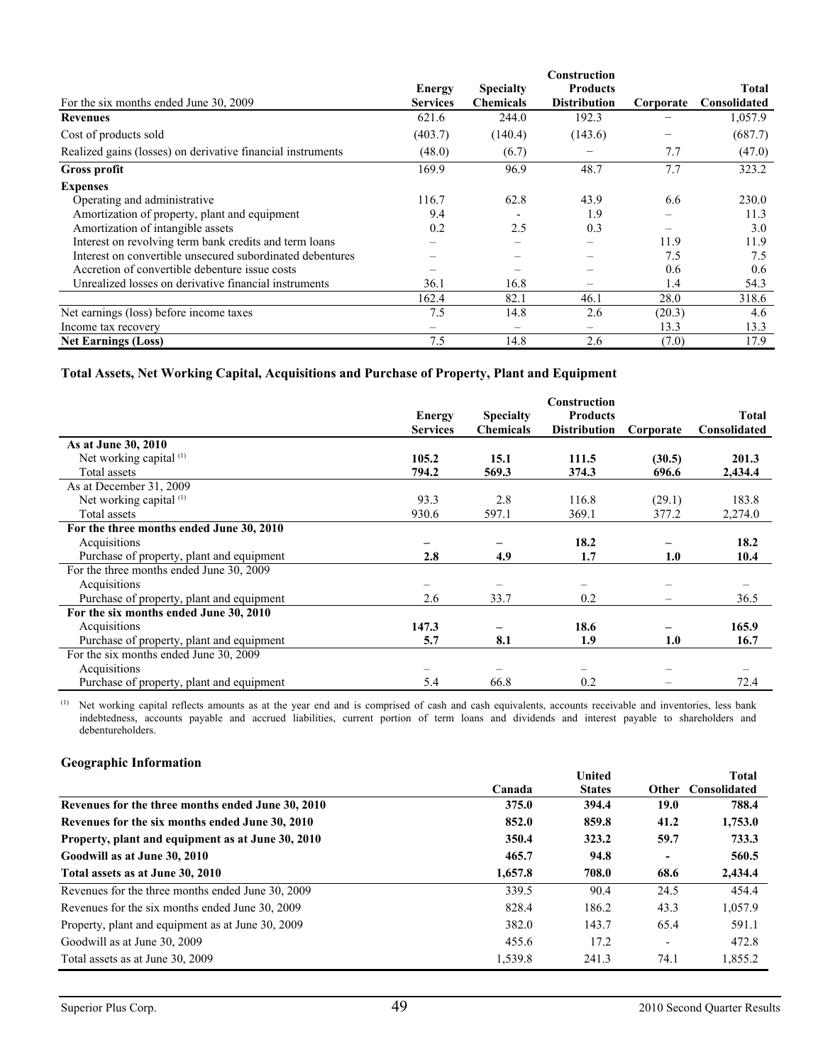| For the six months ended June 30, 2009 | Energy Services | Specialty Chemicals | Construction Products Distribution | Corporate | Total Consolidated |
|---|---|---|---|---|---|
| **Revenues** | 621.6 | 244.0 | 192.3 | – | 1,057.9 |
| Cost of products sold | (403.7) | (140.4) | (143.6) | – | (687.7) |
| Realized gains (losses) on derivative financial instruments | (48.0) | (6.7) | – | 7.7 | (47.0) |
| **Gross profit** | 169.9 | 96.9 | 48.7 | 7.7 | 323.2 |
| **Expenses** | | | | | |
| Operating and administrative | 116.7 | 62.8 | 43.9 | 6.6 | 230.0 |
| Amortization of property, plant and equipment | 9.4 | - | 1.9 | – | 11.3 |
| Amortization of intangible assets | 0.2 | 2.5 | 0.3 | – | 3.0 |
| Interest on revolving term bank credits and term loans | – | – | – | 11.9 | 11.9 |
| Interest on convertible unsecured subordinated debentures | – | – | – | 7.5 | 7.5 |
| Accretion of convertible debenture issue costs | – | – | – | 0.6 | 0.6 |
| Unrealized losses on derivative financial instruments | 36.1 | 16.8 | – | 1.4 | 54.3 |
| | 162.4 | 82.1 | 46.1 | 28.0 | 318.6 |
| Net earnings (loss) before income taxes | 7.5 | 14.8 | 2.6 | (20.3) | 4.6 |
| Income tax recovery | – | – | – | 13.3 | 13.3 |
| **Net Earnings (Loss)** | 7.5 | 14.8 | 2.6 | (7.0) | 17.9 |

### Total Assets, Net Working Capital, Acquisitions and Purchase of Property, Plant and Equipment

| | Energy Services | Specialty Chemicals | Construction Products Distribution | Corporate | Total Consolidated |
|---|---|---|---|---|---|
| **As at June 30, 2010** | | | | | |
| Net working capital [(1)] | **105.2** | **15.1** | **111.5** | **(30.5)** | **201.3** |
| Total assets | **794.2** | **569.3** | **374.3** | **696.6** | **2,434.4** |
| As at December 31, 2009 | | | | | |
| Net working capital [(1)] | 93.3 | 2.8 | 116.8 | (29.1) | 183.8 |
| Total assets | 930.6 | 597.1 | 369.1 | 377.2 | 2,274.0 |
| **For the three months ended June 30, 2010** | | | | | |
| Acquisitions | **–** | **–** | **18.2** | **–** | **18.2** |
| Purchase of property, plant and equipment | **2.8** | **4.9** | **1.7** | **1.0** | **10.4** |
| For the three months ended June 30, 2009 | | | | | |
| Acquisitions | – | – | – | – | – |
| Purchase of property, plant and equipment | 2.6 | 33.7 | 0.2 | – | 36.5 |
| **For the six months ended June 30, 2010** | | | | | |
| Acquisitions | **147.3** | **–** | **18.6** | **–** | **165.9** |
| Purchase of property, plant and equipment | **5.7** | **8.1** | **1.9** | **1.0** | **16.7** |
| For the six months ended June 30, 2009 | | | | | |
| Acquisitions | – | – | – | – | – |
| Purchase of property, plant and equipment | 5.4 | 66.8 | 0.2 | – | 72.4 |

(1) Net working capital reflects amounts as at the year end and is comprised of cash and cash equivalents, accounts receivable and inventories, less bank indebtedness, accounts payable and accrued liabilities, current portion of term loans and dividends and interest payable to shareholders and debentureholders.

### Geographic Information

| | Canada | United States | Other | Total Consolidated |
|---|---|---|---|---|
| **Revenues for the three months ended June 30, 2010** | **375.0** | **394.4** | **19.0** | **788.4** |
| **Revenues for the six months ended June 30, 2010** | **852.0** | **859.8** | **41.2** | **1,753.0** |
| **Property, plant and equipment as at June 30, 2010** | **350.4** | **323.2** | **59.7** | **733.3** |
| **Goodwill as at June 30, 2010** | **465.7** | **94.8** | **-** | **560.5** |
| **Total assets as at June 30, 2010** | **1,657.8** | **708.0** | **68.6** | **2,434.4** |
| Revenues for the three months ended June 30, 2009 | 339.5 | 90.4 | 24.5 | 454.4 |
| Revenues for the six months ended June 30, 2009 | 828.4 | 186.2 | 43.3 | 1,057.9 |
| Property, plant and equipment as at June 30, 2009 | 382.0 | 143.7 | 65.4 | 591.1 |
| Goodwill as at June 30, 2009 | 455.6 | 17.2 | - | 472.8 |
| Total assets as at June 30, 2009 | 1,539.8 | 241.3 | 74.1 | 1,855.2 |